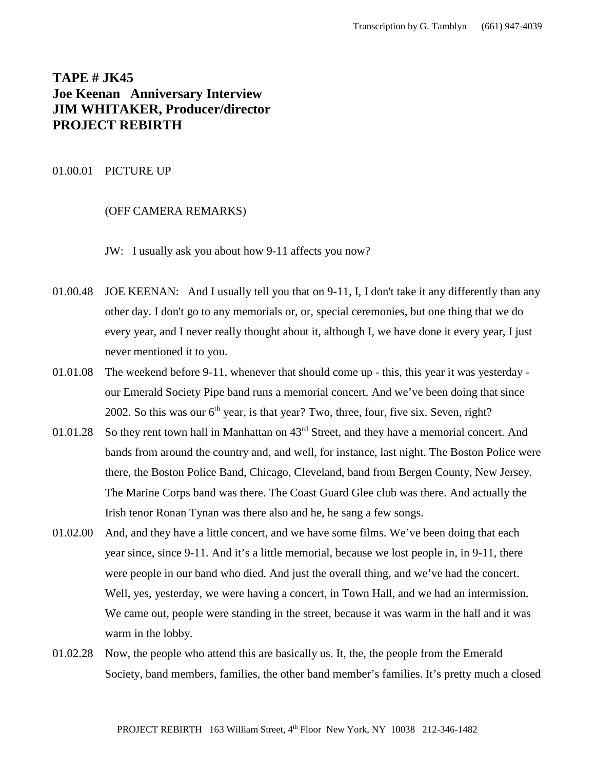**TAPE # JK45**
**Joe Keenan Anniversary Interview**
**JIM WHITAKER, Producer/director**
**PROJECT REBIRTH**

01.00.01 PICTURE UP

(OFF CAMERA REMARKS)

JW: I usually ask you about how 9-11 affects you now?

01.00.48 JOE KEENAN: And I usually tell you that on 9-11, I, I don't take it any differently than any other day. I don't go to any memorials or, or, special ceremonies, but one thing that we do every year, and I never really thought about it, although I, we have done it every year, I just never mentioned it to you.

01.01.08 The weekend before 9-11, whenever that should come up - this, this year it was yesterday - our Emerald Society Pipe band runs a memorial concert. And we've been doing that since 2002. So this was our 6th year, is that year? Two, three, four, five six. Seven, right?

01.01.28 So they rent town hall in Manhattan on 43rd Street, and they have a memorial concert. And bands from around the country and, and well, for instance, last night. The Boston Police were there, the Boston Police Band, Chicago, Cleveland, band from Bergen County, New Jersey. The Marine Corps band was there. The Coast Guard Glee club was there. And actually the Irish tenor Ronan Tynan was there also and he, he sang a few songs.

01.02.00 And, and they have a little concert, and we have some films. We've been doing that each year since, since 9-11. And it's a little memorial, because we lost people in, in 9-11, there were people in our band who died. And just the overall thing, and we've had the concert. Well, yes, yesterday, we were having a concert, in Town Hall, and we had an intermission. We came out, people were standing in the street, because it was warm in the hall and it was warm in the lobby.

01.02.28 Now, the people who attend this are basically us. It, the, the people from the Emerald Society, band members, families, the other band member's families. It's pretty much a closed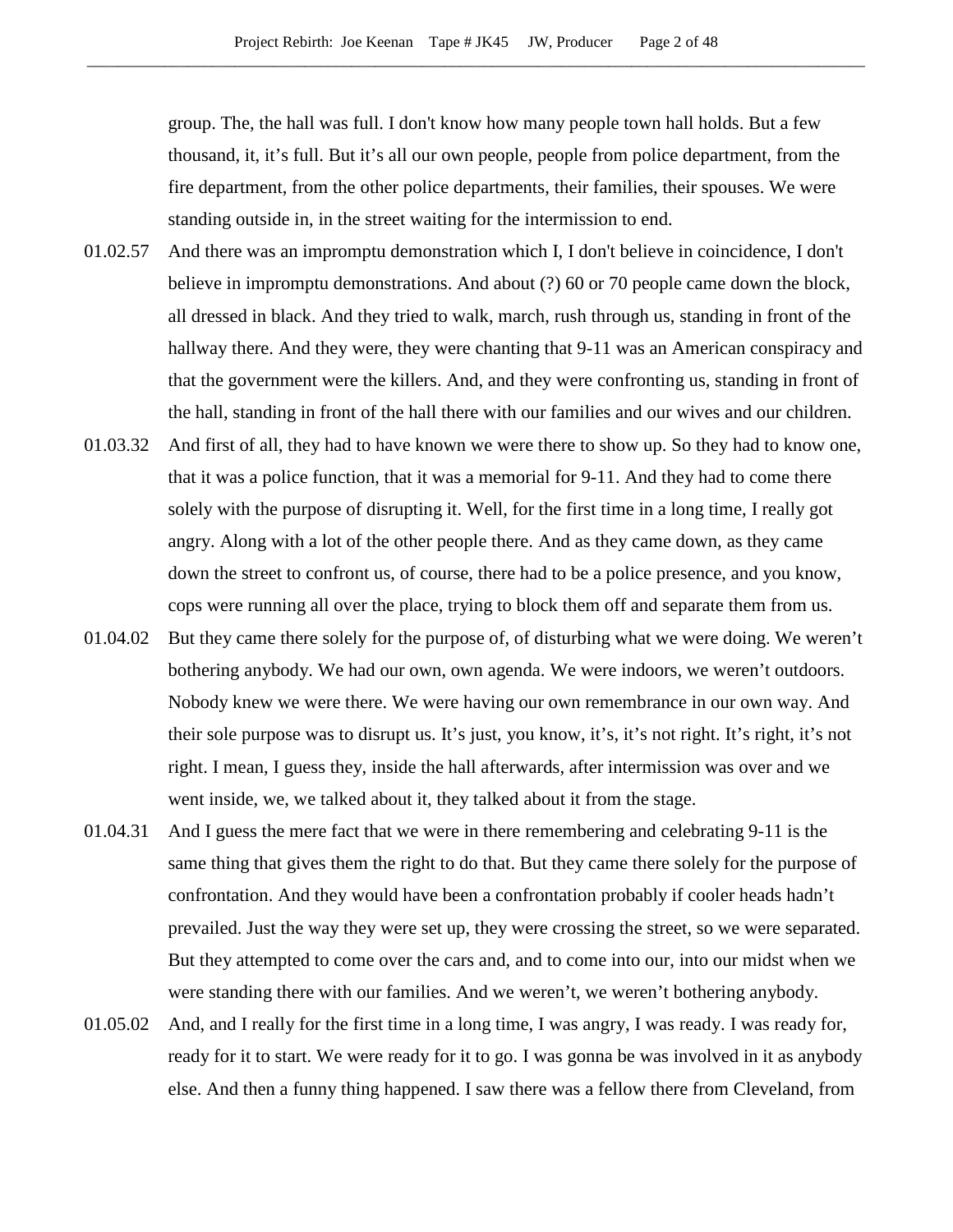group. The, the hall was full. I don't know how many people town hall holds. But a few thousand, it, it's full. But it's all our own people, people from police department, from the fire department, from the other police departments, their families, their spouses. We were standing outside in, in the street waiting for the intermission to end.

01.02.57 And there was an impromptu demonstration which I, I don't believe in coincidence, I don't believe in impromptu demonstrations. And about (?) 60 or 70 people came down the block, all dressed in black. And they tried to walk, march, rush through us, standing in front of the hallway there. And they were, they were chanting that 9-11 was an American conspiracy and that the government were the killers. And, and they were confronting us, standing in front of the hall, standing in front of the hall there with our families and our wives and our children.

01.03.32 And first of all, they had to have known we were there to show up. So they had to know one, that it was a police function, that it was a memorial for 9-11. And they had to come there solely with the purpose of disrupting it. Well, for the first time in a long time, I really got angry. Along with a lot of the other people there. And as they came down, as they came down the street to confront us, of course, there had to be a police presence, and you know, cops were running all over the place, trying to block them off and separate them from us.

01.04.02 But they came there solely for the purpose of, of disturbing what we were doing. We weren't bothering anybody. We had our own, own agenda. We were indoors, we weren't outdoors. Nobody knew we were there. We were having our own remembrance in our own way. And their sole purpose was to disrupt us. It's just, you know, it's, it's not right. It's right, it's not right. I mean, I guess they, inside the hall afterwards, after intermission was over and we went inside, we, we talked about it, they talked about it from the stage.

01.04.31 And I guess the mere fact that we were in there remembering and celebrating 9-11 is the same thing that gives them the right to do that. But they came there solely for the purpose of confrontation. And they would have been a confrontation probably if cooler heads hadn't prevailed. Just the way they were set up, they were crossing the street, so we were separated. But they attempted to come over the cars and, and to come into our, into our midst when we were standing there with our families. And we weren't, we weren't bothering anybody.

01.05.02 And, and I really for the first time in a long time, I was angry, I was ready. I was ready for, ready for it to start. We were ready for it to go. I was gonna be was involved in it as anybody else. And then a funny thing happened. I saw there was a fellow there from Cleveland, from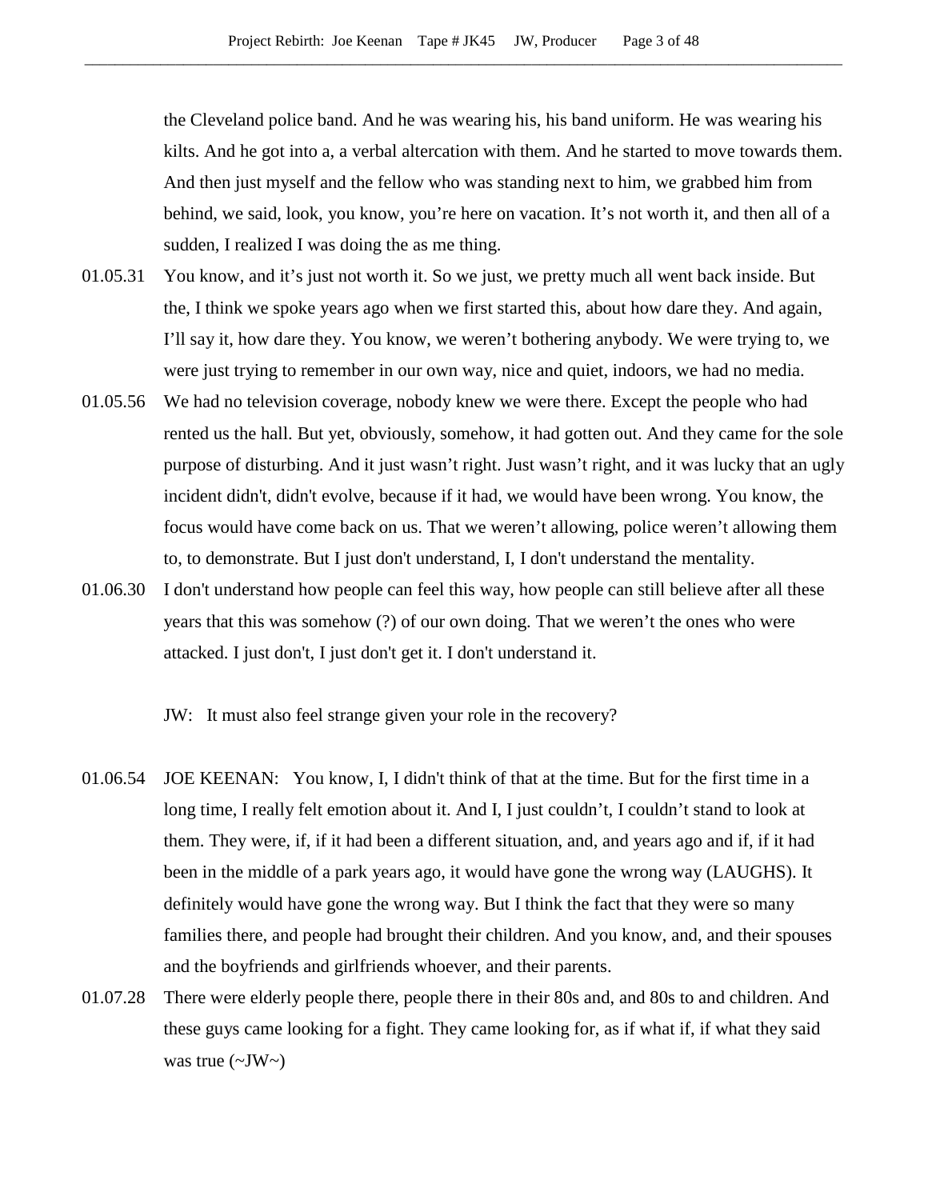the Cleveland police band. And he was wearing his, his band uniform. He was wearing his kilts. And he got into a, a verbal altercation with them. And he started to move towards them. And then just myself and the fellow who was standing next to him, we grabbed him from behind, we said, look, you know, you're here on vacation. It's not worth it, and then all of a sudden, I realized I was doing the as me thing.

01.05.31 You know, and it's just not worth it. So we just, we pretty much all went back inside. But the, I think we spoke years ago when we first started this, about how dare they. And again, I'll say it, how dare they. You know, we weren't bothering anybody. We were trying to, we were just trying to remember in our own way, nice and quiet, indoors, we had no media.

01.05.56 We had no television coverage, nobody knew we were there. Except the people who had rented us the hall. But yet, obviously, somehow, it had gotten out. And they came for the sole purpose of disturbing. And it just wasn't right. Just wasn't right, and it was lucky that an ugly incident didn't, didn't evolve, because if it had, we would have been wrong. You know, the focus would have come back on us. That we weren't allowing, police weren't allowing them to, to demonstrate. But I just don't understand, I, I don't understand the mentality.

01.06.30 I don't understand how people can feel this way, how people can still believe after all these years that this was somehow (?) of our own doing. That we weren't the ones who were attacked. I just don't, I just don't get it. I don't understand it.

JW: It must also feel strange given your role in the recovery?

01.06.54 JOE KEENAN: You know, I, I didn't think of that at the time. But for the first time in a long time, I really felt emotion about it. And I, I just couldn't, I couldn't stand to look at them. They were, if, if it had been a different situation, and, and years ago and if, if it had been in the middle of a park years ago, it would have gone the wrong way (LAUGHS). It definitely would have gone the wrong way. But I think the fact that they were so many families there, and people had brought their children. And you know, and, and their spouses and the boyfriends and girlfriends whoever, and their parents.

01.07.28 There were elderly people there, people there in their 80s and, and 80s to and children. And these guys came looking for a fight. They came looking for, as if what if, if what they said was true (~JW~)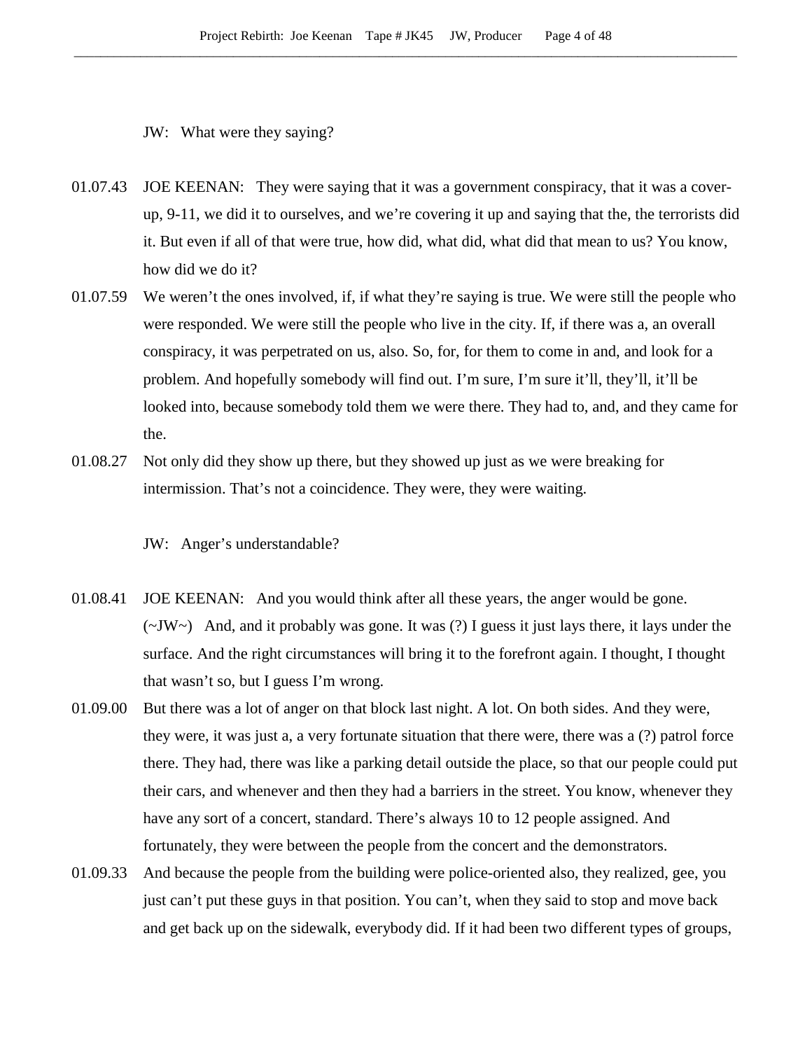JW: What were they saying?

01.07.43 JOE KEENAN: They were saying that it was a government conspiracy, that it was a cover-up, 9-11, we did it to ourselves, and we're covering it up and saying that the, the terrorists did it. But even if all of that were true, how did, what did, what did that mean to us? You know, how did we do it?

01.07.59 We weren't the ones involved, if, if what they're saying is true. We were still the people who were responded. We were still the people who live in the city. If, if there was a, an overall conspiracy, it was perpetrated on us, also. So, for, for them to come in and, and look for a problem. And hopefully somebody will find out. I'm sure, I'm sure it'll, they'll, it'll be looked into, because somebody told them we were there. They had to, and, and they came for the.

01.08.27 Not only did they show up there, but they showed up just as we were breaking for intermission. That's not a coincidence. They were, they were waiting.

JW: Anger's understandable?

01.08.41 JOE KEENAN: And you would think after all these years, the anger would be gone. (~JW~) And, and it probably was gone. It was (?) I guess it just lays there, it lays under the surface. And the right circumstances will bring it to the forefront again. I thought, I thought that wasn't so, but I guess I'm wrong.

01.09.00 But there was a lot of anger on that block last night. A lot. On both sides. And they were, they were, it was just a, a very fortunate situation that there were, there was a (?) patrol force there. They had, there was like a parking detail outside the place, so that our people could put their cars, and whenever and then they had a barriers in the street. You know, whenever they have any sort of a concert, standard. There's always 10 to 12 people assigned. And fortunately, they were between the people from the concert and the demonstrators.

01.09.33 And because the people from the building were police-oriented also, they realized, gee, you just can't put these guys in that position. You can't, when they said to stop and move back and get back up on the sidewalk, everybody did. If it had been two different types of groups,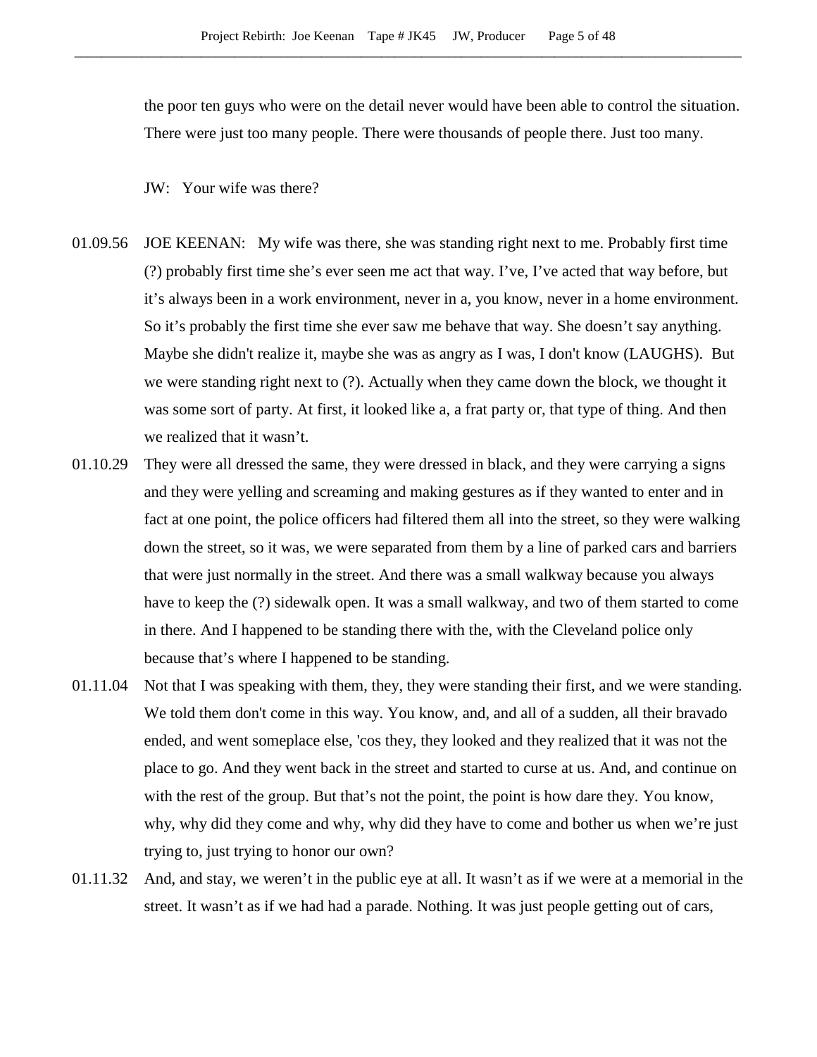the poor ten guys who were on the detail never would have been able to control the situation. There were just too many people. There were thousands of people there. Just too many.

JW: Your wife was there?

01.09.56 JOE KEENAN: My wife was there, she was standing right next to me. Probably first time (?) probably first time she's ever seen me act that way. I've, I've acted that way before, but it's always been in a work environment, never in a, you know, never in a home environment. So it's probably the first time she ever saw me behave that way. She doesn't say anything. Maybe she didn't realize it, maybe she was as angry as I was, I don't know (LAUGHS). But we were standing right next to (?). Actually when they came down the block, we thought it was some sort of party. At first, it looked like a, a frat party or, that type of thing. And then we realized that it wasn't.

01.10.29 They were all dressed the same, they were dressed in black, and they were carrying a signs and they were yelling and screaming and making gestures as if they wanted to enter and in fact at one point, the police officers had filtered them all into the street, so they were walking down the street, so it was, we were separated from them by a line of parked cars and barriers that were just normally in the street. And there was a small walkway because you always have to keep the (?) sidewalk open. It was a small walkway, and two of them started to come in there. And I happened to be standing there with the, with the Cleveland police only because that's where I happened to be standing.

01.11.04 Not that I was speaking with them, they, they were standing their first, and we were standing. We told them don't come in this way. You know, and, and all of a sudden, all their bravado ended, and went someplace else, 'cos they, they looked and they realized that it was not the place to go. And they went back in the street and started to curse at us. And, and continue on with the rest of the group. But that's not the point, the point is how dare they. You know, why, why did they come and why, why did they have to come and bother us when we're just trying to, just trying to honor our own?

01.11.32 And, and stay, we weren't in the public eye at all. It wasn't as if we were at a memorial in the street. It wasn't as if we had had a parade. Nothing. It was just people getting out of cars,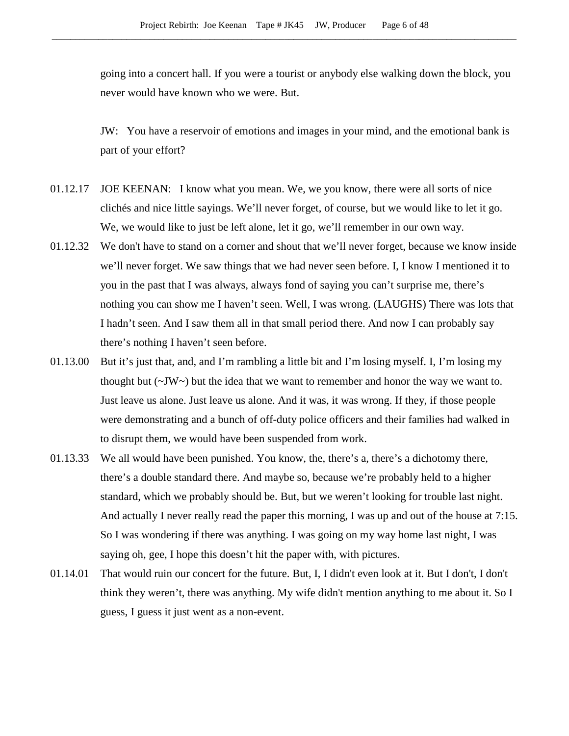going into a concert hall. If you were a tourist or anybody else walking down the block, you never would have known who we were. But.

JW: You have a reservoir of emotions and images in your mind, and the emotional bank is part of your effort?

01.12.17 JOE KEENAN: I know what you mean. We, we you know, there were all sorts of nice clichés and nice little sayings. We'll never forget, of course, but we would like to let it go. We, we would like to just be left alone, let it go, we'll remember in our own way.

01.12.32 We don't have to stand on a corner and shout that we'll never forget, because we know inside we'll never forget. We saw things that we had never seen before. I, I know I mentioned it to you in the past that I was always, always fond of saying you can't surprise me, there's nothing you can show me I haven't seen. Well, I was wrong. (LAUGHS) There was lots that I hadn't seen. And I saw them all in that small period there. And now I can probably say there's nothing I haven't seen before.

01.13.00 But it's just that, and, and I'm rambling a little bit and I'm losing myself. I, I'm losing my thought but (~JW~) but the idea that we want to remember and honor the way we want to. Just leave us alone. Just leave us alone. And it was, it was wrong. If they, if those people were demonstrating and a bunch of off-duty police officers and their families had walked in to disrupt them, we would have been suspended from work.

01.13.33 We all would have been punished. You know, the, there's a, there's a dichotomy there, there's a double standard there. And maybe so, because we're probably held to a higher standard, which we probably should be. But, but we weren't looking for trouble last night. And actually I never really read the paper this morning, I was up and out of the house at 7:15. So I was wondering if there was anything. I was going on my way home last night, I was saying oh, gee, I hope this doesn't hit the paper with, with pictures.

01.14.01 That would ruin our concert for the future. But, I, I didn't even look at it. But I don't, I don't think they weren't, there was anything. My wife didn't mention anything to me about it. So I guess, I guess it just went as a non-event.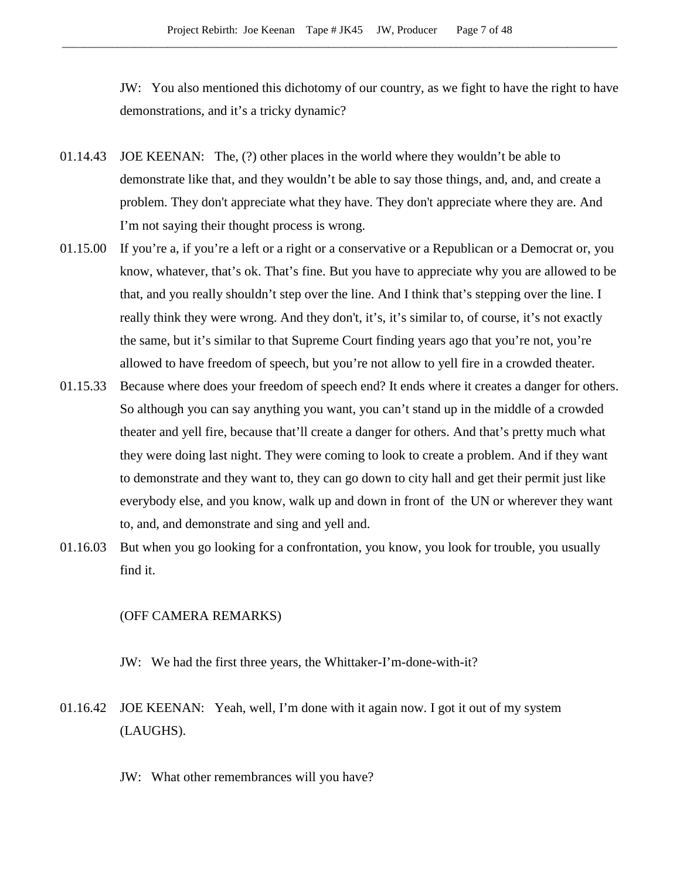JW: You also mentioned this dichotomy of our country, as we fight to have the right to have demonstrations, and it's a tricky dynamic?

01.14.43 JOE KEENAN: The, (?) other places in the world where they wouldn't be able to demonstrate like that, and they wouldn't be able to say those things, and, and, and create a problem. They don't appreciate what they have. They don't appreciate where they are. And I'm not saying their thought process is wrong.

01.15.00 If you're a, if you're a left or a right or a conservative or a Republican or a Democrat or, you know, whatever, that's ok. That's fine. But you have to appreciate why you are allowed to be that, and you really shouldn't step over the line. And I think that's stepping over the line. I really think they were wrong. And they don't, it's, it's similar to, of course, it's not exactly the same, but it's similar to that Supreme Court finding years ago that you're not, you're allowed to have freedom of speech, but you're not allow to yell fire in a crowded theater.

01.15.33 Because where does your freedom of speech end? It ends where it creates a danger for others. So although you can say anything you want, you can't stand up in the middle of a crowded theater and yell fire, because that'll create a danger for others. And that's pretty much what they were doing last night. They were coming to look to create a problem. And if they want to demonstrate and they want to, they can go down to city hall and get their permit just like everybody else, and you know, walk up and down in front of the UN or wherever they want to, and, and demonstrate and sing and yell and.

01.16.03 But when you go looking for a confrontation, you know, you look for trouble, you usually find it.

(OFF CAMERA REMARKS)

JW: We had the first three years, the Whittaker-I'm-done-with-it?

01.16.42 JOE KEENAN: Yeah, well, I'm done with it again now. I got it out of my system (LAUGHS).

JW: What other remembrances will you have?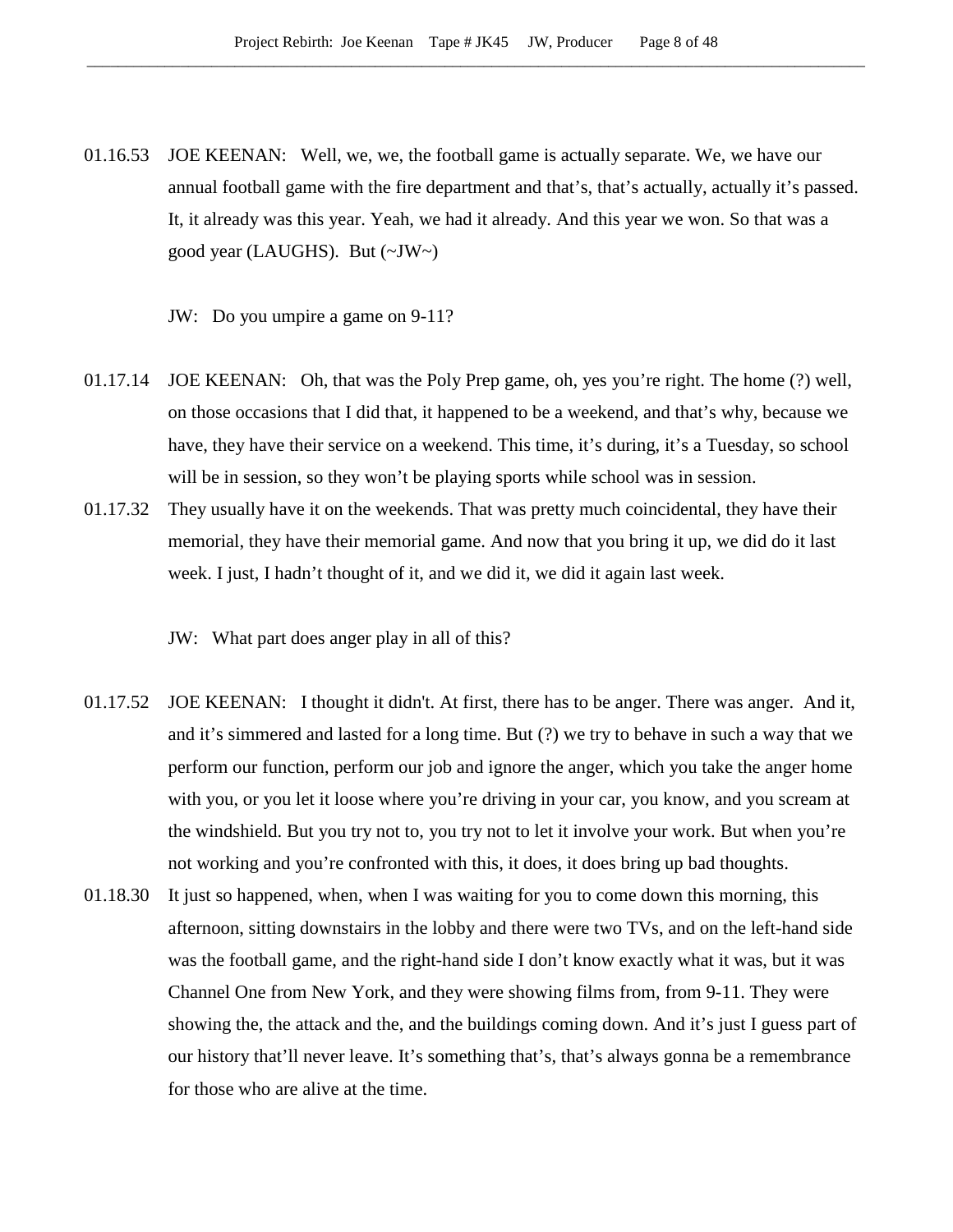01.16.53 JOE KEENAN: Well, we, we, the football game is actually separate. We, we have our annual football game with the fire department and that's, that's actually, actually it's passed. It, it already was this year. Yeah, we had it already. And this year we won. So that was a good year (LAUGHS). But (~JW~)

JW: Do you umpire a game on 9-11?

01.17.14 JOE KEENAN: Oh, that was the Poly Prep game, oh, yes you're right. The home (?) well, on those occasions that I did that, it happened to be a weekend, and that's why, because we have, they have their service on a weekend. This time, it's during, it's a Tuesday, so school will be in session, so they won't be playing sports while school was in session.

01.17.32 They usually have it on the weekends. That was pretty much coincidental, they have their memorial, they have their memorial game. And now that you bring it up, we did do it last week. I just, I hadn't thought of it, and we did it, we did it again last week.

JW: What part does anger play in all of this?

01.17.52 JOE KEENAN: I thought it didn't. At first, there has to be anger. There was anger. And it, and it's simmered and lasted for a long time. But (?) we try to behave in such a way that we perform our function, perform our job and ignore the anger, which you take the anger home with you, or you let it loose where you're driving in your car, you know, and you scream at the windshield. But you try not to, you try not to let it involve your work. But when you're not working and you're confronted with this, it does, it does bring up bad thoughts.

01.18.30 It just so happened, when, when I was waiting for you to come down this morning, this afternoon, sitting downstairs in the lobby and there were two TVs, and on the left-hand side was the football game, and the right-hand side I don't know exactly what it was, but it was Channel One from New York, and they were showing films from, from 9-11. They were showing the, the attack and the, and the buildings coming down. And it's just I guess part of our history that'll never leave. It's something that's, that's always gonna be a remembrance for those who are alive at the time.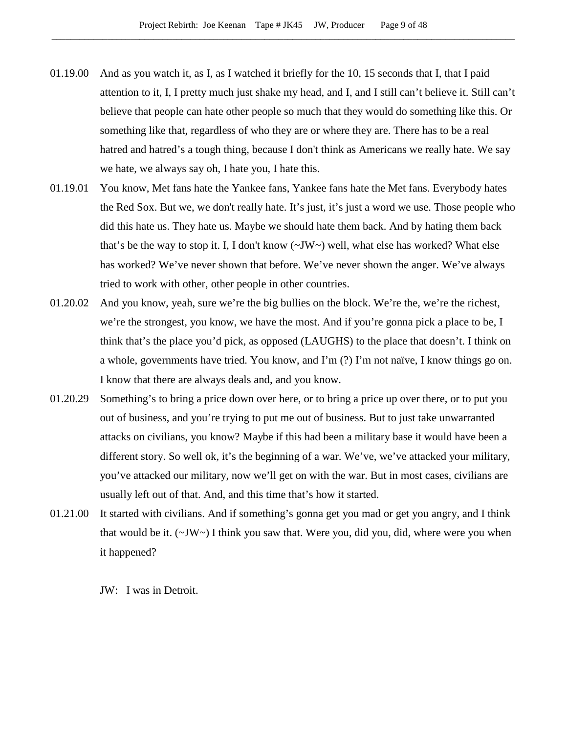01.19.00 And as you watch it, as I, as I watched it briefly for the 10, 15 seconds that I, that I paid attention to it, I, I pretty much just shake my head, and I, and I still can't believe it. Still can't believe that people can hate other people so much that they would do something like this. Or something like that, regardless of who they are or where they are. There has to be a real hatred and hatred's a tough thing, because I don't think as Americans we really hate. We say we hate, we always say oh, I hate you, I hate this.

01.19.01 You know, Met fans hate the Yankee fans, Yankee fans hate the Met fans. Everybody hates the Red Sox. But we, we don't really hate. It's just, it's just a word we use. Those people who did this hate us. They hate us. Maybe we should hate them back. And by hating them back that's be the way to stop it. I, I don't know (~JW~) well, what else has worked? What else has worked? We've never shown that before. We've never shown the anger. We've always tried to work with other, other people in other countries.

01.20.02 And you know, yeah, sure we're the big bullies on the block. We're the, we're the richest, we're the strongest, you know, we have the most. And if you're gonna pick a place to be, I think that's the place you'd pick, as opposed (LAUGHS) to the place that doesn't. I think on a whole, governments have tried. You know, and I'm (?) I'm not naïve, I know things go on. I know that there are always deals and, and you know.

01.20.29 Something's to bring a price down over here, or to bring a price up over there, or to put you out of business, and you're trying to put me out of business. But to just take unwarranted attacks on civilians, you know? Maybe if this had been a military base it would have been a different story. So well ok, it's the beginning of a war. We've, we've attacked your military, you've attacked our military, now we'll get on with the war. But in most cases, civilians are usually left out of that. And, and this time that's how it started.

01.21.00 It started with civilians. And if something's gonna get you mad or get you angry, and I think that would be it. (~JW~) I think you saw that. Were you, did you, did, where were you when it happened?

JW: I was in Detroit.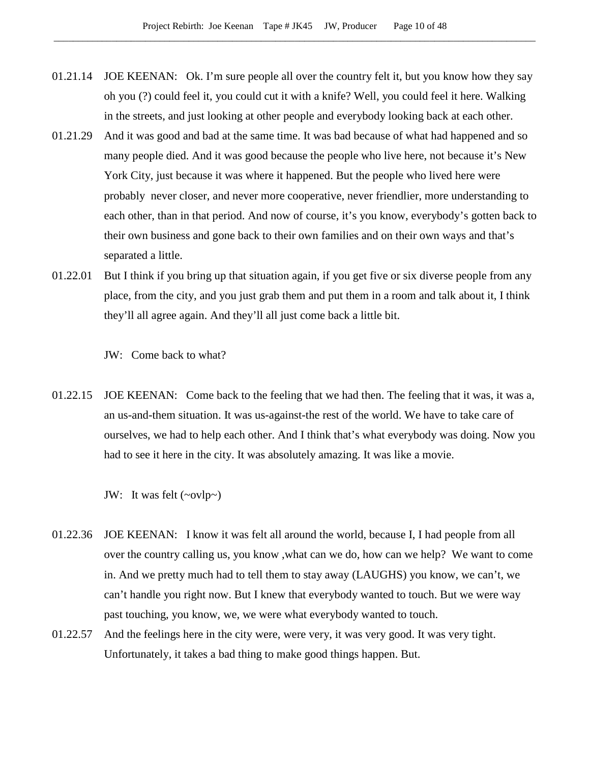01.21.14 JOE KEENAN: Ok. I'm sure people all over the country felt it, but you know how they say oh you (?) could feel it, you could cut it with a knife? Well, you could feel it here. Walking in the streets, and just looking at other people and everybody looking back at each other.

01.21.29 And it was good and bad at the same time. It was bad because of what had happened and so many people died. And it was good because the people who live here, not because it's New York City, just because it was where it happened. But the people who lived here were probably never closer, and never more cooperative, never friendlier, more understanding to each other, than in that period. And now of course, it's you know, everybody's gotten back to their own business and gone back to their own families and on their own ways and that's separated a little.

01.22.01 But I think if you bring up that situation again, if you get five or six diverse people from any place, from the city, and you just grab them and put them in a room and talk about it, I think they'll all agree again. And they'll all just come back a little bit.

JW: Come back to what?

01.22.15 JOE KEENAN: Come back to the feeling that we had then. The feeling that it was, it was a, an us-and-them situation. It was us-against-the rest of the world. We have to take care of ourselves, we had to help each other. And I think that's what everybody was doing. Now you had to see it here in the city. It was absolutely amazing. It was like a movie.

JW: It was felt (~ovlp~)

01.22.36 JOE KEENAN: I know it was felt all around the world, because I, I had people from all over the country calling us, you know ,what can we do, how can we help? We want to come in. And we pretty much had to tell them to stay away (LAUGHS) you know, we can't, we can't handle you right now. But I knew that everybody wanted to touch. But we were way past touching, you know, we, we were what everybody wanted to touch.

01.22.57 And the feelings here in the city were, were very, it was very good. It was very tight. Unfortunately, it takes a bad thing to make good things happen. But.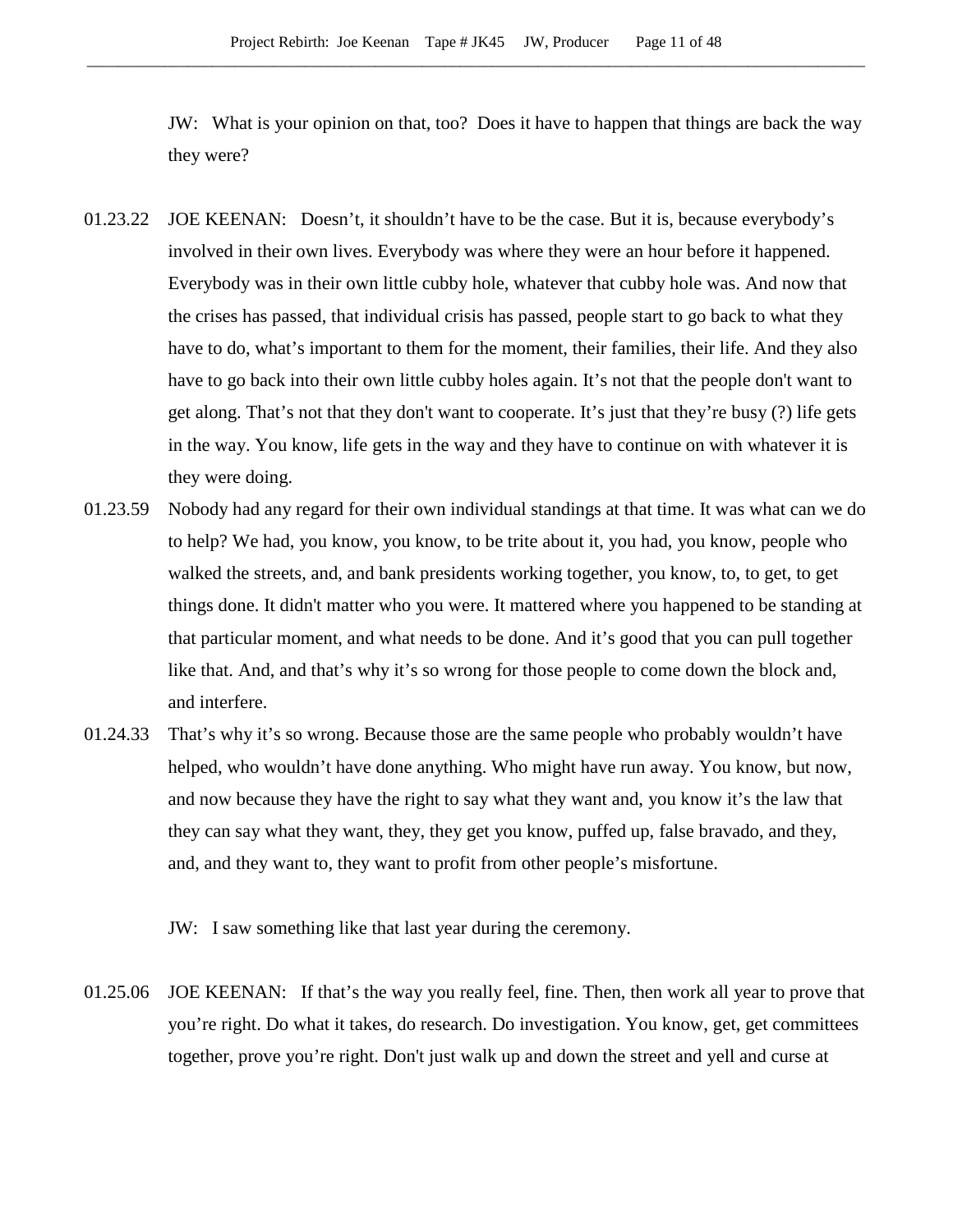JW: What is your opinion on that, too? Does it have to happen that things are back the way they were?

01.23.22 JOE KEENAN: Doesn't, it shouldn't have to be the case. But it is, because everybody's involved in their own lives. Everybody was where they were an hour before it happened. Everybody was in their own little cubby hole, whatever that cubby hole was. And now that the crises has passed, that individual crisis has passed, people start to go back to what they have to do, what's important to them for the moment, their families, their life. And they also have to go back into their own little cubby holes again. It's not that the people don't want to get along. That's not that they don't want to cooperate. It's just that they're busy (?) life gets in the way. You know, life gets in the way and they have to continue on with whatever it is they were doing.

01.23.59 Nobody had any regard for their own individual standings at that time. It was what can we do to help? We had, you know, you know, to be trite about it, you had, you know, people who walked the streets, and, and bank presidents working together, you know, to, to get, to get things done. It didn't matter who you were. It mattered where you happened to be standing at that particular moment, and what needs to be done. And it's good that you can pull together like that. And, and that's why it's so wrong for those people to come down the block and, and interfere.

01.24.33 That's why it's so wrong. Because those are the same people who probably wouldn't have helped, who wouldn't have done anything. Who might have run away. You know, but now, and now because they have the right to say what they want and, you know it's the law that they can say what they want, they, they get you know, puffed up, false bravado, and they, and, and they want to, they want to profit from other people's misfortune.

JW: I saw something like that last year during the ceremony.

01.25.06 JOE KEENAN: If that's the way you really feel, fine. Then, then work all year to prove that you're right. Do what it takes, do research. Do investigation. You know, get, get committees together, prove you're right. Don't just walk up and down the street and yell and curse at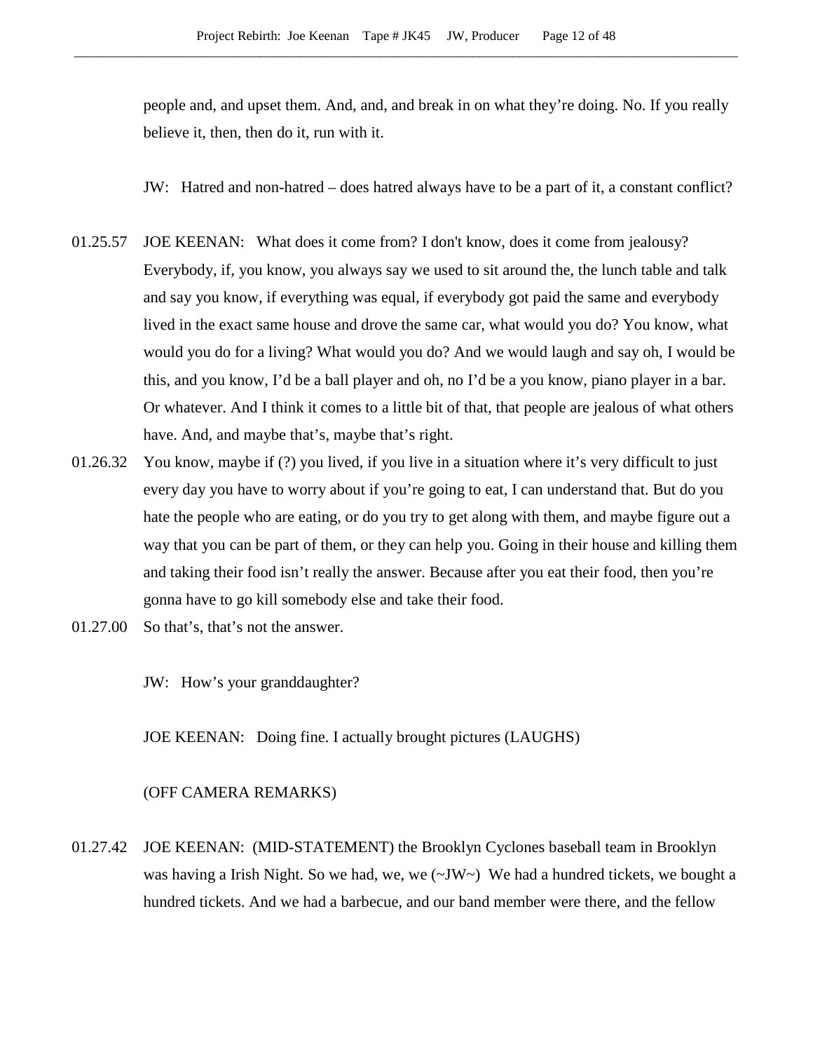people and, and upset them. And, and, and break in on what they're doing. No. If you really believe it, then, then do it, run with it.

JW: Hatred and non-hatred – does hatred always have to be a part of it, a constant conflict?

01.25.57 JOE KEENAN: What does it come from? I don't know, does it come from jealousy? Everybody, if, you know, you always say we used to sit around the, the lunch table and talk and say you know, if everything was equal, if everybody got paid the same and everybody lived in the exact same house and drove the same car, what would you do? You know, what would you do for a living? What would you do? And we would laugh and say oh, I would be this, and you know, I'd be a ball player and oh, no I'd be a you know, piano player in a bar. Or whatever. And I think it comes to a little bit of that, that people are jealous of what others have. And, and maybe that's, maybe that's right.

01.26.32 You know, maybe if (?) you lived, if you live in a situation where it's very difficult to just every day you have to worry about if you're going to eat, I can understand that. But do you hate the people who are eating, or do you try to get along with them, and maybe figure out a way that you can be part of them, or they can help you. Going in their house and killing them and taking their food isn't really the answer. Because after you eat their food, then you're gonna have to go kill somebody else and take their food.

01.27.00 So that's, that's not the answer.

JW: How's your granddaughter?

JOE KEENAN: Doing fine. I actually brought pictures (LAUGHS)

(OFF CAMERA REMARKS)

01.27.42 JOE KEENAN: (MID-STATEMENT) the Brooklyn Cyclones baseball team in Brooklyn was having a Irish Night. So we had, we, we (~JW~) We had a hundred tickets, we bought a hundred tickets. And we had a barbecue, and our band member were there, and the fellow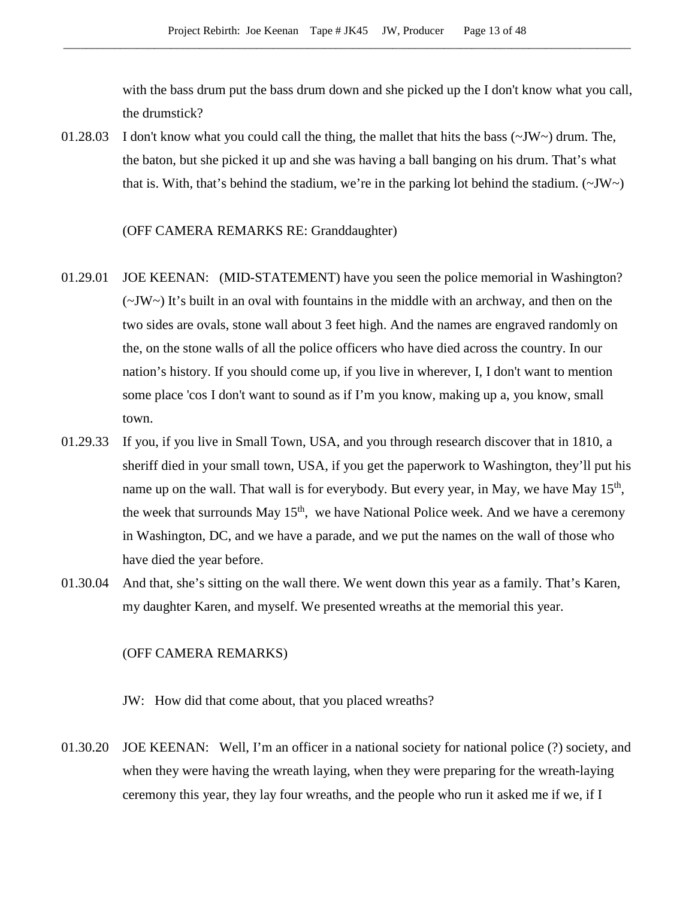with the bass drum put the bass drum down and she picked up the I don't know what you call, the drumstick?

01.28.03 I don't know what you could call the thing, the mallet that hits the bass (~JW~) drum. The, the baton, but she picked it up and she was having a ball banging on his drum. That's what that is. With, that's behind the stadium, we're in the parking lot behind the stadium. (~JW~)

(OFF CAMERA REMARKS RE: Granddaughter)

01.29.01 JOE KEENAN: (MID-STATEMENT) have you seen the police memorial in Washington? (~JW~) It's built in an oval with fountains in the middle with an archway, and then on the two sides are ovals, stone wall about 3 feet high. And the names are engraved randomly on the, on the stone walls of all the police officers who have died across the country. In our nation's history. If you should come up, if you live in wherever, I, I don't want to mention some place 'cos I don't want to sound as if I'm you know, making up a, you know, small town.

01.29.33 If you, if you live in Small Town, USA, and you through research discover that in 1810, a sheriff died in your small town, USA, if you get the paperwork to Washington, they'll put his name up on the wall. That wall is for everybody. But every year, in May, we have May 15th, the week that surrounds May 15th, we have National Police week. And we have a ceremony in Washington, DC, and we have a parade, and we put the names on the wall of those who have died the year before.

01.30.04 And that, she's sitting on the wall there. We went down this year as a family. That's Karen, my daughter Karen, and myself. We presented wreaths at the memorial this year.

(OFF CAMERA REMARKS)

JW: How did that come about, that you placed wreaths?

01.30.20 JOE KEENAN: Well, I'm an officer in a national society for national police (?) society, and when they were having the wreath laying, when they were preparing for the wreath-laying ceremony this year, they lay four wreaths, and the people who run it asked me if we, if I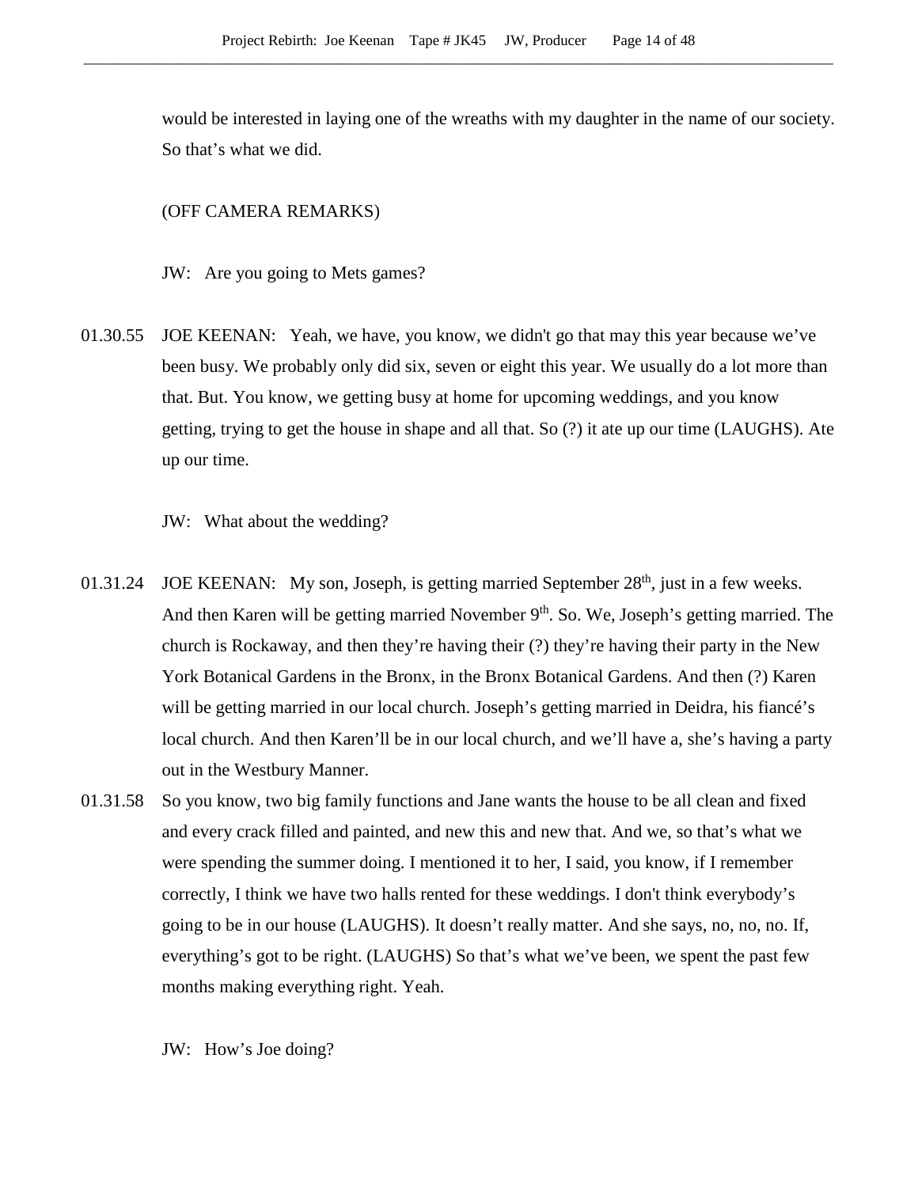would be interested in laying one of the wreaths with my daughter in the name of our society. So that's what we did.

(OFF CAMERA REMARKS)

JW: Are you going to Mets games?

01.30.55 JOE KEENAN: Yeah, we have, you know, we didn't go that may this year because we've been busy. We probably only did six, seven or eight this year. We usually do a lot more than that. But. You know, we getting busy at home for upcoming weddings, and you know getting, trying to get the house in shape and all that. So (?) it ate up our time (LAUGHS). Ate up our time.

JW: What about the wedding?

01.31.24 JOE KEENAN: My son, Joseph, is getting married September 28th, just in a few weeks. And then Karen will be getting married November 9th. So. We, Joseph's getting married. The church is Rockaway, and then they're having their (?) they're having their party in the New York Botanical Gardens in the Bronx, in the Bronx Botanical Gardens. And then (?) Karen will be getting married in our local church. Joseph's getting married in Deidra, his fiancé's local church. And then Karen'll be in our local church, and we'll have a, she's having a party out in the Westbury Manner.

01.31.58 So you know, two big family functions and Jane wants the house to be all clean and fixed and every crack filled and painted, and new this and new that. And we, so that's what we were spending the summer doing. I mentioned it to her, I said, you know, if I remember correctly, I think we have two halls rented for these weddings. I don't think everybody's going to be in our house (LAUGHS). It doesn't really matter. And she says, no, no, no. If, everything's got to be right. (LAUGHS) So that's what we've been, we spent the past few months making everything right. Yeah.

JW: How's Joe doing?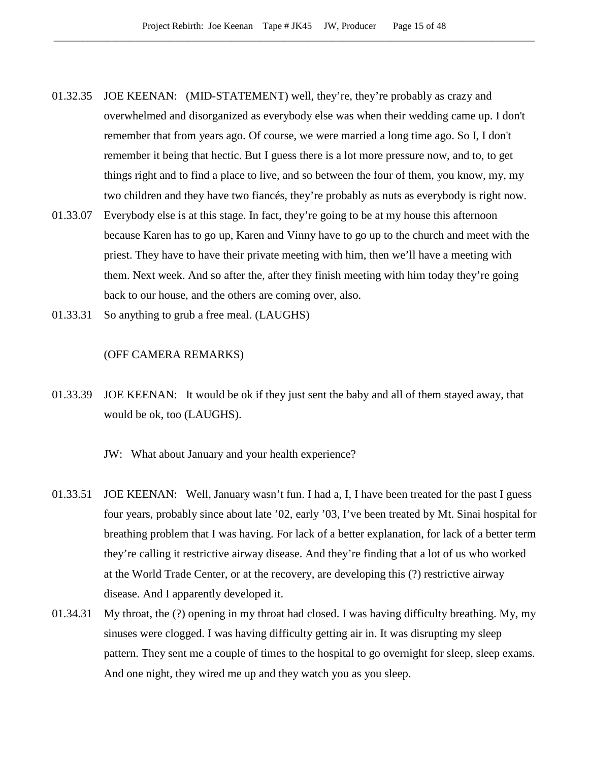01.32.35 JOE KEENAN: (MID-STATEMENT) well, they're, they're probably as crazy and overwhelmed and disorganized as everybody else was when their wedding came up. I don't remember that from years ago. Of course, we were married a long time ago. So I, I don't remember it being that hectic. But I guess there is a lot more pressure now, and to, to get things right and to find a place to live, and so between the four of them, you know, my, my two children and they have two fiancés, they're probably as nuts as everybody is right now.

01.33.07 Everybody else is at this stage. In fact, they're going to be at my house this afternoon because Karen has to go up, Karen and Vinny have to go up to the church and meet with the priest. They have to have their private meeting with him, then we'll have a meeting with them. Next week. And so after the, after they finish meeting with him today they're going back to our house, and the others are coming over, also.

01.33.31 So anything to grub a free meal. (LAUGHS)

(OFF CAMERA REMARKS)

01.33.39 JOE KEENAN: It would be ok if they just sent the baby and all of them stayed away, that would be ok, too (LAUGHS).

JW: What about January and your health experience?

01.33.51 JOE KEENAN: Well, January wasn't fun. I had a, I, I have been treated for the past I guess four years, probably since about late '02, early '03, I've been treated by Mt. Sinai hospital for breathing problem that I was having. For lack of a better explanation, for lack of a better term they're calling it restrictive airway disease. And they're finding that a lot of us who worked at the World Trade Center, or at the recovery, are developing this (?) restrictive airway disease. And I apparently developed it.

01.34.31 My throat, the (?) opening in my throat had closed. I was having difficulty breathing. My, my sinuses were clogged. I was having difficulty getting air in. It was disrupting my sleep pattern. They sent me a couple of times to the hospital to go overnight for sleep, sleep exams. And one night, they wired me up and they watch you as you sleep.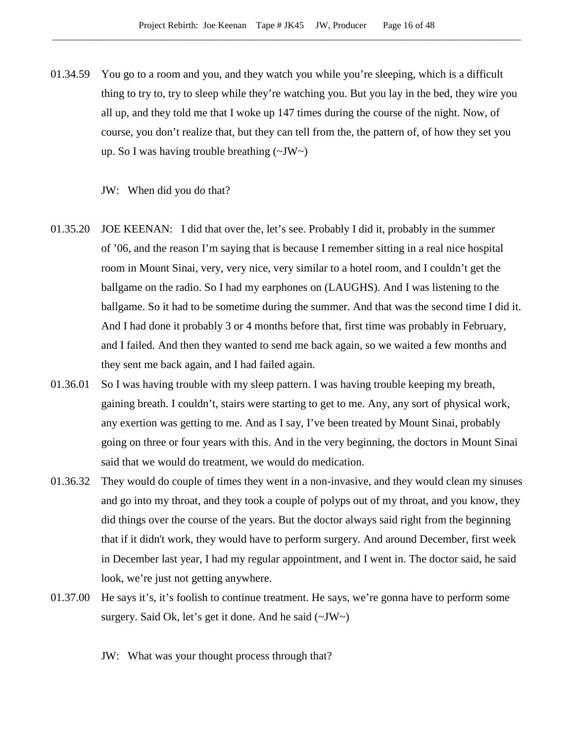01.34.59 You go to a room and you, and they watch you while you're sleeping, which is a difficult thing to try to, try to sleep while they're watching you. But you lay in the bed, they wire you all up, and they told me that I woke up 147 times during the course of the night. Now, of course, you don't realize that, but they can tell from the, the pattern of, of how they set you up. So I was having trouble breathing (~JW~)

JW: When did you do that?

01.35.20 JOE KEENAN: I did that over the, let's see. Probably I did it, probably in the summer of '06, and the reason I'm saying that is because I remember sitting in a real nice hospital room in Mount Sinai, very, very nice, very similar to a hotel room, and I couldn't get the ballgame on the radio. So I had my earphones on (LAUGHS). And I was listening to the ballgame. So it had to be sometime during the summer. And that was the second time I did it. And I had done it probably 3 or 4 months before that, first time was probably in February, and I failed. And then they wanted to send me back again, so we waited a few months and they sent me back again, and I had failed again.

01.36.01 So I was having trouble with my sleep pattern. I was having trouble keeping my breath, gaining breath. I couldn't, stairs were starting to get to me. Any, any sort of physical work, any exertion was getting to me. And as I say, I've been treated by Mount Sinai, probably going on three or four years with this. And in the very beginning, the doctors in Mount Sinai said that we would do treatment, we would do medication.

01.36.32 They would do couple of times they went in a non-invasive, and they would clean my sinuses and go into my throat, and they took a couple of polyps out of my throat, and you know, they did things over the course of the years. But the doctor always said right from the beginning that if it didn't work, they would have to perform surgery. And around December, first week in December last year, I had my regular appointment, and I went in. The doctor said, he said look, we're just not getting anywhere.

01.37.00 He says it's, it's foolish to continue treatment. He says, we're gonna have to perform some surgery. Said Ok, let's get it done. And he said (~JW~)

JW: What was your thought process through that?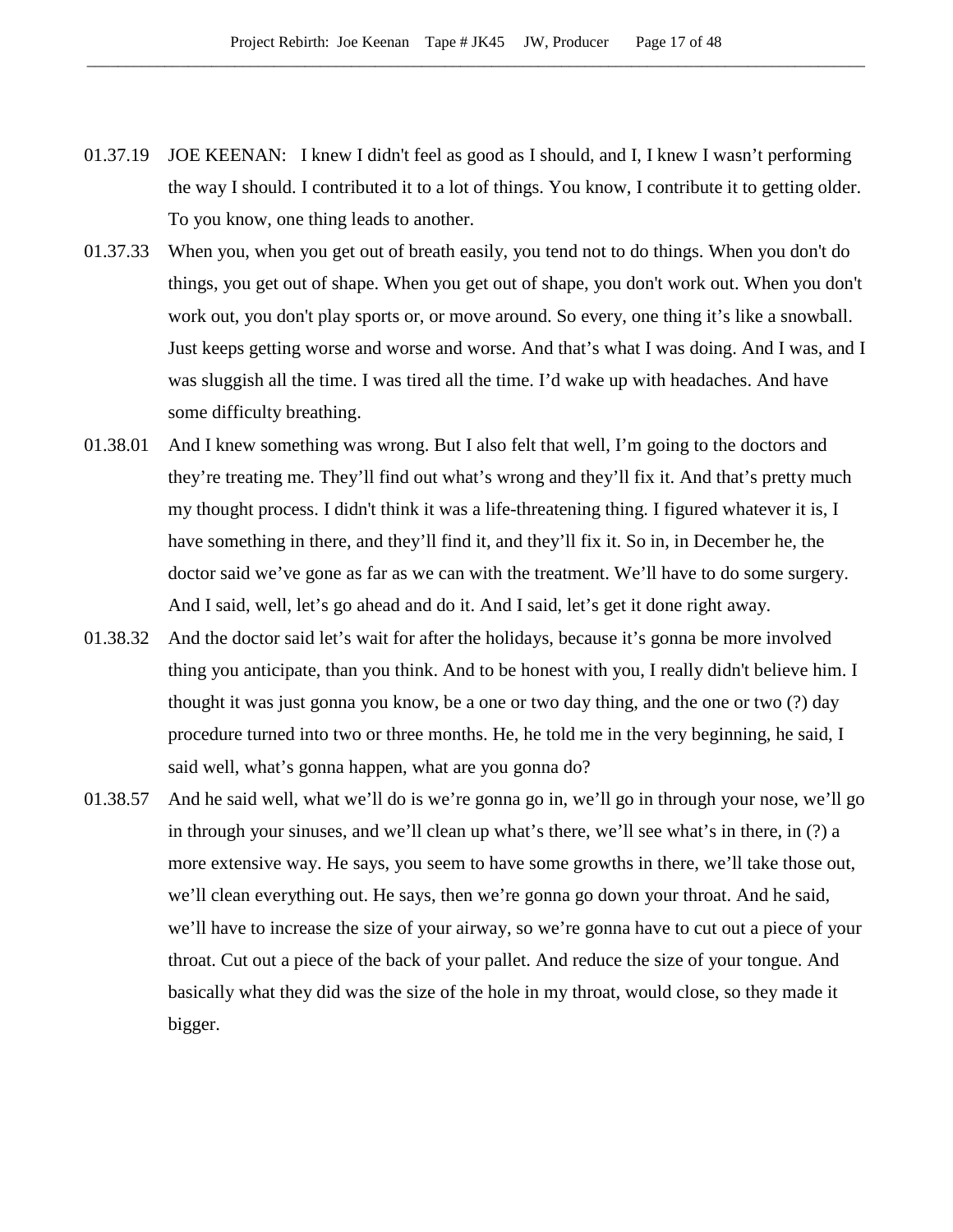01.37.19 JOE KEENAN: I knew I didn't feel as good as I should, and I, I knew I wasn't performing the way I should. I contributed it to a lot of things. You know, I contribute it to getting older. To you know, one thing leads to another.

01.37.33 When you, when you get out of breath easily, you tend not to do things. When you don't do things, you get out of shape. When you get out of shape, you don't work out. When you don't work out, you don't play sports or, or move around. So every, one thing it's like a snowball. Just keeps getting worse and worse and worse. And that's what I was doing. And I was, and I was sluggish all the time. I was tired all the time. I'd wake up with headaches. And have some difficulty breathing.

01.38.01 And I knew something was wrong. But I also felt that well, I'm going to the doctors and they're treating me. They'll find out what's wrong and they'll fix it. And that's pretty much my thought process. I didn't think it was a life-threatening thing. I figured whatever it is, I have something in there, and they'll find it, and they'll fix it. So in, in December he, the doctor said we've gone as far as we can with the treatment. We'll have to do some surgery. And I said, well, let's go ahead and do it. And I said, let's get it done right away.

01.38.32 And the doctor said let's wait for after the holidays, because it's gonna be more involved thing you anticipate, than you think. And to be honest with you, I really didn't believe him. I thought it was just gonna you know, be a one or two day thing, and the one or two (?) day procedure turned into two or three months. He, he told me in the very beginning, he said, I said well, what's gonna happen, what are you gonna do?

01.38.57 And he said well, what we'll do is we're gonna go in, we'll go in through your nose, we'll go in through your sinuses, and we'll clean up what's there, we'll see what's in there, in (?) a more extensive way. He says, you seem to have some growths in there, we'll take those out, we'll clean everything out. He says, then we're gonna go down your throat. And he said, we'll have to increase the size of your airway, so we're gonna have to cut out a piece of your throat. Cut out a piece of the back of your pallet. And reduce the size of your tongue. And basically what they did was the size of the hole in my throat, would close, so they made it bigger.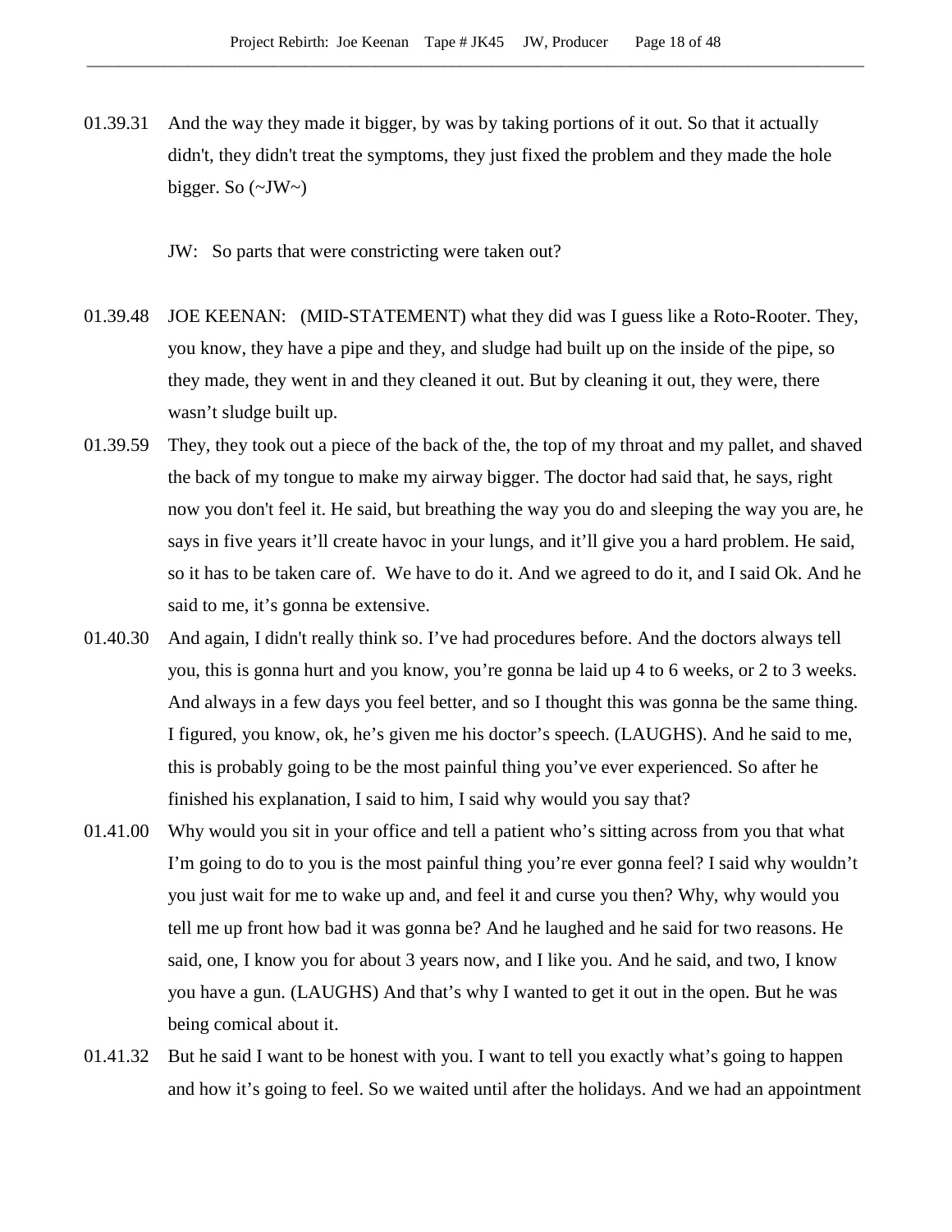01.39.31 And the way they made it bigger, by was by taking portions of it out. So that it actually didn't, they didn't treat the symptoms, they just fixed the problem and they made the hole bigger. So (~JW~)

JW: So parts that were constricting were taken out?

01.39.48 JOE KEENAN: (MID-STATEMENT) what they did was I guess like a Roto-Rooter. They, you know, they have a pipe and they, and sludge had built up on the inside of the pipe, so they made, they went in and they cleaned it out. But by cleaning it out, they were, there wasn't sludge built up.

01.39.59 They, they took out a piece of the back of the, the top of my throat and my pallet, and shaved the back of my tongue to make my airway bigger. The doctor had said that, he says, right now you don't feel it. He said, but breathing the way you do and sleeping the way you are, he says in five years it'll create havoc in your lungs, and it'll give you a hard problem. He said, so it has to be taken care of. We have to do it. And we agreed to do it, and I said Ok. And he said to me, it's gonna be extensive.

01.40.30 And again, I didn't really think so. I've had procedures before. And the doctors always tell you, this is gonna hurt and you know, you're gonna be laid up 4 to 6 weeks, or 2 to 3 weeks. And always in a few days you feel better, and so I thought this was gonna be the same thing. I figured, you know, ok, he's given me his doctor's speech. (LAUGHS). And he said to me, this is probably going to be the most painful thing you've ever experienced. So after he finished his explanation, I said to him, I said why would you say that?

01.41.00 Why would you sit in your office and tell a patient who's sitting across from you that what I'm going to do to you is the most painful thing you're ever gonna feel? I said why wouldn't you just wait for me to wake up and, and feel it and curse you then? Why, why would you tell me up front how bad it was gonna be? And he laughed and he said for two reasons. He said, one, I know you for about 3 years now, and I like you. And he said, and two, I know you have a gun. (LAUGHS) And that's why I wanted to get it out in the open. But he was being comical about it.

01.41.32 But he said I want to be honest with you. I want to tell you exactly what's going to happen and how it's going to feel. So we waited until after the holidays. And we had an appointment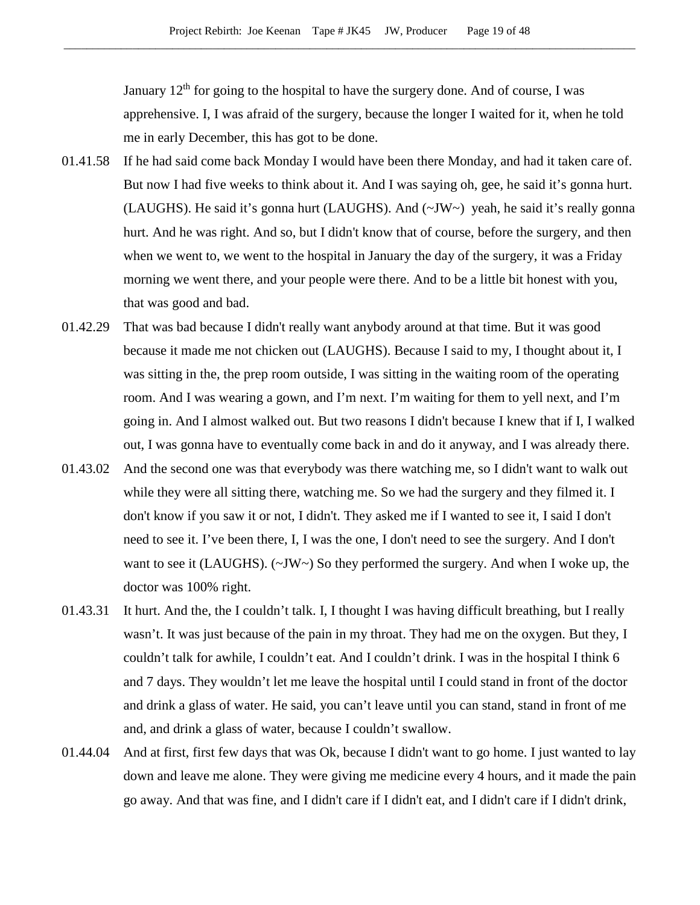January 12th for going to the hospital to have the surgery done. And of course, I was apprehensive. I, I was afraid of the surgery, because the longer I waited for it, when he told me in early December, this has got to be done.

01.41.58 If he had said come back Monday I would have been there Monday, and had it taken care of. But now I had five weeks to think about it. And I was saying oh, gee, he said it's gonna hurt. (LAUGHS). He said it's gonna hurt (LAUGHS). And (~JW~) yeah, he said it's really gonna hurt. And he was right. And so, but I didn't know that of course, before the surgery, and then when we went to, we went to the hospital in January the day of the surgery, it was a Friday morning we went there, and your people were there. And to be a little bit honest with you, that was good and bad.

01.42.29 That was bad because I didn't really want anybody around at that time. But it was good because it made me not chicken out (LAUGHS). Because I said to my, I thought about it, I was sitting in the, the prep room outside, I was sitting in the waiting room of the operating room. And I was wearing a gown, and I'm next. I'm waiting for them to yell next, and I'm going in. And I almost walked out. But two reasons I didn't because I knew that if I, I walked out, I was gonna have to eventually come back in and do it anyway, and I was already there.

01.43.02 And the second one was that everybody was there watching me, so I didn't want to walk out while they were all sitting there, watching me. So we had the surgery and they filmed it. I don't know if you saw it or not, I didn't. They asked me if I wanted to see it, I said I don't need to see it. I've been there, I, I was the one, I don't need to see the surgery. And I don't want to see it (LAUGHS). (~JW~) So they performed the surgery. And when I woke up, the doctor was 100% right.

01.43.31 It hurt. And the, the I couldn't talk. I, I thought I was having difficult breathing, but I really wasn't. It was just because of the pain in my throat. They had me on the oxygen. But they, I couldn't talk for awhile, I couldn't eat. And I couldn't drink. I was in the hospital I think 6 and 7 days. They wouldn't let me leave the hospital until I could stand in front of the doctor and drink a glass of water. He said, you can't leave until you can stand, stand in front of me and, and drink a glass of water, because I couldn't swallow.

01.44.04 And at first, first few days that was Ok, because I didn't want to go home. I just wanted to lay down and leave me alone. They were giving me medicine every 4 hours, and it made the pain go away. And that was fine, and I didn't care if I didn't eat, and I didn't care if I didn't drink,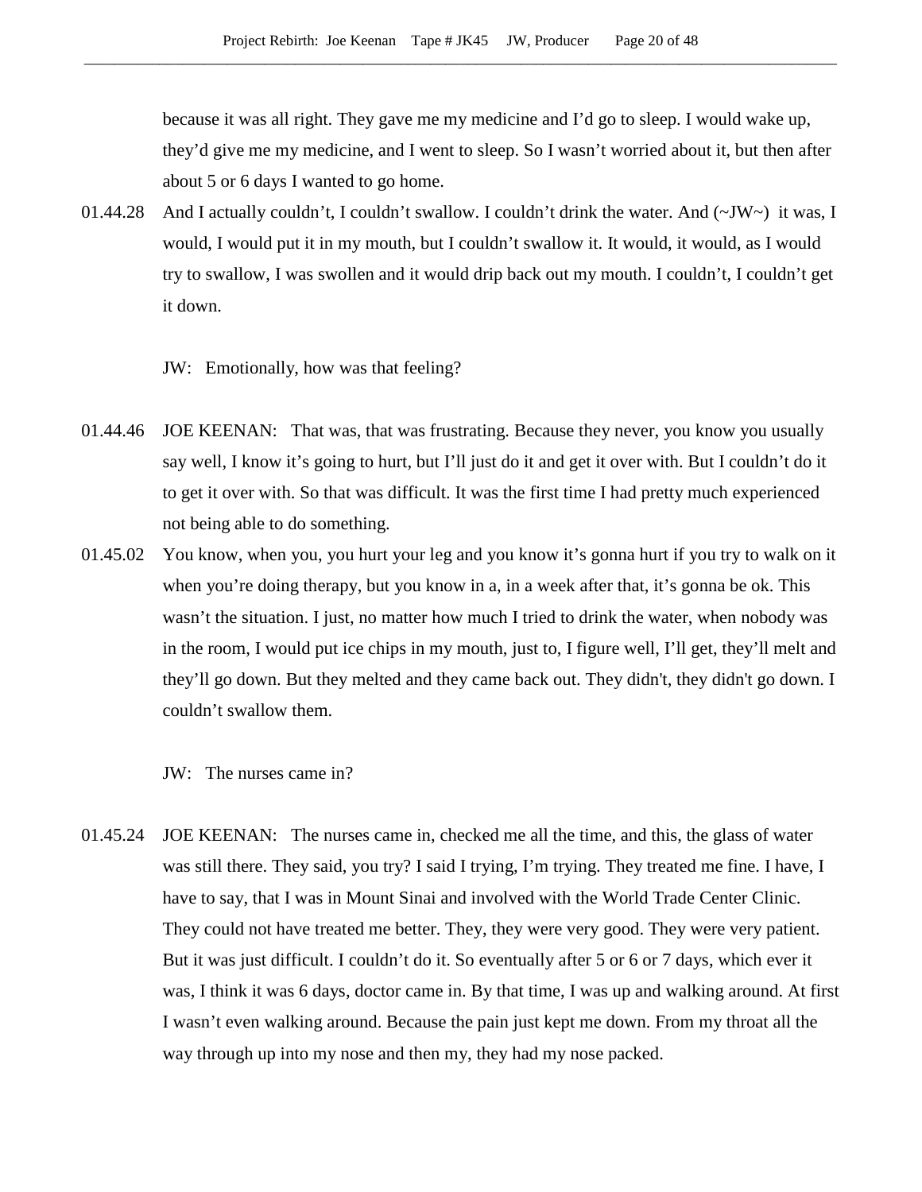because it was all right. They gave me my medicine and I'd go to sleep. I would wake up, they'd give me my medicine, and I went to sleep. So I wasn't worried about it, but then after about 5 or 6 days I wanted to go home.

01.44.28 And I actually couldn't, I couldn't swallow. I couldn't drink the water. And (~JW~) it was, I would, I would put it in my mouth, but I couldn't swallow it. It would, it would, as I would try to swallow, I was swollen and it would drip back out my mouth. I couldn't, I couldn't get it down.

JW: Emotionally, how was that feeling?

01.44.46 JOE KEENAN: That was, that was frustrating. Because they never, you know you usually say well, I know it's going to hurt, but I'll just do it and get it over with. But I couldn't do it to get it over with. So that was difficult. It was the first time I had pretty much experienced not being able to do something.

01.45.02 You know, when you, you hurt your leg and you know it's gonna hurt if you try to walk on it when you're doing therapy, but you know in a, in a week after that, it's gonna be ok. This wasn't the situation. I just, no matter how much I tried to drink the water, when nobody was in the room, I would put ice chips in my mouth, just to, I figure well, I'll get, they'll melt and they'll go down. But they melted and they came back out. They didn't, they didn't go down. I couldn't swallow them.

JW: The nurses came in?

01.45.24 JOE KEENAN: The nurses came in, checked me all the time, and this, the glass of water was still there. They said, you try? I said I trying, I'm trying. They treated me fine. I have, I have to say, that I was in Mount Sinai and involved with the World Trade Center Clinic. They could not have treated me better. They, they were very good. They were very patient. But it was just difficult. I couldn't do it. So eventually after 5 or 6 or 7 days, which ever it was, I think it was 6 days, doctor came in. By that time, I was up and walking around. At first I wasn't even walking around. Because the pain just kept me down. From my throat all the way through up into my nose and then my, they had my nose packed.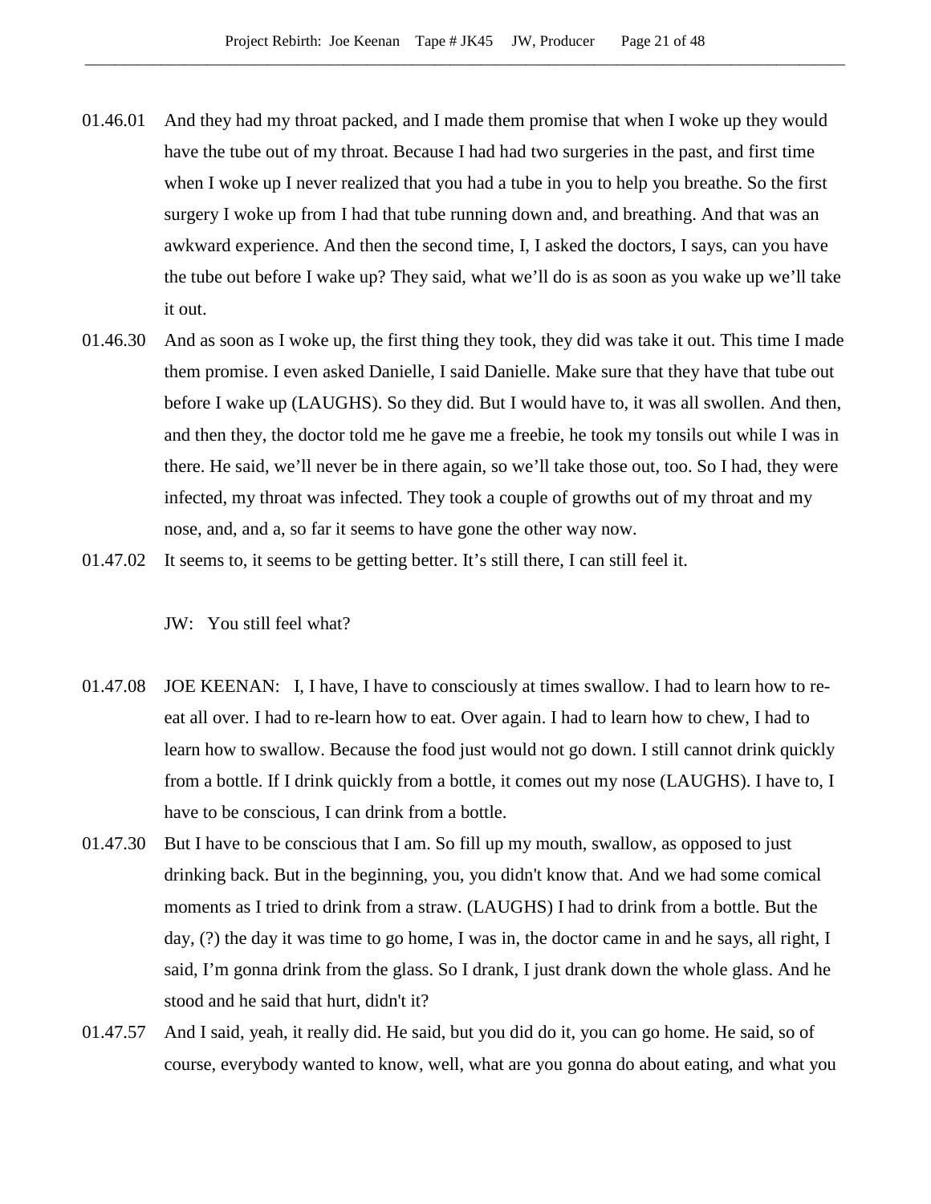01.46.01 And they had my throat packed, and I made them promise that when I woke up they would have the tube out of my throat. Because I had had two surgeries in the past, and first time when I woke up I never realized that you had a tube in you to help you breathe. So the first surgery I woke up from I had that tube running down and, and breathing. And that was an awkward experience. And then the second time, I, I asked the doctors, I says, can you have the tube out before I wake up? They said, what we'll do is as soon as you wake up we'll take it out.

01.46.30 And as soon as I woke up, the first thing they took, they did was take it out. This time I made them promise. I even asked Danielle, I said Danielle. Make sure that they have that tube out before I wake up (LAUGHS). So they did. But I would have to, it was all swollen. And then, and then they, the doctor told me he gave me a freebie, he took my tonsils out while I was in there. He said, we'll never be in there again, so we'll take those out, too. So I had, they were infected, my throat was infected. They took a couple of growths out of my throat and my nose, and, and a, so far it seems to have gone the other way now.

01.47.02 It seems to, it seems to be getting better. It's still there, I can still feel it.

JW: You still feel what?

01.47.08 JOE KEENAN: I, I have, I have to consciously at times swallow. I had to learn how to re-eat all over. I had to re-learn how to eat. Over again. I had to learn how to chew, I had to learn how to swallow. Because the food just would not go down. I still cannot drink quickly from a bottle. If I drink quickly from a bottle, it comes out my nose (LAUGHS). I have to, I have to be conscious, I can drink from a bottle.

01.47.30 But I have to be conscious that I am. So fill up my mouth, swallow, as opposed to just drinking back. But in the beginning, you, you didn't know that. And we had some comical moments as I tried to drink from a straw. (LAUGHS) I had to drink from a bottle. But the day, (?) the day it was time to go home, I was in, the doctor came in and he says, all right, I said, I'm gonna drink from the glass. So I drank, I just drank down the whole glass. And he stood and he said that hurt, didn't it?

01.47.57 And I said, yeah, it really did. He said, but you did do it, you can go home. He said, so of course, everybody wanted to know, well, what are you gonna do about eating, and what you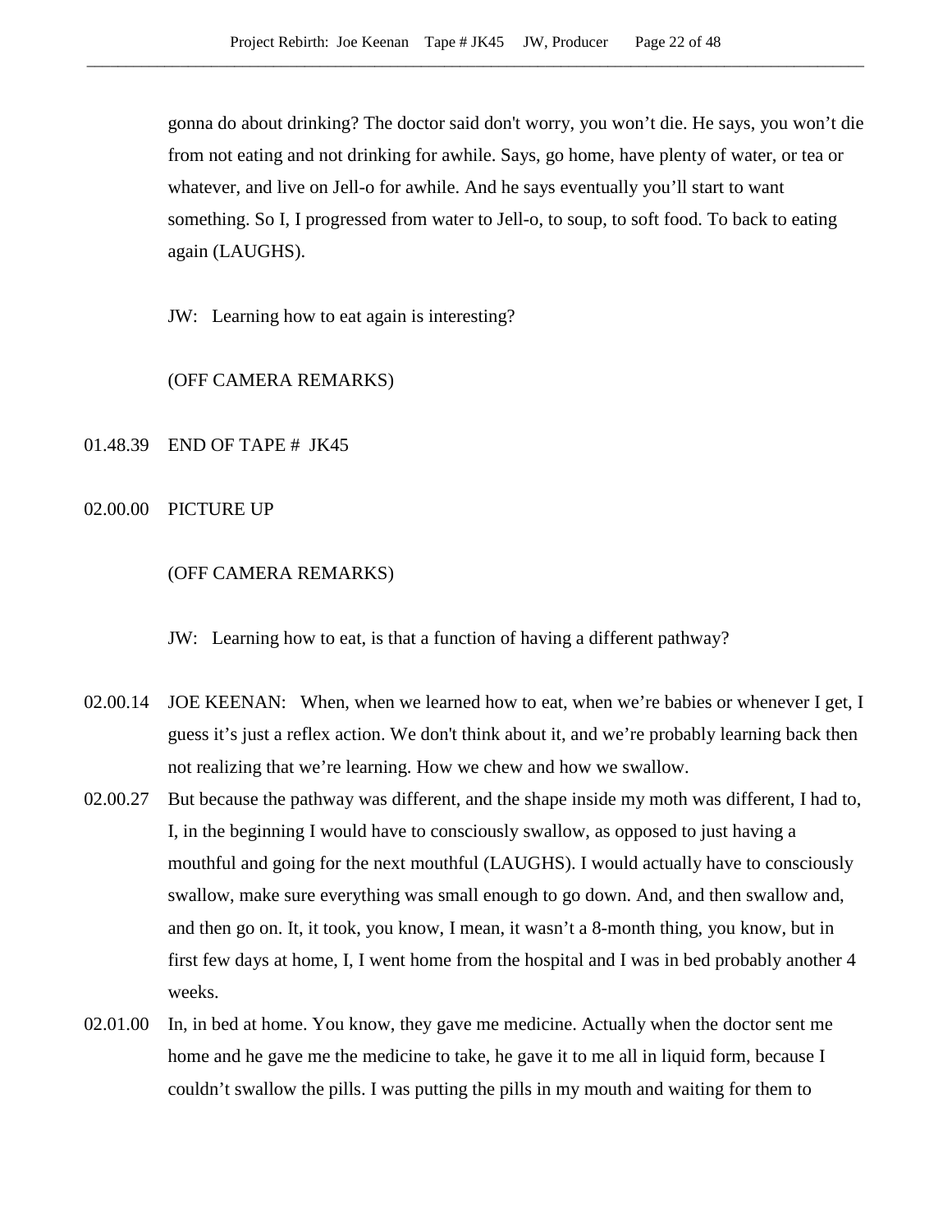gonna do about drinking? The doctor said don't worry, you won't die. He says, you won't die from not eating and not drinking for awhile. Says, go home, have plenty of water, or tea or whatever, and live on Jell-o for awhile. And he says eventually you'll start to want something. So I, I progressed from water to Jell-o, to soup, to soft food. To back to eating again (LAUGHS).

JW: Learning how to eat again is interesting?

(OFF CAMERA REMARKS)

01.48.39 END OF TAPE # JK45

02.00.00 PICTURE UP

(OFF CAMERA REMARKS)

JW: Learning how to eat, is that a function of having a different pathway?

02.00.14 JOE KEENAN: When, when we learned how to eat, when we're babies or whenever I get, I guess it's just a reflex action. We don't think about it, and we're probably learning back then not realizing that we're learning. How we chew and how we swallow.

02.00.27 But because the pathway was different, and the shape inside my moth was different, I had to, I, in the beginning I would have to consciously swallow, as opposed to just having a mouthful and going for the next mouthful (LAUGHS). I would actually have to consciously swallow, make sure everything was small enough to go down. And, and then swallow and, and then go on. It, it took, you know, I mean, it wasn't a 8-month thing, you know, but in first few days at home, I, I went home from the hospital and I was in bed probably another 4 weeks.

02.01.00 In, in bed at home. You know, they gave me medicine. Actually when the doctor sent me home and he gave me the medicine to take, he gave it to me all in liquid form, because I couldn't swallow the pills. I was putting the pills in my mouth and waiting for them to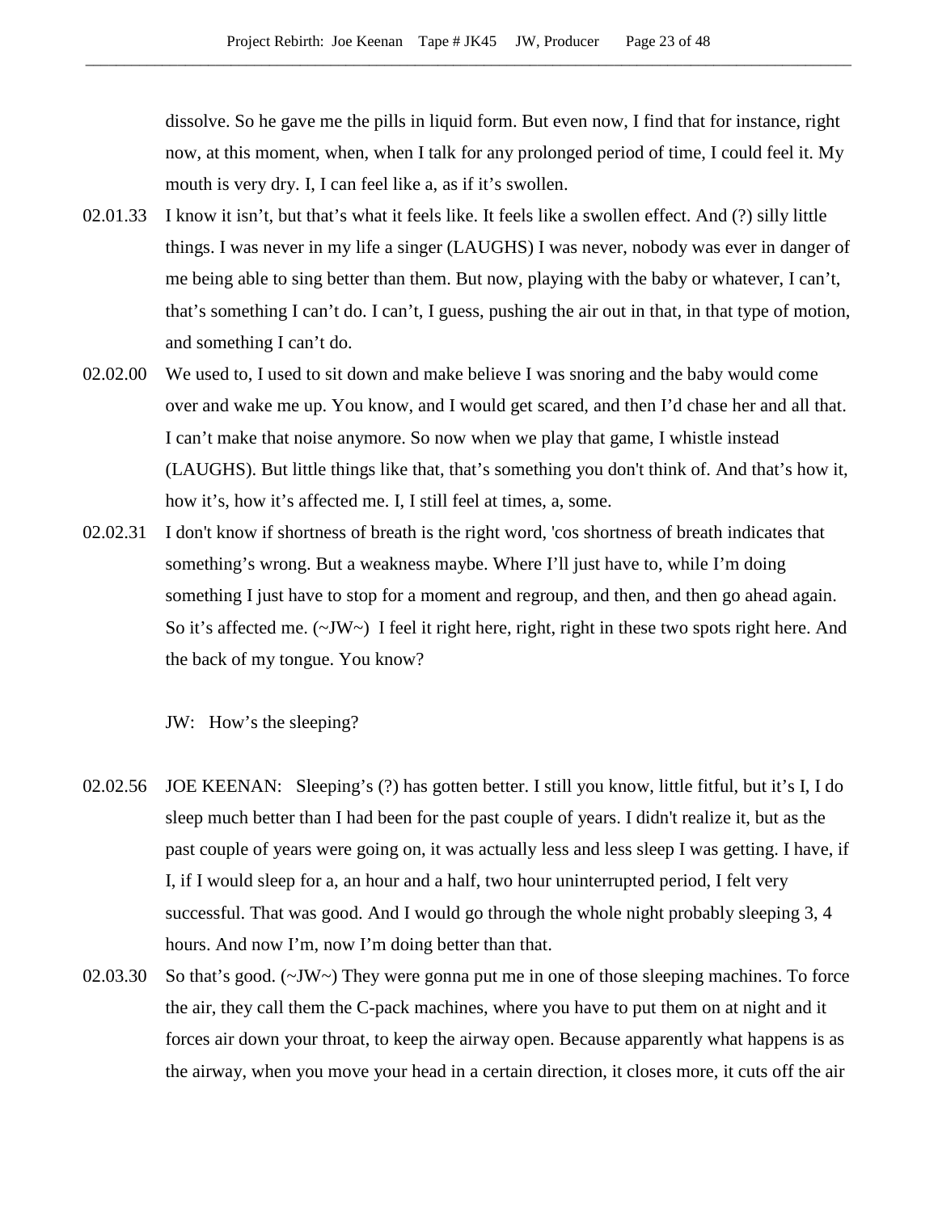dissolve. So he gave me the pills in liquid form. But even now, I find that for instance, right now, at this moment, when, when I talk for any prolonged period of time, I could feel it. My mouth is very dry. I, I can feel like a, as if it's swollen.

02.01.33 I know it isn't, but that's what it feels like. It feels like a swollen effect. And (?) silly little things. I was never in my life a singer (LAUGHS) I was never, nobody was ever in danger of me being able to sing better than them. But now, playing with the baby or whatever, I can't, that's something I can't do. I can't, I guess, pushing the air out in that, in that type of motion, and something I can't do.

02.02.00 We used to, I used to sit down and make believe I was snoring and the baby would come over and wake me up. You know, and I would get scared, and then I'd chase her and all that. I can't make that noise anymore. So now when we play that game, I whistle instead (LAUGHS). But little things like that, that's something you don't think of. And that's how it, how it's, how it's affected me. I, I still feel at times, a, some.

02.02.31 I don't know if shortness of breath is the right word, 'cos shortness of breath indicates that something's wrong. But a weakness maybe. Where I'll just have to, while I'm doing something I just have to stop for a moment and regroup, and then, and then go ahead again. So it's affected me. (~JW~) I feel it right here, right, right in these two spots right here. And the back of my tongue. You know?

JW: How's the sleeping?

02.02.56 JOE KEENAN: Sleeping's (?) has gotten better. I still you know, little fitful, but it's I, I do sleep much better than I had been for the past couple of years. I didn't realize it, but as the past couple of years were going on, it was actually less and less sleep I was getting. I have, if I, if I would sleep for a, an hour and a half, two hour uninterrupted period, I felt very successful. That was good. And I would go through the whole night probably sleeping 3, 4 hours. And now I'm, now I'm doing better than that.

02.03.30 So that's good. (~JW~) They were gonna put me in one of those sleeping machines. To force the air, they call them the C-pack machines, where you have to put them on at night and it forces air down your throat, to keep the airway open. Because apparently what happens is as the airway, when you move your head in a certain direction, it closes more, it cuts off the air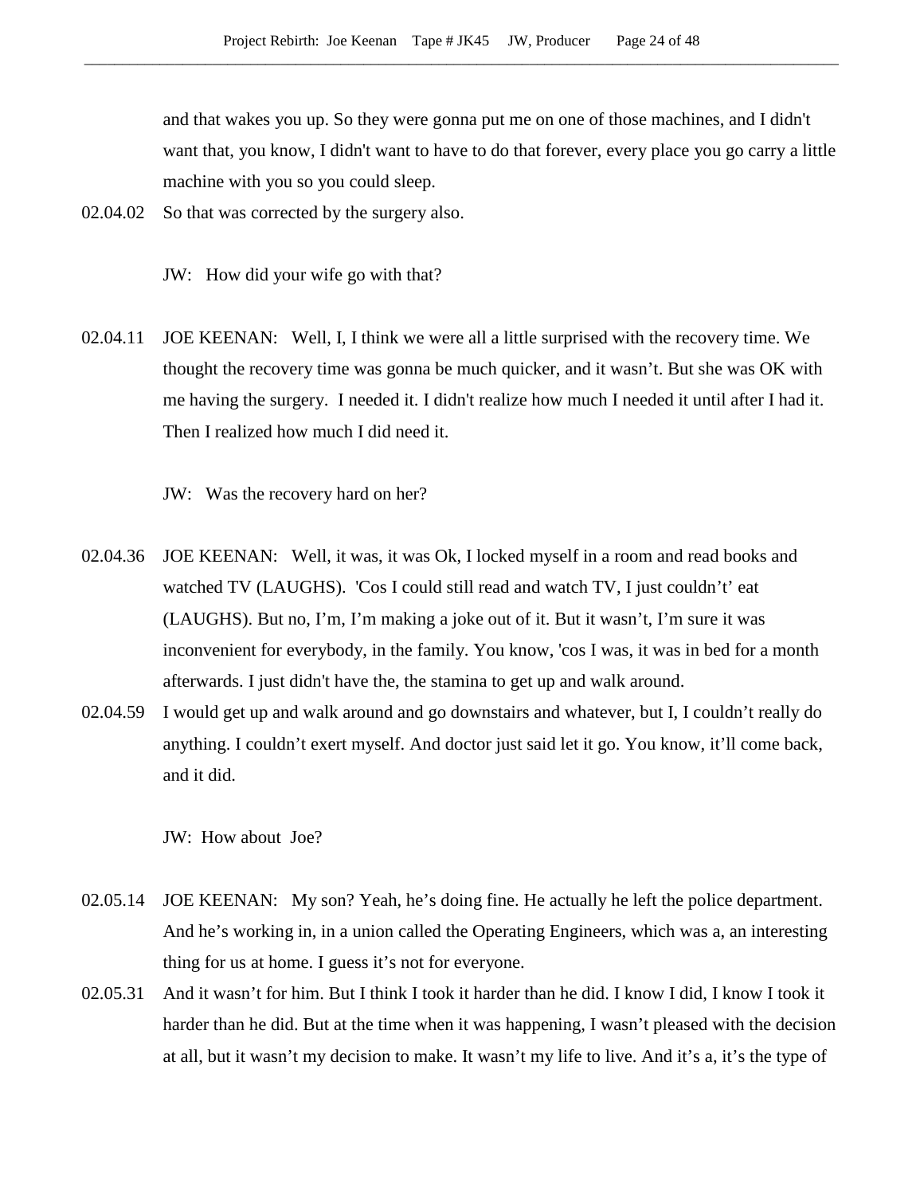and that wakes you up. So they were gonna put me on one of those machines, and I didn't want that, you know, I didn't want to have to do that forever, every place you go carry a little machine with you so you could sleep.

02.04.02 So that was corrected by the surgery also.

JW: How did your wife go with that?

02.04.11 JOE KEENAN: Well, I, I think we were all a little surprised with the recovery time. We thought the recovery time was gonna be much quicker, and it wasn't. But she was OK with me having the surgery. I needed it. I didn't realize how much I needed it until after I had it. Then I realized how much I did need it.

JW: Was the recovery hard on her?

02.04.36 JOE KEENAN: Well, it was, it was Ok, I locked myself in a room and read books and watched TV (LAUGHS). 'Cos I could still read and watch TV, I just couldn't' eat (LAUGHS). But no, I'm, I'm making a joke out of it. But it wasn't, I'm sure it was inconvenient for everybody, in the family. You know, 'cos I was, it was in bed for a month afterwards. I just didn't have the, the stamina to get up and walk around.

02.04.59 I would get up and walk around and go downstairs and whatever, but I, I couldn't really do anything. I couldn't exert myself. And doctor just said let it go. You know, it'll come back, and it did.

JW: How about Joe?

02.05.14 JOE KEENAN: My son? Yeah, he's doing fine. He actually he left the police department. And he's working in, in a union called the Operating Engineers, which was a, an interesting thing for us at home. I guess it's not for everyone.

02.05.31 And it wasn't for him. But I think I took it harder than he did. I know I did, I know I took it harder than he did. But at the time when it was happening, I wasn't pleased with the decision at all, but it wasn't my decision to make. It wasn't my life to live. And it's a, it's the type of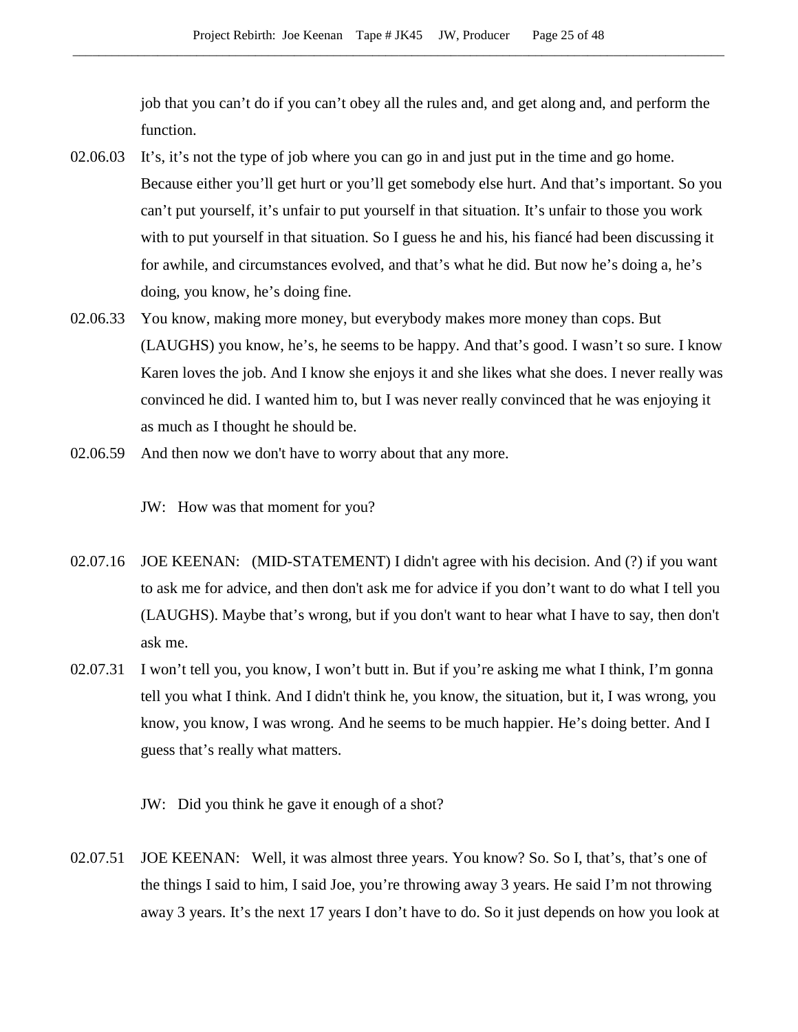job that you can't do if you can't obey all the rules and, and get along and, and perform the function.

02.06.03 It's, it's not the type of job where you can go in and just put in the time and go home. Because either you'll get hurt or you'll get somebody else hurt. And that's important. So you can't put yourself, it's unfair to put yourself in that situation. It's unfair to those you work with to put yourself in that situation. So I guess he and his, his fiancé had been discussing it for awhile, and circumstances evolved, and that's what he did. But now he's doing a, he's doing, you know, he's doing fine.

02.06.33 You know, making more money, but everybody makes more money than cops. But (LAUGHS) you know, he's, he seems to be happy. And that's good. I wasn't so sure. I know Karen loves the job. And I know she enjoys it and she likes what she does. I never really was convinced he did. I wanted him to, but I was never really convinced that he was enjoying it as much as I thought he should be.

02.06.59 And then now we don't have to worry about that any more.

JW: How was that moment for you?

02.07.16 JOE KEENAN: (MID-STATEMENT) I didn't agree with his decision. And (?) if you want to ask me for advice, and then don't ask me for advice if you don't want to do what I tell you (LAUGHS). Maybe that's wrong, but if you don't want to hear what I have to say, then don't ask me.

02.07.31 I won't tell you, you know, I won't butt in. But if you're asking me what I think, I'm gonna tell you what I think. And I didn't think he, you know, the situation, but it, I was wrong, you know, you know, I was wrong. And he seems to be much happier. He's doing better. And I guess that's really what matters.

JW: Did you think he gave it enough of a shot?

02.07.51 JOE KEENAN: Well, it was almost three years. You know? So. So I, that's, that's one of the things I said to him, I said Joe, you're throwing away 3 years. He said I'm not throwing away 3 years. It's the next 17 years I don't have to do. So it just depends on how you look at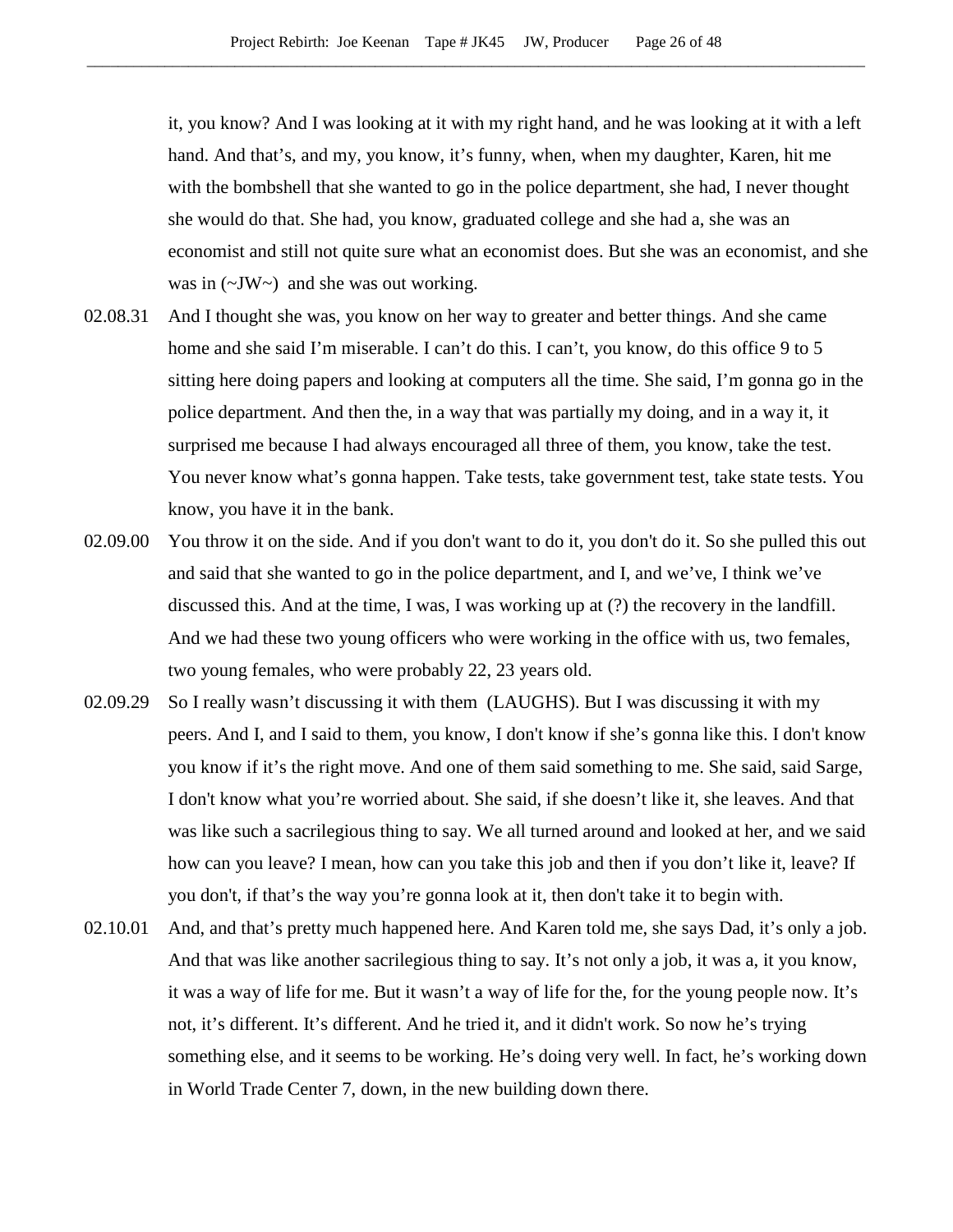it, you know? And I was looking at it with my right hand, and he was looking at it with a left hand. And that's, and my, you know, it's funny, when, when my daughter, Karen, hit me with the bombshell that she wanted to go in the police department, she had, I never thought she would do that. She had, you know, graduated college and she had a, she was an economist and still not quite sure what an economist does. But she was an economist, and she was in (~JW~) and she was out working.

02.08.31 And I thought she was, you know on her way to greater and better things. And she came home and she said I'm miserable. I can't do this. I can't, you know, do this office 9 to 5 sitting here doing papers and looking at computers all the time. She said, I'm gonna go in the police department. And then the, in a way that was partially my doing, and in a way it, it surprised me because I had always encouraged all three of them, you know, take the test. You never know what's gonna happen. Take tests, take government test, take state tests. You know, you have it in the bank.

02.09.00 You throw it on the side. And if you don't want to do it, you don't do it. So she pulled this out and said that she wanted to go in the police department, and I, and we've, I think we've discussed this. And at the time, I was, I was working up at (?) the recovery in the landfill. And we had these two young officers who were working in the office with us, two females, two young females, who were probably 22, 23 years old.

02.09.29 So I really wasn't discussing it with them (LAUGHS). But I was discussing it with my peers. And I, and I said to them, you know, I don't know if she's gonna like this. I don't know you know if it's the right move. And one of them said something to me. She said, said Sarge, I don't know what you're worried about. She said, if she doesn't like it, she leaves. And that was like such a sacrilegious thing to say. We all turned around and looked at her, and we said how can you leave? I mean, how can you take this job and then if you don't like it, leave? If you don't, if that's the way you're gonna look at it, then don't take it to begin with.

02.10.01 And, and that's pretty much happened here. And Karen told me, she says Dad, it's only a job. And that was like another sacrilegious thing to say. It's not only a job, it was a, it you know, it was a way of life for me. But it wasn't a way of life for the, for the young people now. It's not, it's different. It's different. And he tried it, and it didn't work. So now he's trying something else, and it seems to be working. He's doing very well. In fact, he's working down in World Trade Center 7, down, in the new building down there.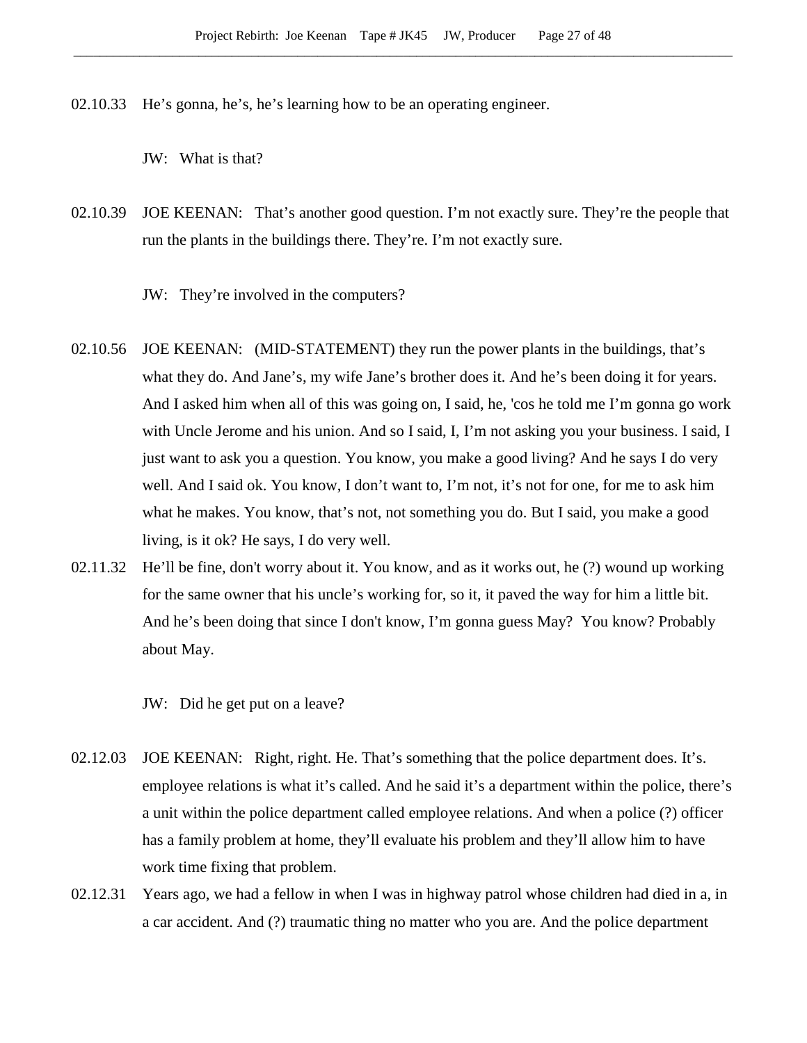02.10.33 He's gonna, he's, he's learning how to be an operating engineer.

JW: What is that?

02.10.39 JOE KEENAN: That's another good question. I'm not exactly sure. They're the people that run the plants in the buildings there. They're. I'm not exactly sure.

JW: They're involved in the computers?

02.10.56 JOE KEENAN: (MID-STATEMENT) they run the power plants in the buildings, that's what they do. And Jane's, my wife Jane's brother does it. And he's been doing it for years. And I asked him when all of this was going on, I said, he, 'cos he told me I'm gonna go work with Uncle Jerome and his union. And so I said, I, I'm not asking you your business. I said, I just want to ask you a question. You know, you make a good living? And he says I do very well. And I said ok. You know, I don't want to, I'm not, it's not for one, for me to ask him what he makes. You know, that's not, not something you do. But I said, you make a good living, is it ok? He says, I do very well.

02.11.32 He'll be fine, don't worry about it. You know, and as it works out, he (?) wound up working for the same owner that his uncle's working for, so it, it paved the way for him a little bit. And he's been doing that since I don't know, I'm gonna guess May? You know? Probably about May.

JW: Did he get put on a leave?

02.12.03 JOE KEENAN: Right, right. He. That's something that the police department does. It's. employee relations is what it's called. And he said it's a department within the police, there's a unit within the police department called employee relations. And when a police (?) officer has a family problem at home, they'll evaluate his problem and they'll allow him to have work time fixing that problem.

02.12.31 Years ago, we had a fellow in when I was in highway patrol whose children had died in a, in a car accident. And (?) traumatic thing no matter who you are. And the police department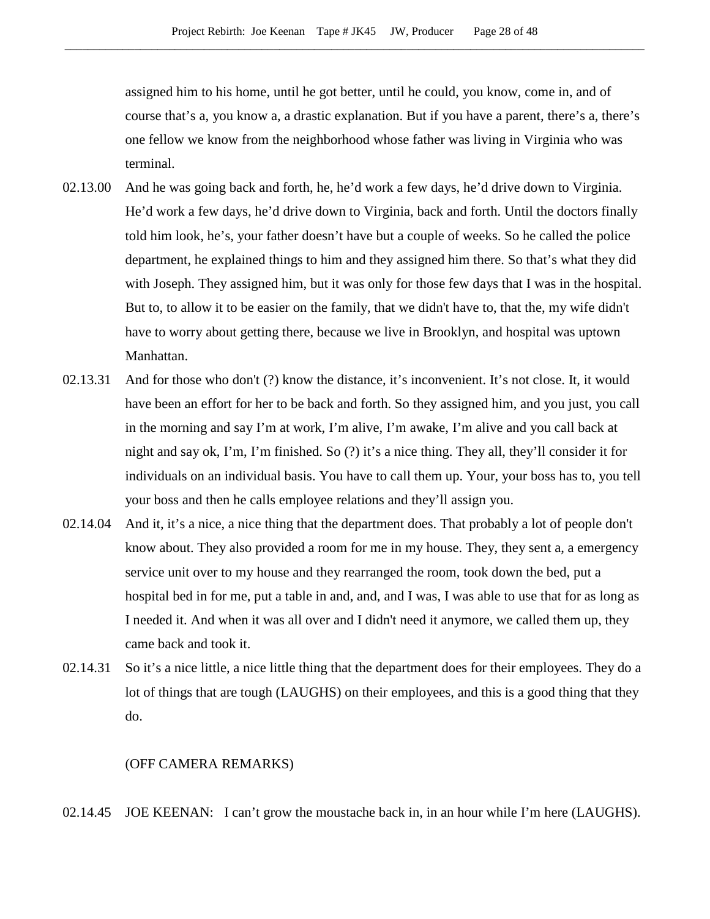assigned him to his home, until he got better, until he could, you know, come in, and of course that's a, you know a, a drastic explanation. But if you have a parent, there's a, there's one fellow we know from the neighborhood whose father was living in Virginia who was terminal.

02.13.00 And he was going back and forth, he, he'd work a few days, he'd drive down to Virginia. He'd work a few days, he'd drive down to Virginia, back and forth. Until the doctors finally told him look, he's, your father doesn't have but a couple of weeks. So he called the police department, he explained things to him and they assigned him there. So that's what they did with Joseph. They assigned him, but it was only for those few days that I was in the hospital. But to, to allow it to be easier on the family, that we didn't have to, that the, my wife didn't have to worry about getting there, because we live in Brooklyn, and hospital was uptown Manhattan.

02.13.31 And for those who don't (?) know the distance, it's inconvenient. It's not close. It, it would have been an effort for her to be back and forth. So they assigned him, and you just, you call in the morning and say I'm at work, I'm alive, I'm awake, I'm alive and you call back at night and say ok, I'm, I'm finished. So (?) it's a nice thing. They all, they'll consider it for individuals on an individual basis. You have to call them up. Your, your boss has to, you tell your boss and then he calls employee relations and they'll assign you.

02.14.04 And it, it's a nice, a nice thing that the department does. That probably a lot of people don't know about. They also provided a room for me in my house. They, they sent a, a emergency service unit over to my house and they rearranged the room, took down the bed, put a hospital bed in for me, put a table in and, and, and I was, I was able to use that for as long as I needed it. And when it was all over and I didn't need it anymore, we called them up, they came back and took it.

02.14.31 So it's a nice little, a nice little thing that the department does for their employees. They do a lot of things that are tough (LAUGHS) on their employees, and this is a good thing that they do.

(OFF CAMERA REMARKS)

02.14.45 JOE KEENAN: I can't grow the moustache back in, in an hour while I'm here (LAUGHS).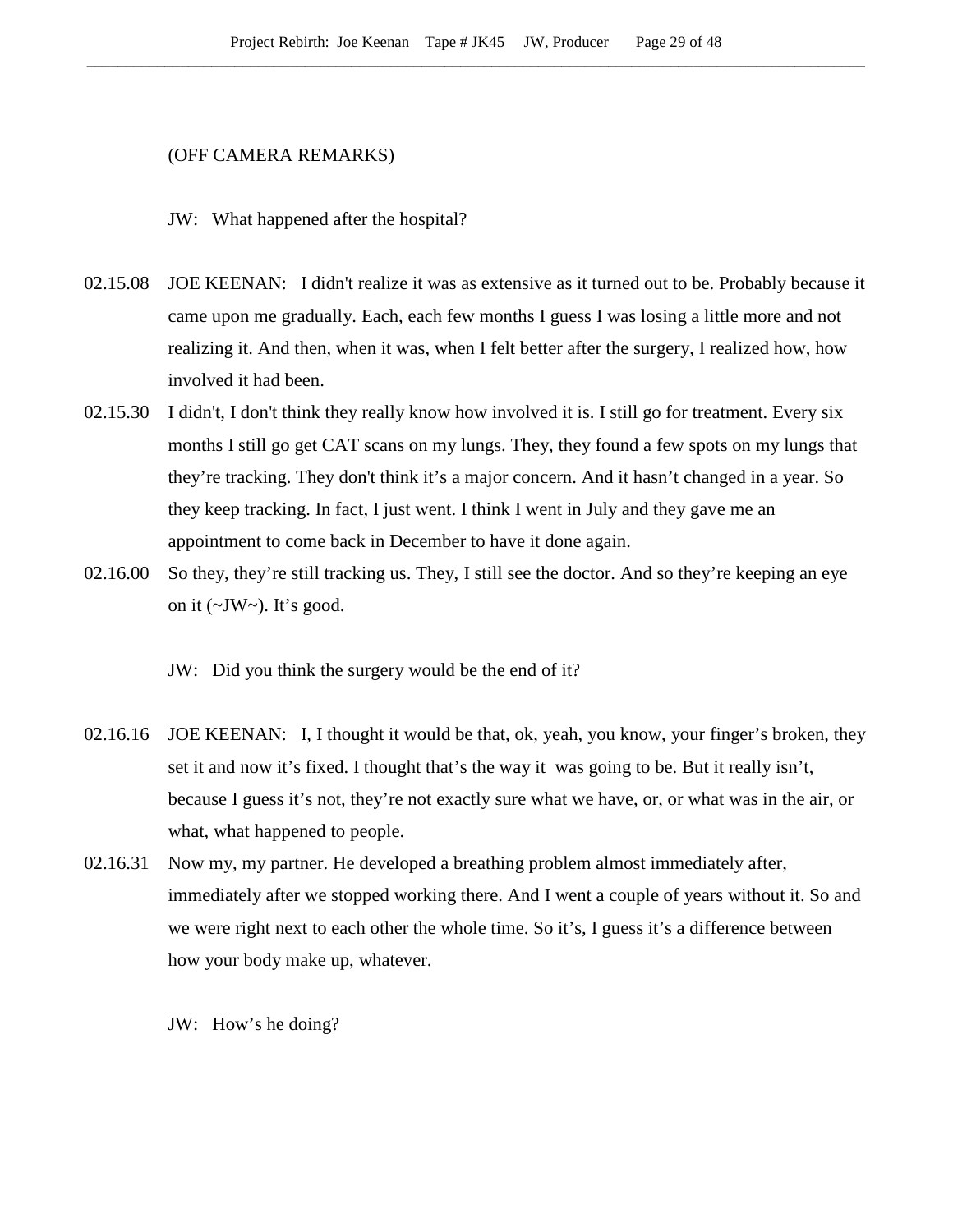(OFF CAMERA REMARKS)

JW: What happened after the hospital?

02.15.08 JOE KEENAN: I didn't realize it was as extensive as it turned out to be. Probably because it came upon me gradually. Each, each few months I guess I was losing a little more and not realizing it. And then, when it was, when I felt better after the surgery, I realized how, how involved it had been.

02.15.30 I didn't, I don't think they really know how involved it is. I still go for treatment. Every six months I still go get CAT scans on my lungs. They, they found a few spots on my lungs that they're tracking. They don't think it's a major concern. And it hasn't changed in a year. So they keep tracking. In fact, I just went. I think I went in July and they gave me an appointment to come back in December to have it done again.

02.16.00 So they, they're still tracking us. They, I still see the doctor. And so they're keeping an eye on it (~JW~). It's good.

JW: Did you think the surgery would be the end of it?

02.16.16 JOE KEENAN: I, I thought it would be that, ok, yeah, you know, your finger's broken, they set it and now it's fixed. I thought that's the way it was going to be. But it really isn't, because I guess it's not, they're not exactly sure what we have, or, or what was in the air, or what, what happened to people.

02.16.31 Now my, my partner. He developed a breathing problem almost immediately after, immediately after we stopped working there. And I went a couple of years without it. So and we were right next to each other the whole time. So it's, I guess it's a difference between how your body make up, whatever.

JW: How's he doing?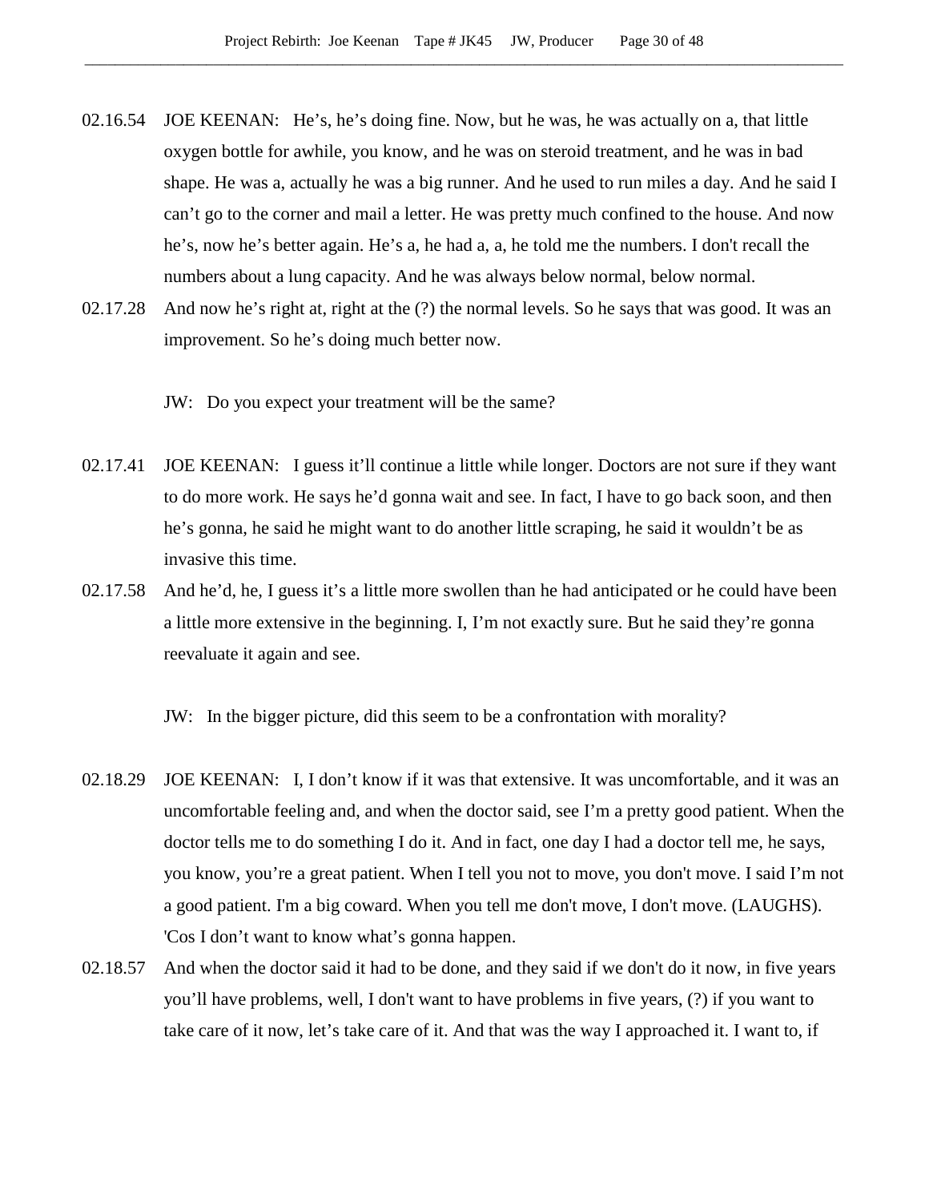02.16.54 JOE KEENAN: He's, he's doing fine. Now, but he was, he was actually on a, that little oxygen bottle for awhile, you know, and he was on steroid treatment, and he was in bad shape. He was a, actually he was a big runner. And he used to run miles a day. And he said I can't go to the corner and mail a letter. He was pretty much confined to the house. And now he's, now he's better again. He's a, he had a, a, he told me the numbers. I don't recall the numbers about a lung capacity. And he was always below normal, below normal.

02.17.28 And now he's right at, right at the (?) the normal levels. So he says that was good. It was an improvement. So he's doing much better now.

JW: Do you expect your treatment will be the same?

02.17.41 JOE KEENAN: I guess it'll continue a little while longer. Doctors are not sure if they want to do more work. He says he'd gonna wait and see. In fact, I have to go back soon, and then he's gonna, he said he might want to do another little scraping, he said it wouldn't be as invasive this time.

02.17.58 And he'd, he, I guess it's a little more swollen than he had anticipated or he could have been a little more extensive in the beginning. I, I'm not exactly sure. But he said they're gonna reevaluate it again and see.

JW: In the bigger picture, did this seem to be a confrontation with morality?

02.18.29 JOE KEENAN: I, I don't know if it was that extensive. It was uncomfortable, and it was an uncomfortable feeling and, and when the doctor said, see I'm a pretty good patient. When the doctor tells me to do something I do it. And in fact, one day I had a doctor tell me, he says, you know, you're a great patient. When I tell you not to move, you don't move. I said I'm not a good patient. I'm a big coward. When you tell me don't move, I don't move. (LAUGHS). 'Cos I don't want to know what's gonna happen.

02.18.57 And when the doctor said it had to be done, and they said if we don't do it now, in five years you'll have problems, well, I don't want to have problems in five years, (?) if you want to take care of it now, let's take care of it. And that was the way I approached it. I want to, if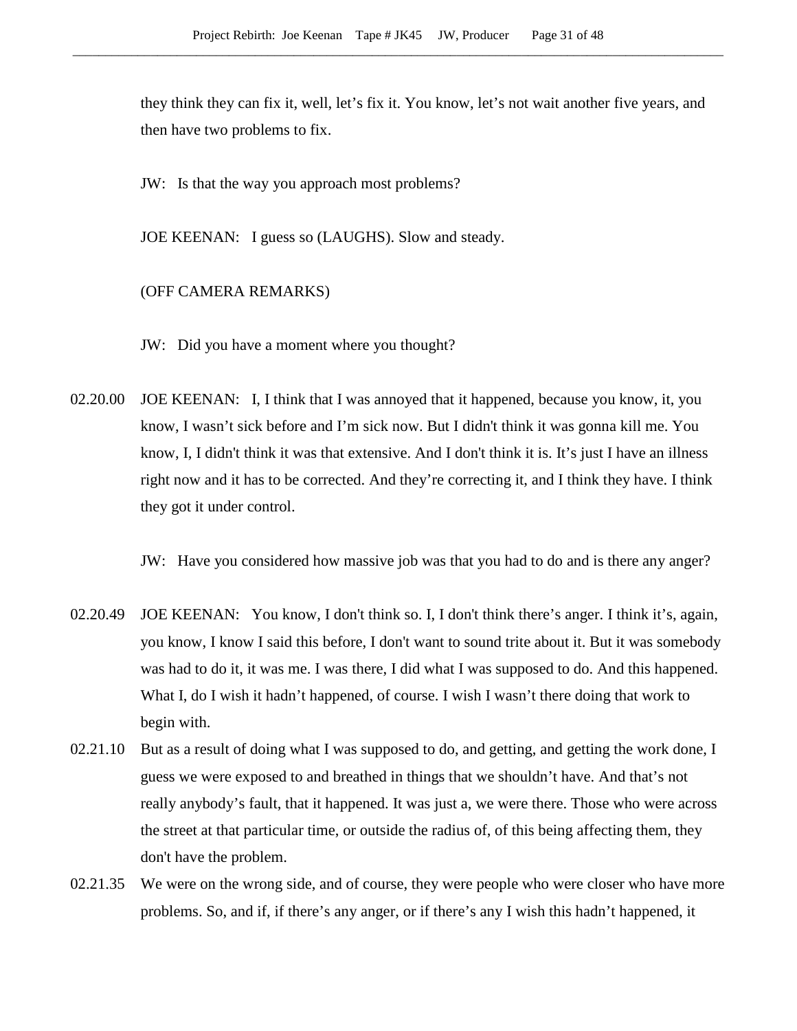they think they can fix it, well, let's fix it. You know, let's not wait another five years, and then have two problems to fix.

JW: Is that the way you approach most problems?

JOE KEENAN: I guess so (LAUGHS). Slow and steady.

(OFF CAMERA REMARKS)

JW: Did you have a moment where you thought?

02.20.00 JOE KEENAN: I, I think that I was annoyed that it happened, because you know, it, you know, I wasn't sick before and I'm sick now. But I didn't think it was gonna kill me. You know, I, I didn't think it was that extensive. And I don't think it is. It's just I have an illness right now and it has to be corrected. And they're correcting it, and I think they have. I think they got it under control.

JW: Have you considered how massive job was that you had to do and is there any anger?

02.20.49 JOE KEENAN: You know, I don't think so. I, I don't think there's anger. I think it's, again, you know, I know I said this before, I don't want to sound trite about it. But it was somebody was had to do it, it was me. I was there, I did what I was supposed to do. And this happened. What I, do I wish it hadn't happened, of course. I wish I wasn't there doing that work to begin with.

02.21.10 But as a result of doing what I was supposed to do, and getting, and getting the work done, I guess we were exposed to and breathed in things that we shouldn't have. And that's not really anybody's fault, that it happened. It was just a, we were there. Those who were across the street at that particular time, or outside the radius of, of this being affecting them, they don't have the problem.

02.21.35 We were on the wrong side, and of course, they were people who were closer who have more problems. So, and if, if there's any anger, or if there's any I wish this hadn't happened, it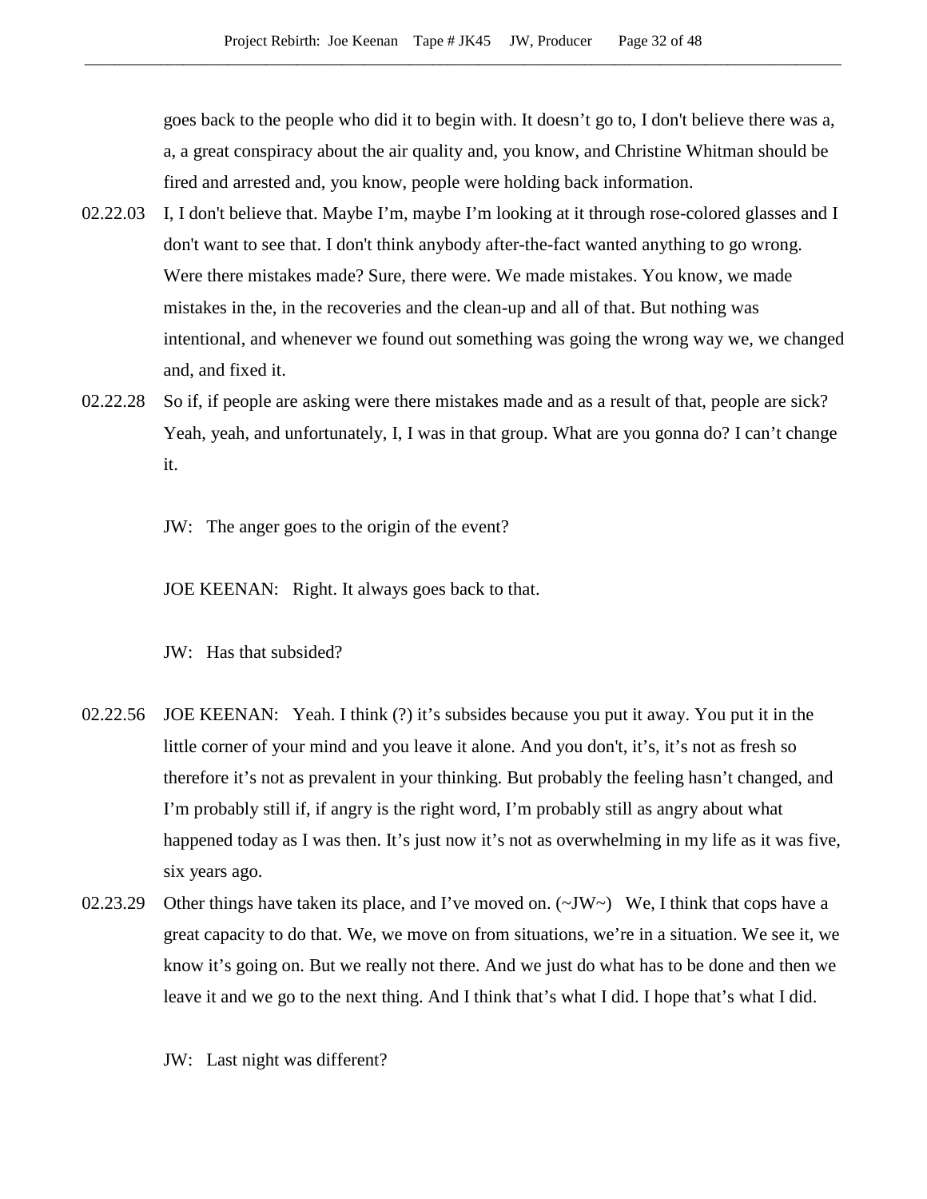goes back to the people who did it to begin with. It doesn't go to, I don't believe there was a, a, a great conspiracy about the air quality and, you know, and Christine Whitman should be fired and arrested and, you know, people were holding back information.

02.22.03 I, I don't believe that. Maybe I'm, maybe I'm looking at it through rose-colored glasses and I don't want to see that. I don't think anybody after-the-fact wanted anything to go wrong. Were there mistakes made? Sure, there were. We made mistakes. You know, we made mistakes in the, in the recoveries and the clean-up and all of that. But nothing was intentional, and whenever we found out something was going the wrong way we, we changed and, and fixed it.

02.22.28 So if, if people are asking were there mistakes made and as a result of that, people are sick? Yeah, yeah, and unfortunately, I, I was in that group. What are you gonna do? I can't change it.

JW: The anger goes to the origin of the event?

JOE KEENAN: Right. It always goes back to that.

JW: Has that subsided?

02.22.56 JOE KEENAN: Yeah. I think (?) it's subsides because you put it away. You put it in the little corner of your mind and you leave it alone. And you don't, it's, it's not as fresh so therefore it's not as prevalent in your thinking. But probably the feeling hasn't changed, and I'm probably still if, if angry is the right word, I'm probably still as angry about what happened today as I was then. It's just now it's not as overwhelming in my life as it was five, six years ago.

02.23.29 Other things have taken its place, and I've moved on. (~JW~) We, I think that cops have a great capacity to do that. We, we move on from situations, we're in a situation. We see it, we know it's going on. But we really not there. And we just do what has to be done and then we leave it and we go to the next thing. And I think that's what I did. I hope that's what I did.

JW: Last night was different?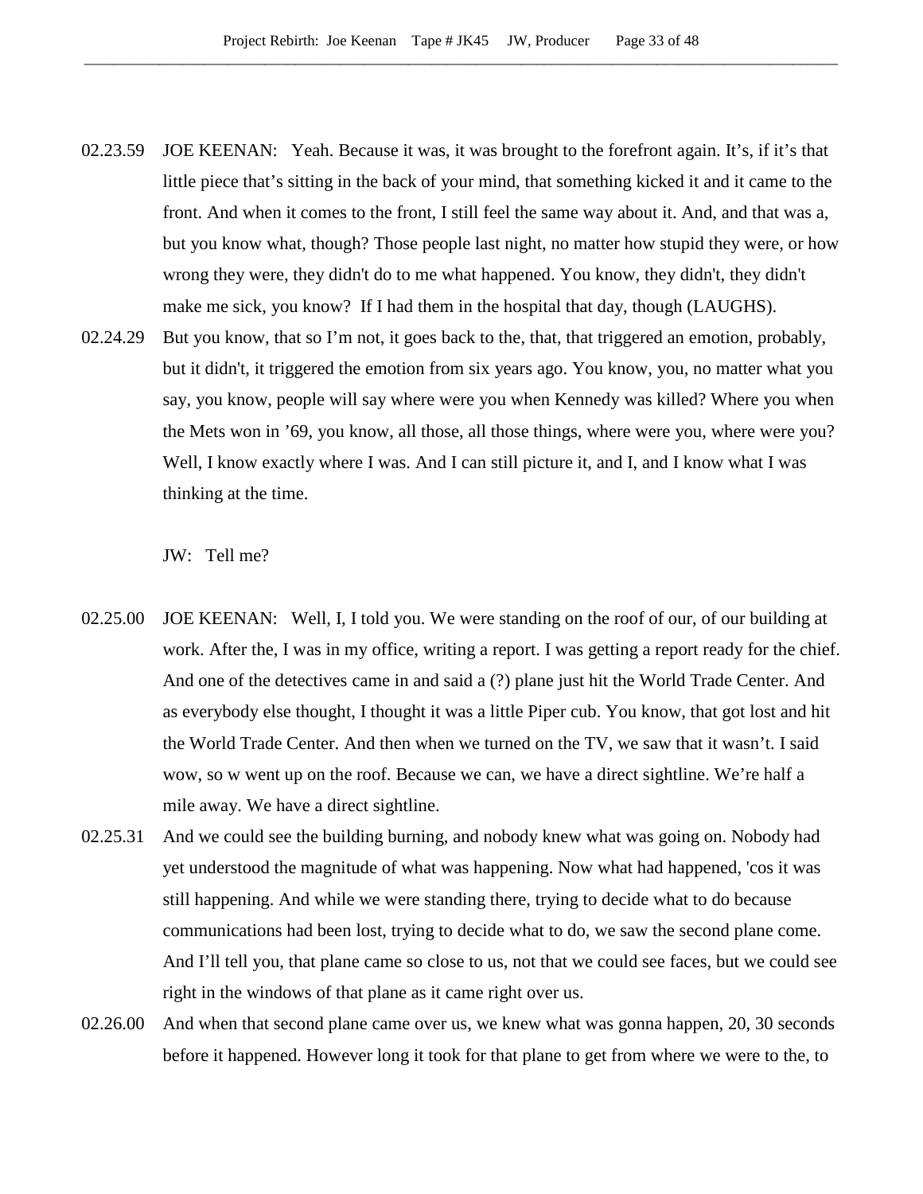02.23.59 JOE KEENAN: Yeah. Because it was, it was brought to the forefront again. It's, if it's that little piece that's sitting in the back of your mind, that something kicked it and it came to the front. And when it comes to the front, I still feel the same way about it. And, and that was a, but you know what, though? Those people last night, no matter how stupid they were, or how wrong they were, they didn't do to me what happened. You know, they didn't, they didn't make me sick, you know? If I had them in the hospital that day, though (LAUGHS).

02.24.29 But you know, that so I'm not, it goes back to the, that, that triggered an emotion, probably, but it didn't, it triggered the emotion from six years ago. You know, you, no matter what you say, you know, people will say where were you when Kennedy was killed? Where you when the Mets won in '69, you know, all those, all those things, where were you, where were you? Well, I know exactly where I was. And I can still picture it, and I, and I know what I was thinking at the time.

JW: Tell me?

02.25.00 JOE KEENAN: Well, I, I told you. We were standing on the roof of our, of our building at work. After the, I was in my office, writing a report. I was getting a report ready for the chief. And one of the detectives came in and said a (?) plane just hit the World Trade Center. And as everybody else thought, I thought it was a little Piper cub. You know, that got lost and hit the World Trade Center. And then when we turned on the TV, we saw that it wasn't. I said wow, so w went up on the roof. Because we can, we have a direct sightline. We're half a mile away. We have a direct sightline.

02.25.31 And we could see the building burning, and nobody knew what was going on. Nobody had yet understood the magnitude of what was happening. Now what had happened, 'cos it was still happening. And while we were standing there, trying to decide what to do because communications had been lost, trying to decide what to do, we saw the second plane come. And I'll tell you, that plane came so close to us, not that we could see faces, but we could see right in the windows of that plane as it came right over us.

02.26.00 And when that second plane came over us, we knew what was gonna happen, 20, 30 seconds before it happened. However long it took for that plane to get from where we were to the, to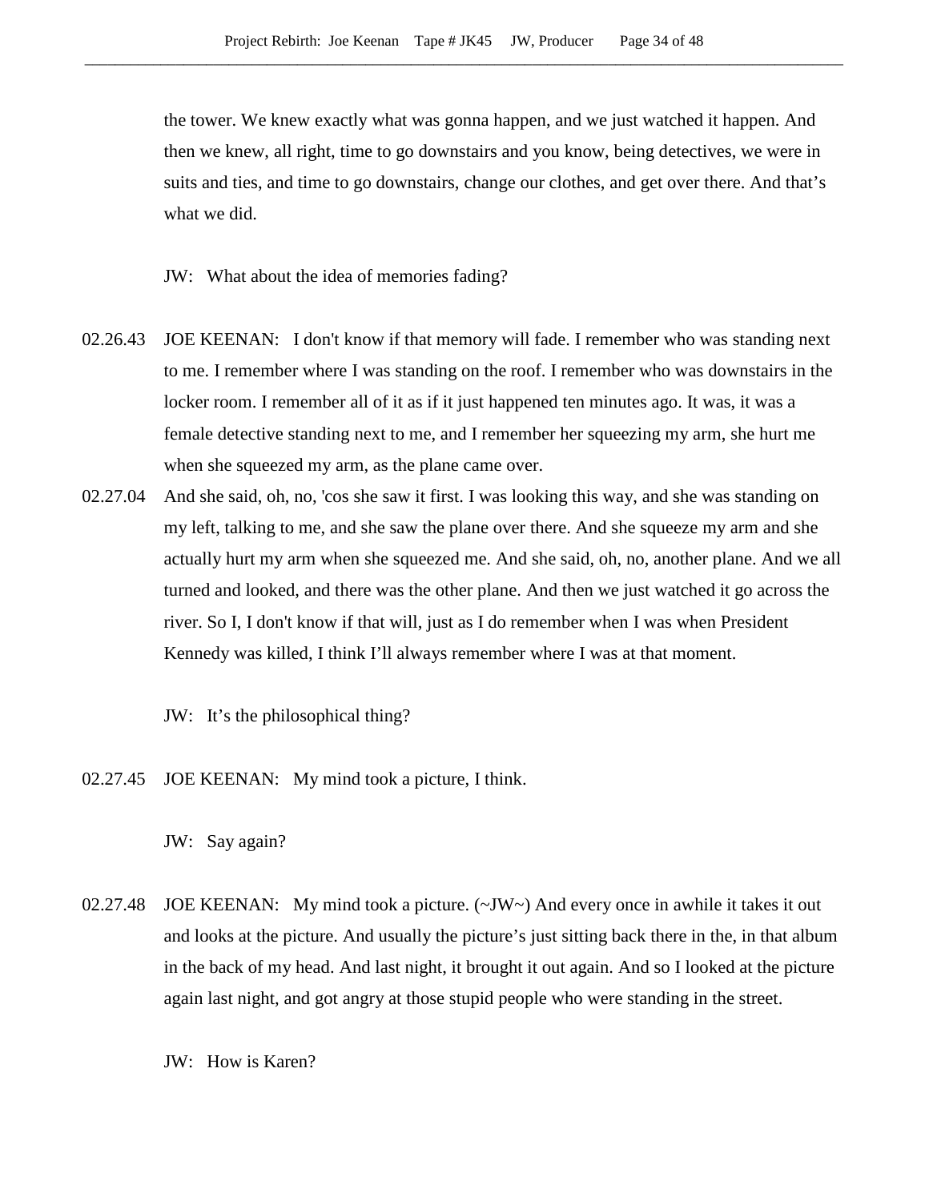the tower. We knew exactly what was gonna happen, and we just watched it happen. And then we knew, all right, time to go downstairs and you know, being detectives, we were in suits and ties, and time to go downstairs, change our clothes, and get over there. And that's what we did.

JW: What about the idea of memories fading?

02.26.43 JOE KEENAN: I don't know if that memory will fade. I remember who was standing next to me. I remember where I was standing on the roof. I remember who was downstairs in the locker room. I remember all of it as if it just happened ten minutes ago. It was, it was a female detective standing next to me, and I remember her squeezing my arm, she hurt me when she squeezed my arm, as the plane came over.

02.27.04 And she said, oh, no, 'cos she saw it first. I was looking this way, and she was standing on my left, talking to me, and she saw the plane over there. And she squeeze my arm and she actually hurt my arm when she squeezed me. And she said, oh, no, another plane. And we all turned and looked, and there was the other plane. And then we just watched it go across the river. So I, I don't know if that will, just as I do remember when I was when President Kennedy was killed, I think I'll always remember where I was at that moment.

JW: It's the philosophical thing?

02.27.45 JOE KEENAN: My mind took a picture, I think.

JW: Say again?

02.27.48 JOE KEENAN: My mind took a picture. (~JW~) And every once in awhile it takes it out and looks at the picture. And usually the picture's just sitting back there in the, in that album in the back of my head. And last night, it brought it out again. And so I looked at the picture again last night, and got angry at those stupid people who were standing in the street.

JW: How is Karen?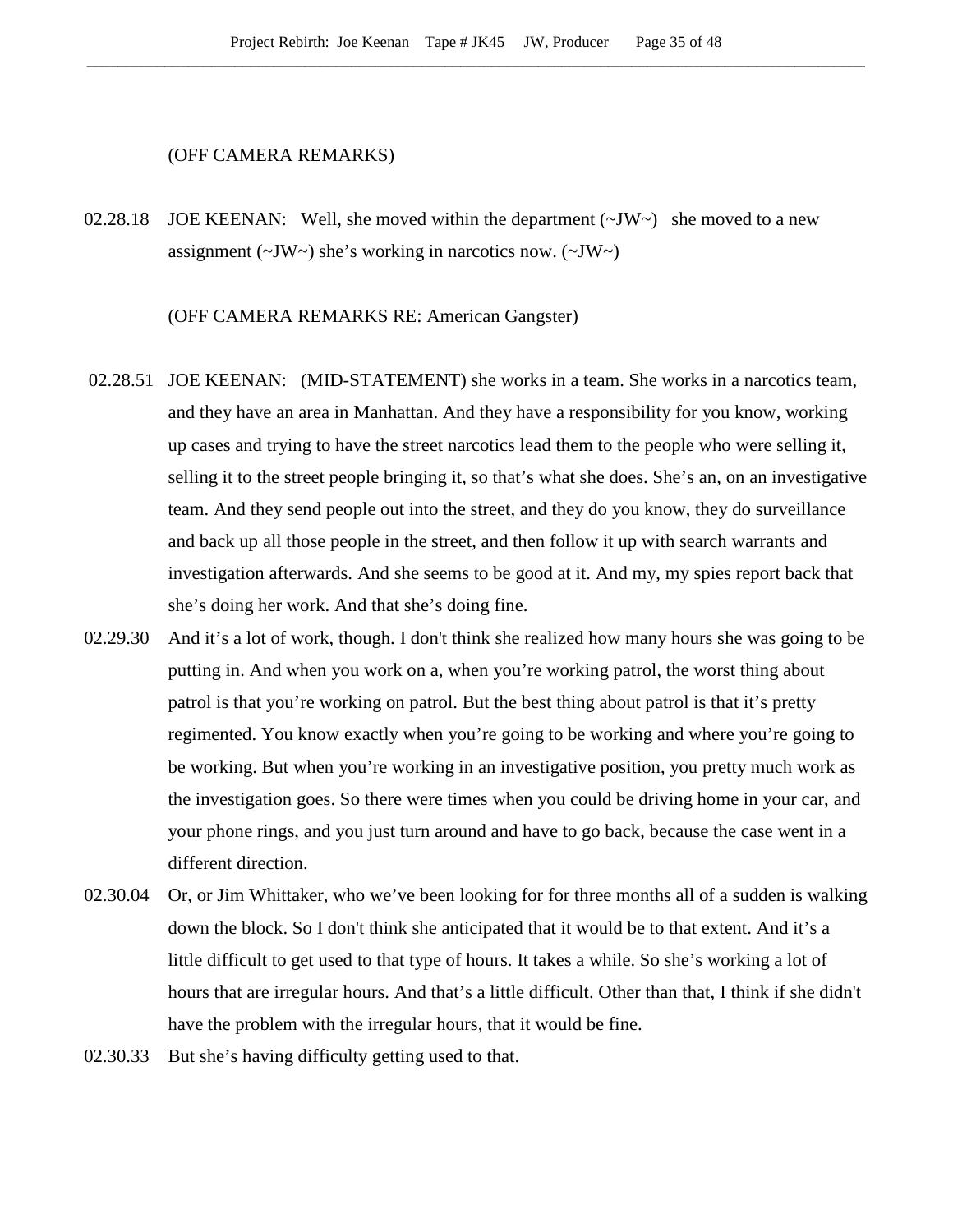(OFF CAMERA REMARKS)

02.28.18 JOE KEENAN: Well, she moved within the department (~JW~) she moved to a new assignment (~JW~) she's working in narcotics now. (~JW~)

(OFF CAMERA REMARKS RE: American Gangster)

02.28.51 JOE KEENAN: (MID-STATEMENT) she works in a team. She works in a narcotics team, and they have an area in Manhattan. And they have a responsibility for you know, working up cases and trying to have the street narcotics lead them to the people who were selling it, selling it to the street people bringing it, so that's what she does. She's an, on an investigative team. And they send people out into the street, and they do you know, they do surveillance and back up all those people in the street, and then follow it up with search warrants and investigation afterwards. And she seems to be good at it. And my, my spies report back that she's doing her work. And that she's doing fine.

02.29.30 And it's a lot of work, though. I don't think she realized how many hours she was going to be putting in. And when you work on a, when you're working patrol, the worst thing about patrol is that you're working on patrol. But the best thing about patrol is that it's pretty regimented. You know exactly when you're going to be working and where you're going to be working. But when you're working in an investigative position, you pretty much work as the investigation goes. So there were times when you could be driving home in your car, and your phone rings, and you just turn around and have to go back, because the case went in a different direction.

02.30.04 Or, or Jim Whittaker, who we've been looking for for three months all of a sudden is walking down the block. So I don't think she anticipated that it would be to that extent. And it's a little difficult to get used to that type of hours. It takes a while. So she's working a lot of hours that are irregular hours. And that's a little difficult. Other than that, I think if she didn't have the problem with the irregular hours, that it would be fine.

02.30.33 But she's having difficulty getting used to that.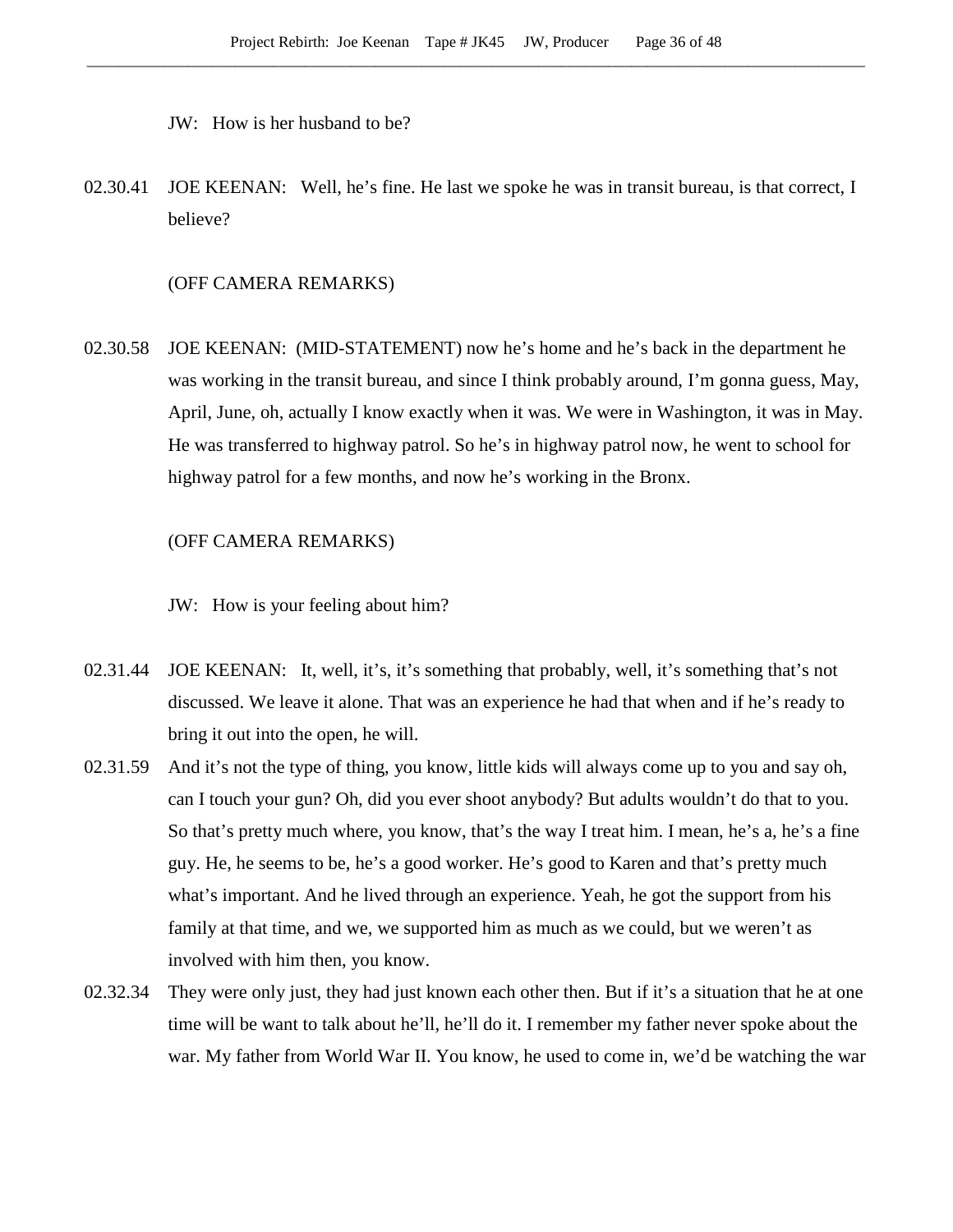JW: How is her husband to be?

02.30.41 JOE KEENAN: Well, he's fine. He last we spoke he was in transit bureau, is that correct, I believe?

(OFF CAMERA REMARKS)

02.30.58 JOE KEENAN: (MID-STATEMENT) now he's home and he's back in the department he was working in the transit bureau, and since I think probably around, I'm gonna guess, May, April, June, oh, actually I know exactly when it was. We were in Washington, it was in May. He was transferred to highway patrol. So he's in highway patrol now, he went to school for highway patrol for a few months, and now he's working in the Bronx.

(OFF CAMERA REMARKS)

JW: How is your feeling about him?

02.31.44 JOE KEENAN: It, well, it's, it's something that probably, well, it's something that's not discussed. We leave it alone. That was an experience he had that when and if he's ready to bring it out into the open, he will.

02.31.59 And it's not the type of thing, you know, little kids will always come up to you and say oh, can I touch your gun? Oh, did you ever shoot anybody? But adults wouldn't do that to you. So that's pretty much where, you know, that's the way I treat him. I mean, he's a, he's a fine guy. He, he seems to be, he's a good worker. He's good to Karen and that's pretty much what's important. And he lived through an experience. Yeah, he got the support from his family at that time, and we, we supported him as much as we could, but we weren't as involved with him then, you know.

02.32.34 They were only just, they had just known each other then. But if it's a situation that he at one time will be want to talk about he'll, he'll do it. I remember my father never spoke about the war. My father from World War II. You know, he used to come in, we'd be watching the war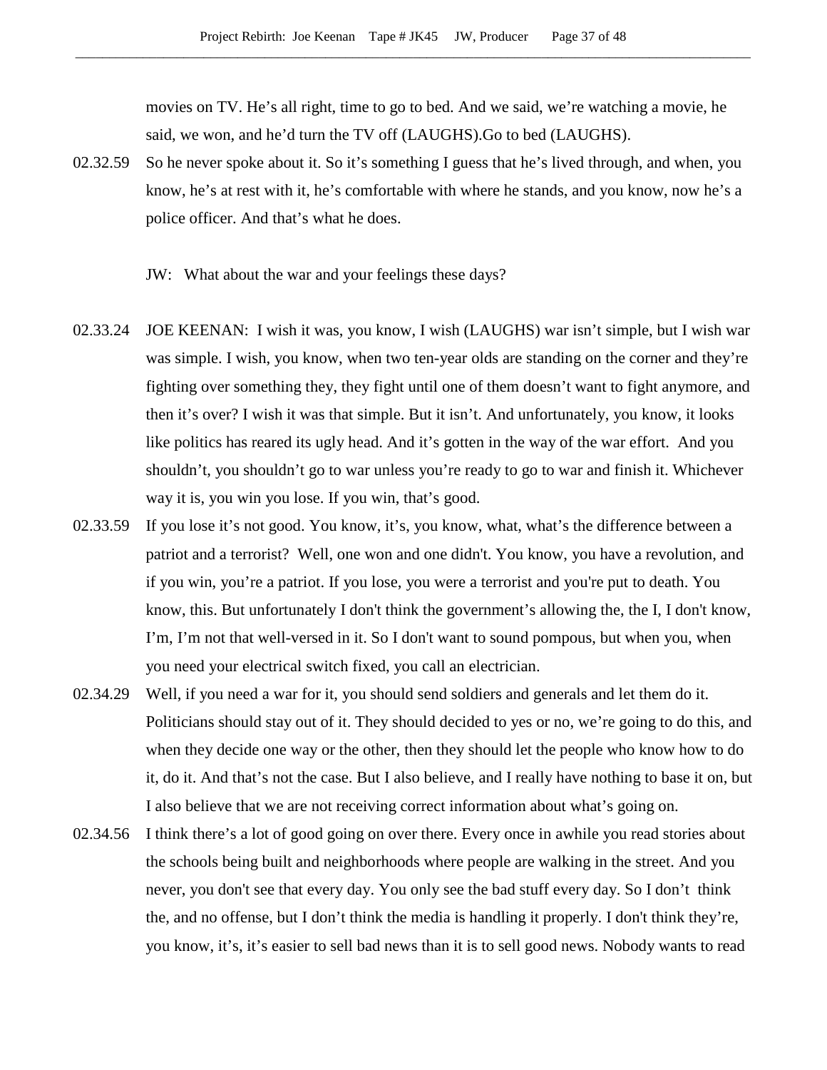movies on TV. He's all right, time to go to bed. And we said, we're watching a movie, he said, we won, and he'd turn the TV off (LAUGHS).Go to bed (LAUGHS).

02.32.59 So he never spoke about it. So it's something I guess that he's lived through, and when, you know, he's at rest with it, he's comfortable with where he stands, and you know, now he's a police officer. And that's what he does.

JW: What about the war and your feelings these days?

02.33.24 JOE KEENAN: I wish it was, you know, I wish (LAUGHS) war isn't simple, but I wish war was simple. I wish, you know, when two ten-year olds are standing on the corner and they're fighting over something they, they fight until one of them doesn't want to fight anymore, and then it's over? I wish it was that simple. But it isn't. And unfortunately, you know, it looks like politics has reared its ugly head. And it's gotten in the way of the war effort. And you shouldn't, you shouldn't go to war unless you're ready to go to war and finish it. Whichever way it is, you win you lose. If you win, that's good.

02.33.59 If you lose it's not good. You know, it's, you know, what, what's the difference between a patriot and a terrorist? Well, one won and one didn't. You know, you have a revolution, and if you win, you're a patriot. If you lose, you were a terrorist and you're put to death. You know, this. But unfortunately I don't think the government's allowing the, the I, I don't know, I'm, I'm not that well-versed in it. So I don't want to sound pompous, but when you, when you need your electrical switch fixed, you call an electrician.

02.34.29 Well, if you need a war for it, you should send soldiers and generals and let them do it. Politicians should stay out of it. They should decided to yes or no, we're going to do this, and when they decide one way or the other, then they should let the people who know how to do it, do it. And that's not the case. But I also believe, and I really have nothing to base it on, but I also believe that we are not receiving correct information about what's going on.

02.34.56 I think there's a lot of good going on over there. Every once in awhile you read stories about the schools being built and neighborhoods where people are walking in the street. And you never, you don't see that every day. You only see the bad stuff every day. So I don't think the, and no offense, but I don't think the media is handling it properly. I don't think they're, you know, it's, it's easier to sell bad news than it is to sell good news. Nobody wants to read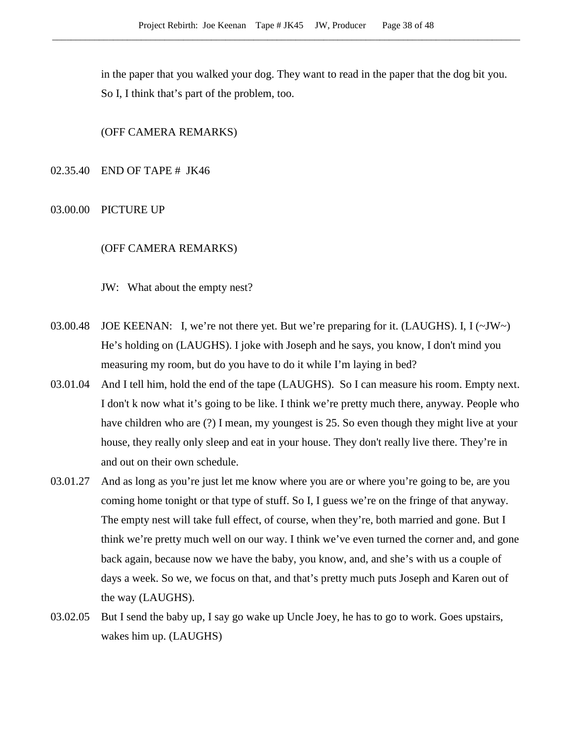in the paper that you walked your dog. They want to read in the paper that the dog bit you. So I, I think that's part of the problem, too.

(OFF CAMERA REMARKS)

02.35.40 END OF TAPE # JK46

03.00.00 PICTURE UP

(OFF CAMERA REMARKS)

JW: What about the empty nest?

03.00.48 JOE KEENAN: I, we're not there yet. But we're preparing for it. (LAUGHS). I, I (~JW~) He's holding on (LAUGHS). I joke with Joseph and he says, you know, I don't mind you measuring my room, but do you have to do it while I'm laying in bed?

03.01.04 And I tell him, hold the end of the tape (LAUGHS). So I can measure his room. Empty next. I don't k now what it's going to be like. I think we're pretty much there, anyway. People who have children who are (?) I mean, my youngest is 25. So even though they might live at your house, they really only sleep and eat in your house. They don't really live there. They're in and out on their own schedule.

03.01.27 And as long as you're just let me know where you are or where you're going to be, are you coming home tonight or that type of stuff. So I, I guess we're on the fringe of that anyway. The empty nest will take full effect, of course, when they're, both married and gone. But I think we're pretty much well on our way. I think we've even turned the corner and, and gone back again, because now we have the baby, you know, and, and she's with us a couple of days a week. So we, we focus on that, and that's pretty much puts Joseph and Karen out of the way (LAUGHS).

03.02.05 But I send the baby up, I say go wake up Uncle Joey, he has to go to work. Goes upstairs, wakes him up. (LAUGHS)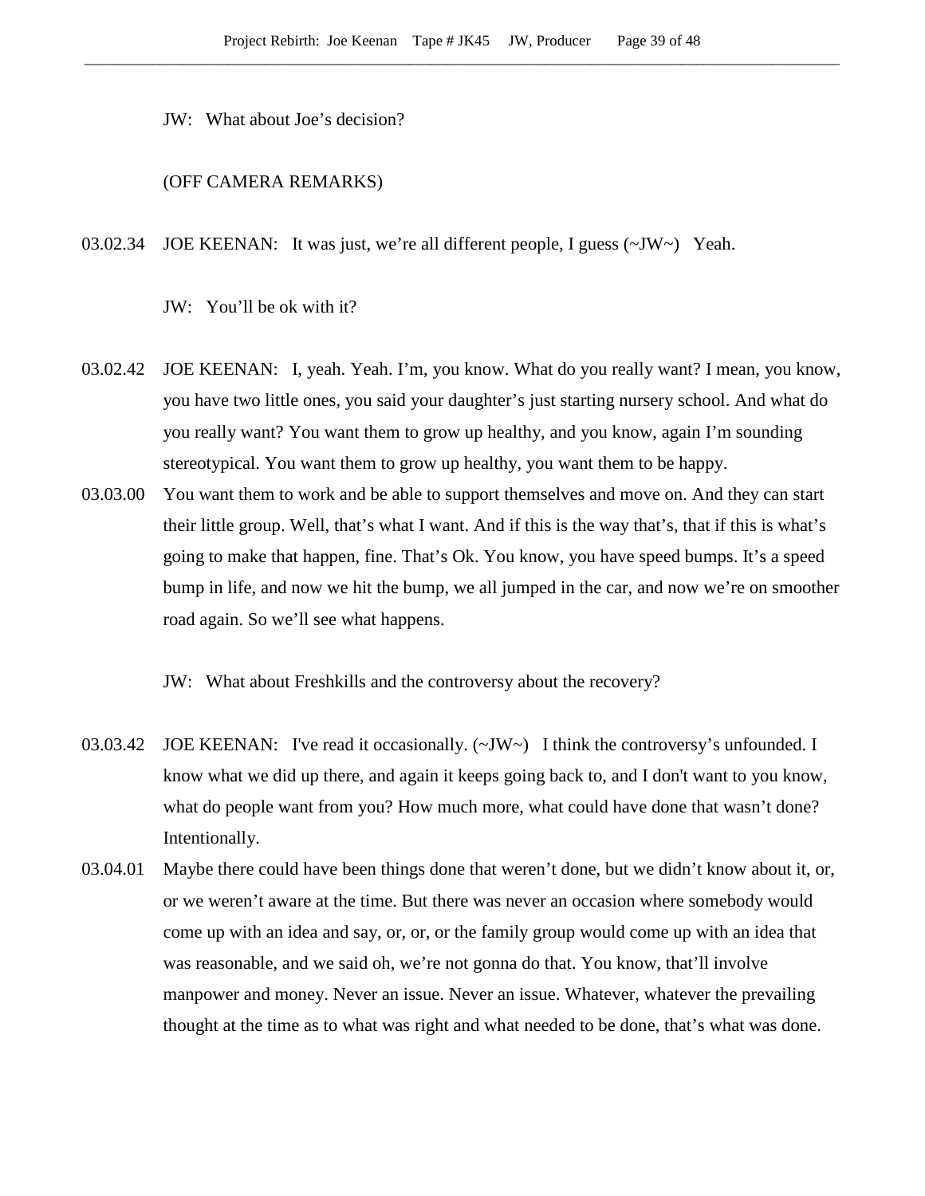JW: What about Joe's decision?

(OFF CAMERA REMARKS)

03.02.34 JOE KEENAN: It was just, we're all different people, I guess (~JW~) Yeah.

JW: You'll be ok with it?

03.02.42 JOE KEENAN: I, yeah. Yeah. I'm, you know. What do you really want? I mean, you know, you have two little ones, you said your daughter's just starting nursery school. And what do you really want? You want them to grow up healthy, and you know, again I'm sounding stereotypical. You want them to grow up healthy, you want them to be happy.

03.03.00 You want them to work and be able to support themselves and move on. And they can start their little group. Well, that's what I want. And if this is the way that's, that if this is what's going to make that happen, fine. That's Ok. You know, you have speed bumps. It's a speed bump in life, and now we hit the bump, we all jumped in the car, and now we're on smoother road again. So we'll see what happens.

JW: What about Freshkills and the controversy about the recovery?

03.03.42 JOE KEENAN: I've read it occasionally. (~JW~) I think the controversy's unfounded. I know what we did up there, and again it keeps going back to, and I don't want to you know, what do people want from you? How much more, what could have done that wasn't done? Intentionally.

03.04.01 Maybe there could have been things done that weren't done, but we didn't know about it, or, or we weren't aware at the time. But there was never an occasion where somebody would come up with an idea and say, or, or, or the family group would come up with an idea that was reasonable, and we said oh, we're not gonna do that. You know, that'll involve manpower and money. Never an issue. Never an issue. Whatever, whatever the prevailing thought at the time as to what was right and what needed to be done, that's what was done.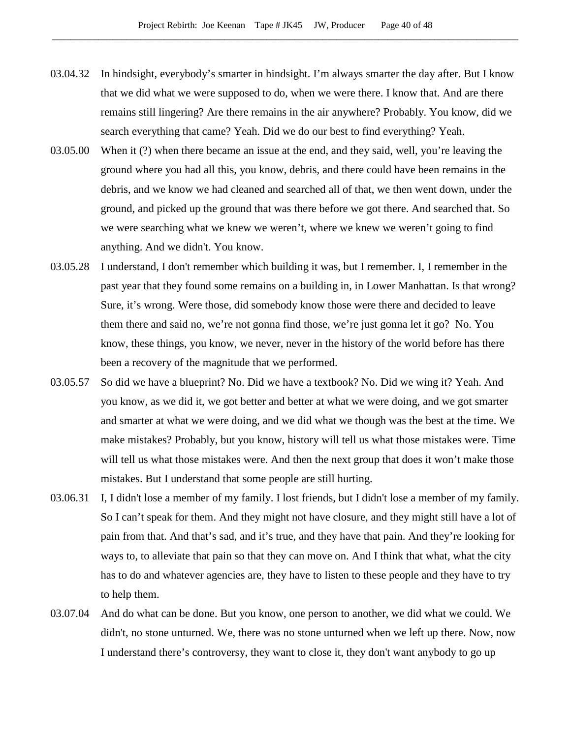03.04.32 In hindsight, everybody's smarter in hindsight. I'm always smarter the day after. But I know that we did what we were supposed to do, when we were there. I know that. And are there remains still lingering? Are there remains in the air anywhere? Probably. You know, did we search everything that came? Yeah. Did we do our best to find everything? Yeah.

03.05.00 When it (?) when there became an issue at the end, and they said, well, you're leaving the ground where you had all this, you know, debris, and there could have been remains in the debris, and we know we had cleaned and searched all of that, we then went down, under the ground, and picked up the ground that was there before we got there. And searched that. So we were searching what we knew we weren't, where we knew we weren't going to find anything. And we didn't. You know.

03.05.28 I understand, I don't remember which building it was, but I remember. I, I remember in the past year that they found some remains on a building in, in Lower Manhattan. Is that wrong? Sure, it's wrong. Were those, did somebody know those were there and decided to leave them there and said no, we're not gonna find those, we're just gonna let it go? No. You know, these things, you know, we never, never in the history of the world before has there been a recovery of the magnitude that we performed.

03.05.57 So did we have a blueprint? No. Did we have a textbook? No. Did we wing it? Yeah. And you know, as we did it, we got better and better at what we were doing, and we got smarter and smarter at what we were doing, and we did what we though was the best at the time. We make mistakes? Probably, but you know, history will tell us what those mistakes were. Time will tell us what those mistakes were. And then the next group that does it won't make those mistakes. But I understand that some people are still hurting.

03.06.31 I, I didn't lose a member of my family. I lost friends, but I didn't lose a member of my family. So I can't speak for them. And they might not have closure, and they might still have a lot of pain from that. And that's sad, and it's true, and they have that pain. And they're looking for ways to, to alleviate that pain so that they can move on. And I think that what, what the city has to do and whatever agencies are, they have to listen to these people and they have to try to help them.

03.07.04 And do what can be done. But you know, one person to another, we did what we could. We didn't, no stone unturned. We, there was no stone unturned when we left up there. Now, now I understand there's controversy, they want to close it, they don't want anybody to go up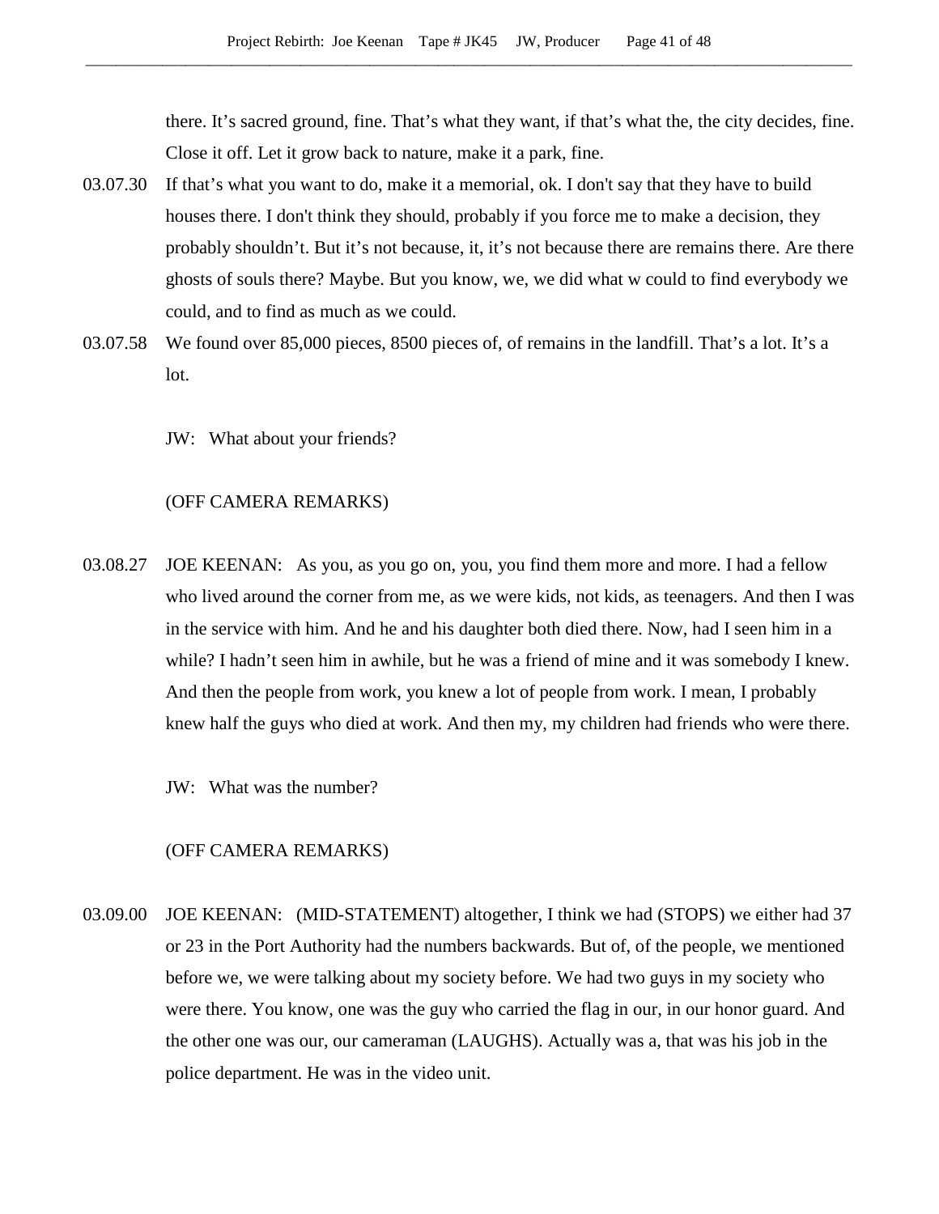there. It's sacred ground, fine. That's what they want, if that's what the, the city decides, fine. Close it off. Let it grow back to nature, make it a park, fine.

03.07.30 If that's what you want to do, make it a memorial, ok. I don't say that they have to build houses there. I don't think they should, probably if you force me to make a decision, they probably shouldn't. But it's not because, it, it's not because there are remains there. Are there ghosts of souls there? Maybe. But you know, we, we did what w could to find everybody we could, and to find as much as we could.

03.07.58 We found over 85,000 pieces, 8500 pieces of, of remains in the landfill. That's a lot. It's a lot.

JW: What about your friends?

(OFF CAMERA REMARKS)

03.08.27 JOE KEENAN: As you, as you go on, you, you find them more and more. I had a fellow who lived around the corner from me, as we were kids, not kids, as teenagers. And then I was in the service with him. And he and his daughter both died there. Now, had I seen him in a while? I hadn't seen him in awhile, but he was a friend of mine and it was somebody I knew. And then the people from work, you knew a lot of people from work. I mean, I probably knew half the guys who died at work. And then my, my children had friends who were there.

JW: What was the number?

(OFF CAMERA REMARKS)

03.09.00 JOE KEENAN: (MID-STATEMENT) altogether, I think we had (STOPS) we either had 37 or 23 in the Port Authority had the numbers backwards. But of, of the people, we mentioned before we, we were talking about my society before. We had two guys in my society who were there. You know, one was the guy who carried the flag in our, in our honor guard. And the other one was our, our cameraman (LAUGHS). Actually was a, that was his job in the police department. He was in the video unit.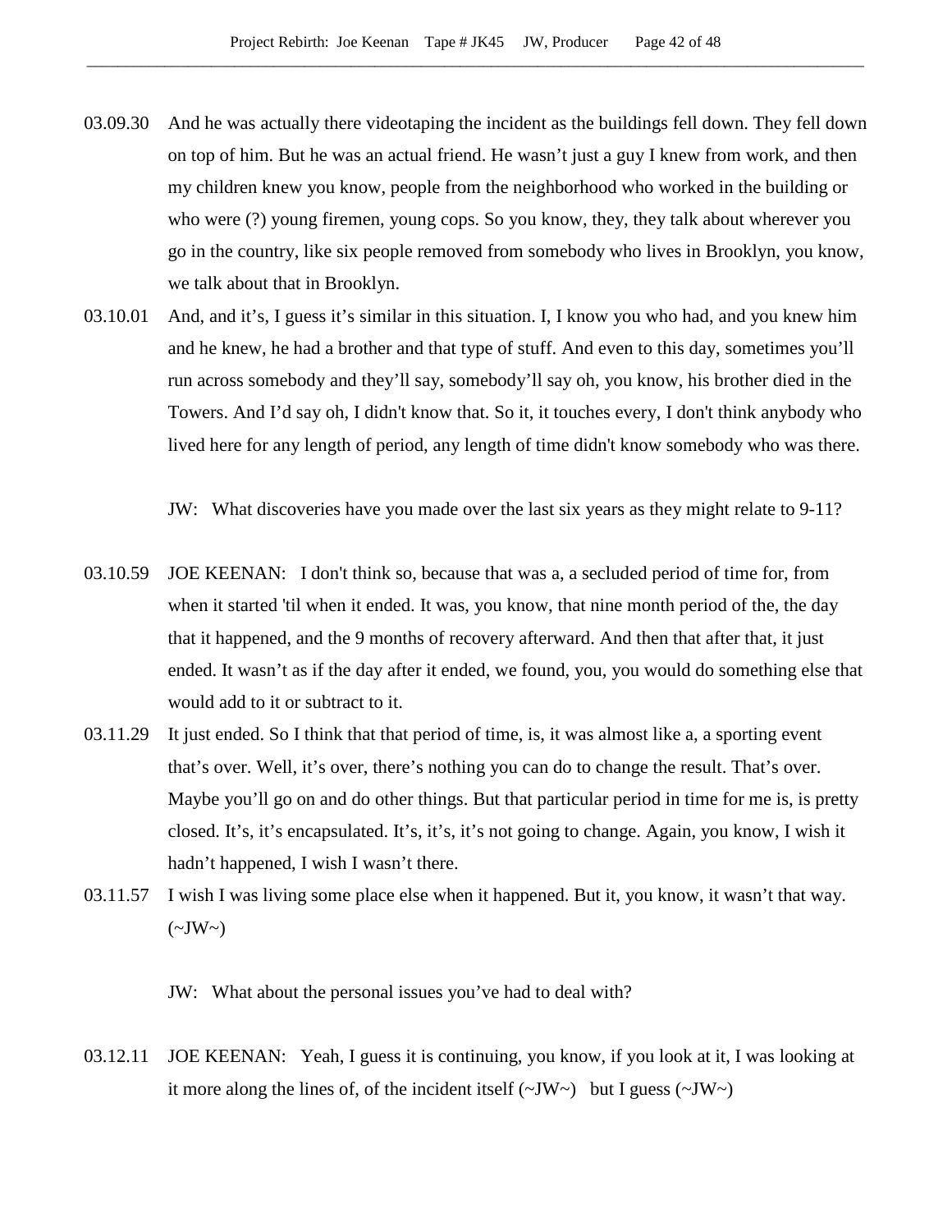03.09.30 And he was actually there videotaping the incident as the buildings fell down. They fell down on top of him. But he was an actual friend. He wasn't just a guy I knew from work, and then my children knew you know, people from the neighborhood who worked in the building or who were (?) young firemen, young cops. So you know, they, they talk about wherever you go in the country, like six people removed from somebody who lives in Brooklyn, you know, we talk about that in Brooklyn.

03.10.01 And, and it's, I guess it's similar in this situation. I, I know you who had, and you knew him and he knew, he had a brother and that type of stuff. And even to this day, sometimes you'll run across somebody and they'll say, somebody'll say oh, you know, his brother died in the Towers. And I'd say oh, I didn't know that. So it, it touches every, I don't think anybody who lived here for any length of period, any length of time didn't know somebody who was there.

JW: What discoveries have you made over the last six years as they might relate to 9-11?

03.10.59 JOE KEENAN: I don't think so, because that was a, a secluded period of time for, from when it started 'til when it ended. It was, you know, that nine month period of the, the day that it happened, and the 9 months of recovery afterward. And then that after that, it just ended. It wasn't as if the day after it ended, we found, you, you would do something else that would add to it or subtract to it.

03.11.29 It just ended. So I think that that period of time, is, it was almost like a, a sporting event that's over. Well, it's over, there's nothing you can do to change the result. That's over. Maybe you'll go on and do other things. But that particular period in time for me is, is pretty closed. It's, it's encapsulated. It's, it's, it's not going to change. Again, you know, I wish it hadn't happened, I wish I wasn't there.

03.11.57 I wish I was living some place else when it happened. But it, you know, it wasn't that way. (~JW~)

JW: What about the personal issues you've had to deal with?

03.12.11 JOE KEENAN: Yeah, I guess it is continuing, you know, if you look at it, I was looking at it more along the lines of, of the incident itself (~JW~) but I guess (~JW~)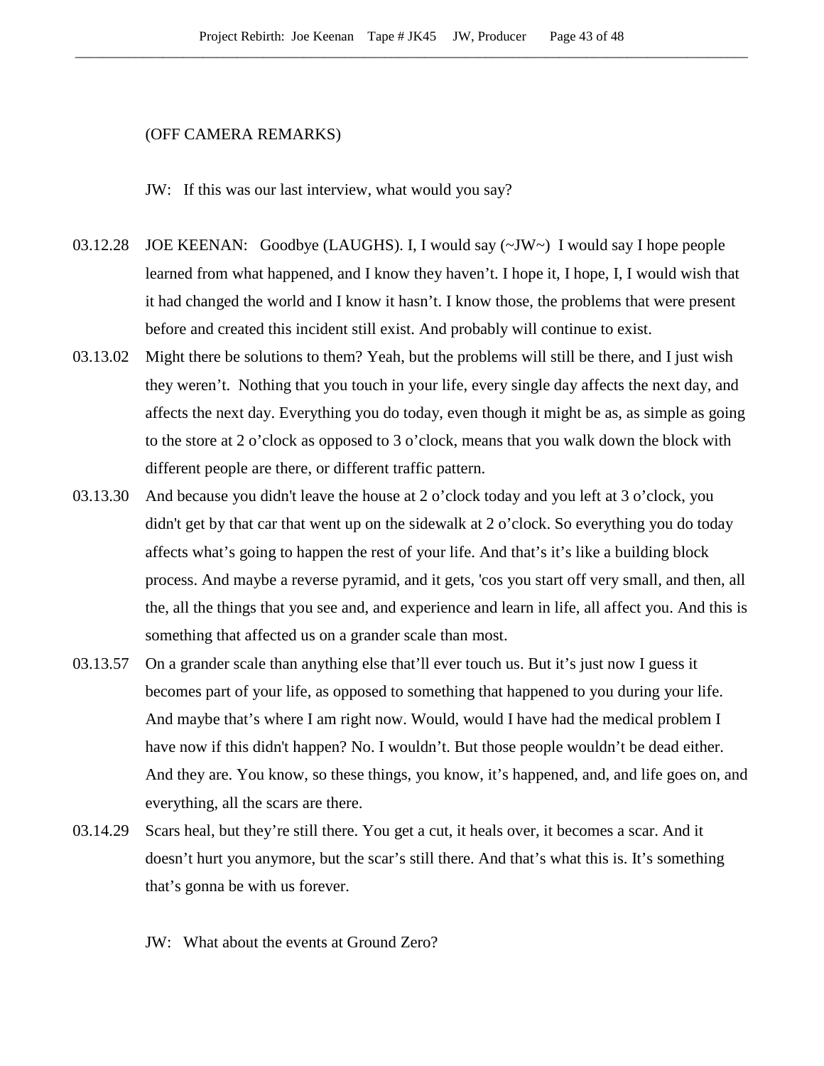(OFF CAMERA REMARKS)

JW: If this was our last interview, what would you say?

03.12.28 JOE KEENAN: Goodbye (LAUGHS). I, I would say (~JW~) I would say I hope people learned from what happened, and I know they haven't. I hope it, I hope, I, I would wish that it had changed the world and I know it hasn't. I know those, the problems that were present before and created this incident still exist. And probably will continue to exist.

03.13.02 Might there be solutions to them? Yeah, but the problems will still be there, and I just wish they weren't. Nothing that you touch in your life, every single day affects the next day, and affects the next day. Everything you do today, even though it might be as, as simple as going to the store at 2 o'clock as opposed to 3 o'clock, means that you walk down the block with different people are there, or different traffic pattern.

03.13.30 And because you didn't leave the house at 2 o'clock today and you left at 3 o'clock, you didn't get by that car that went up on the sidewalk at 2 o'clock. So everything you do today affects what's going to happen the rest of your life. And that's it's like a building block process. And maybe a reverse pyramid, and it gets, 'cos you start off very small, and then, all the, all the things that you see and, and experience and learn in life, all affect you. And this is something that affected us on a grander scale than most.

03.13.57 On a grander scale than anything else that'll ever touch us. But it's just now I guess it becomes part of your life, as opposed to something that happened to you during your life. And maybe that's where I am right now. Would, would I have had the medical problem I have now if this didn't happen? No. I wouldn't. But those people wouldn't be dead either. And they are. You know, so these things, you know, it's happened, and, and life goes on, and everything, all the scars are there.

03.14.29 Scars heal, but they're still there. You get a cut, it heals over, it becomes a scar. And it doesn't hurt you anymore, but the scar's still there. And that's what this is. It's something that's gonna be with us forever.

JW: What about the events at Ground Zero?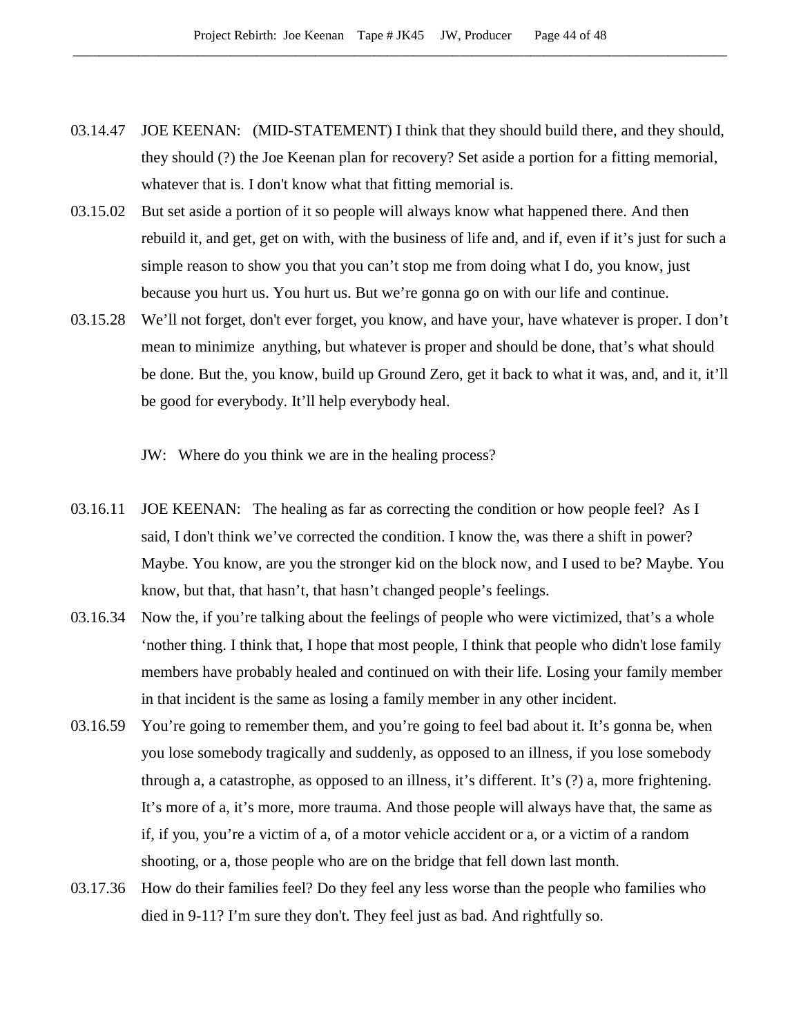03.14.47 JOE KEENAN: (MID-STATEMENT) I think that they should build there, and they should, they should (?) the Joe Keenan plan for recovery? Set aside a portion for a fitting memorial, whatever that is. I don't know what that fitting memorial is.

03.15.02 But set aside a portion of it so people will always know what happened there. And then rebuild it, and get, get on with, with the business of life and, and if, even if it's just for such a simple reason to show you that you can't stop me from doing what I do, you know, just because you hurt us. You hurt us. But we're gonna go on with our life and continue.

03.15.28 We'll not forget, don't ever forget, you know, and have your, have whatever is proper. I don't mean to minimize anything, but whatever is proper and should be done, that's what should be done. But the, you know, build up Ground Zero, get it back to what it was, and, and it, it'll be good for everybody. It'll help everybody heal.

JW: Where do you think we are in the healing process?

03.16.11 JOE KEENAN: The healing as far as correcting the condition or how people feel? As I said, I don't think we've corrected the condition. I know the, was there a shift in power? Maybe. You know, are you the stronger kid on the block now, and I used to be? Maybe. You know, but that, that hasn't, that hasn't changed people's feelings.

03.16.34 Now the, if you're talking about the feelings of people who were victimized, that's a whole 'nother thing. I think that, I hope that most people, I think that people who didn't lose family members have probably healed and continued on with their life. Losing your family member in that incident is the same as losing a family member in any other incident.

03.16.59 You're going to remember them, and you're going to feel bad about it. It's gonna be, when you lose somebody tragically and suddenly, as opposed to an illness, if you lose somebody through a, a catastrophe, as opposed to an illness, it's different. It's (?) a, more frightening. It's more of a, it's more, more trauma. And those people will always have that, the same as if, if you, you're a victim of a, of a motor vehicle accident or a, or a victim of a random shooting, or a, those people who are on the bridge that fell down last month.

03.17.36 How do their families feel? Do they feel any less worse than the people who families who died in 9-11? I'm sure they don't. They feel just as bad. And rightfully so.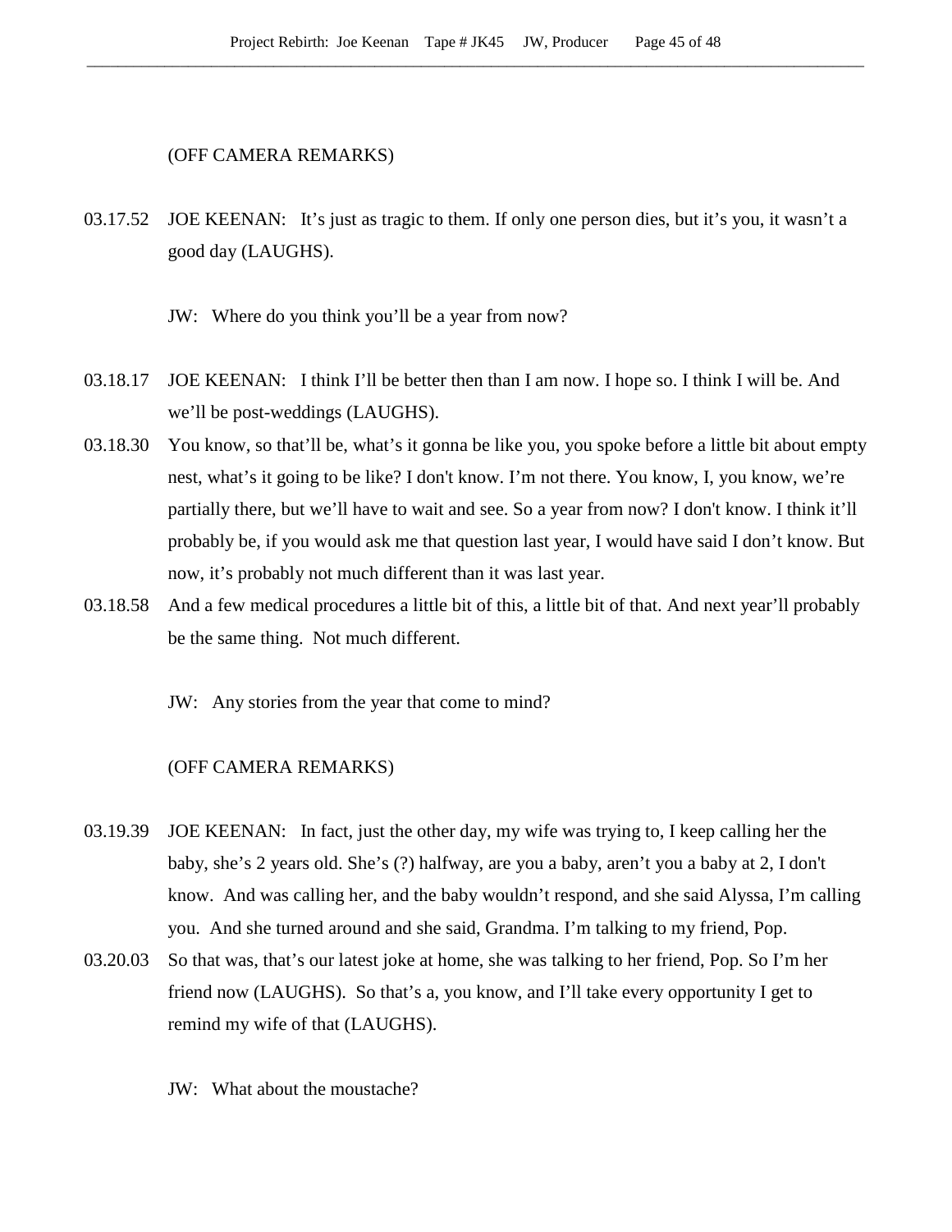(OFF CAMERA REMARKS)

03.17.52 JOE KEENAN: It's just as tragic to them. If only one person dies, but it's you, it wasn't a good day (LAUGHS).

JW: Where do you think you'll be a year from now?

03.18.17 JOE KEENAN: I think I'll be better then than I am now. I hope so. I think I will be. And we'll be post-weddings (LAUGHS).

03.18.30 You know, so that'll be, what's it gonna be like you, you spoke before a little bit about empty nest, what's it going to be like? I don't know. I'm not there. You know, I, you know, we're partially there, but we'll have to wait and see. So a year from now? I don't know. I think it'll probably be, if you would ask me that question last year, I would have said I don't know. But now, it's probably not much different than it was last year.

03.18.58 And a few medical procedures a little bit of this, a little bit of that. And next year'll probably be the same thing. Not much different.

JW: Any stories from the year that come to mind?

(OFF CAMERA REMARKS)

03.19.39 JOE KEENAN: In fact, just the other day, my wife was trying to, I keep calling her the baby, she's 2 years old. She's (?) halfway, are you a baby, aren't you a baby at 2, I don't know. And was calling her, and the baby wouldn't respond, and she said Alyssa, I'm calling you. And she turned around and she said, Grandma. I'm talking to my friend, Pop.

03.20.03 So that was, that's our latest joke at home, she was talking to her friend, Pop. So I'm her friend now (LAUGHS). So that's a, you know, and I'll take every opportunity I get to remind my wife of that (LAUGHS).

JW: What about the moustache?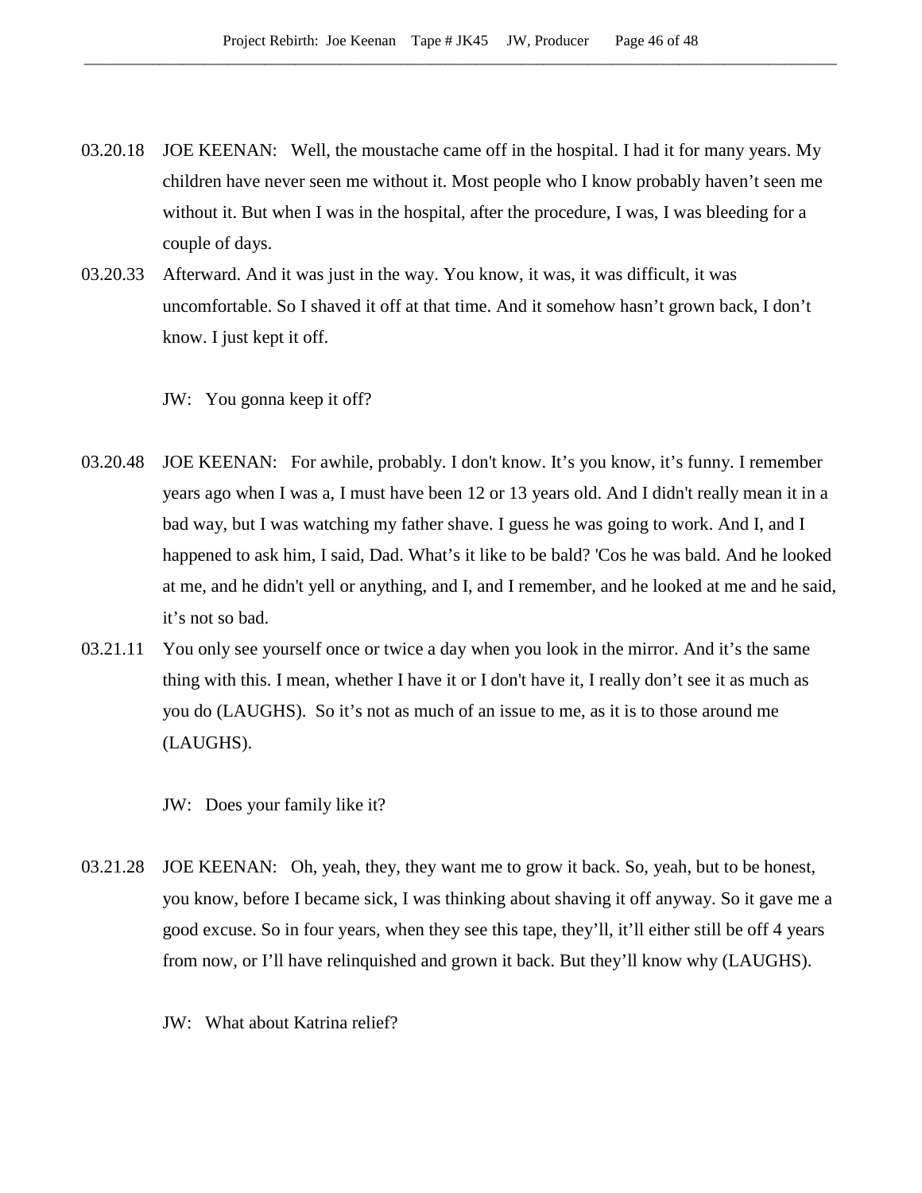03.20.18 JOE KEENAN: Well, the moustache came off in the hospital. I had it for many years. My children have never seen me without it. Most people who I know probably haven't seen me without it. But when I was in the hospital, after the procedure, I was, I was bleeding for a couple of days.

03.20.33 Afterward. And it was just in the way. You know, it was, it was difficult, it was uncomfortable. So I shaved it off at that time. And it somehow hasn't grown back, I don't know. I just kept it off.

JW: You gonna keep it off?

03.20.48 JOE KEENAN: For awhile, probably. I don't know. It's you know, it's funny. I remember years ago when I was a, I must have been 12 or 13 years old. And I didn't really mean it in a bad way, but I was watching my father shave. I guess he was going to work. And I, and I happened to ask him, I said, Dad. What's it like to be bald? 'Cos he was bald. And he looked at me, and he didn't yell or anything, and I, and I remember, and he looked at me and he said, it's not so bad.

03.21.11 You only see yourself once or twice a day when you look in the mirror. And it's the same thing with this. I mean, whether I have it or I don't have it, I really don't see it as much as you do (LAUGHS). So it's not as much of an issue to me, as it is to those around me (LAUGHS).

JW: Does your family like it?

03.21.28 JOE KEENAN: Oh, yeah, they, they want me to grow it back. So, yeah, but to be honest, you know, before I became sick, I was thinking about shaving it off anyway. So it gave me a good excuse. So in four years, when they see this tape, they'll, it'll either still be off 4 years from now, or I'll have relinquished and grown it back. But they'll know why (LAUGHS).

JW: What about Katrina relief?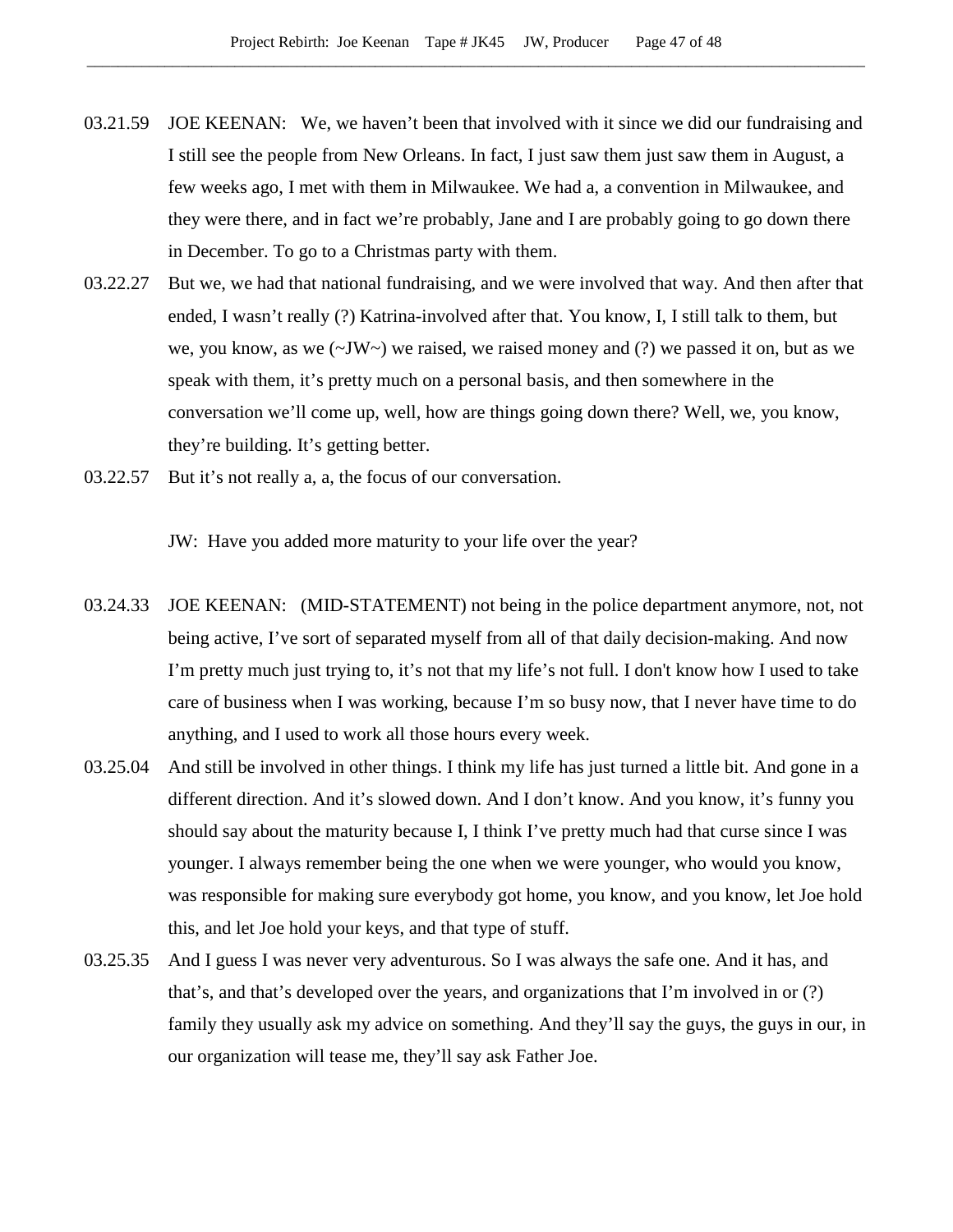03.21.59 JOE KEENAN: We, we haven't been that involved with it since we did our fundraising and I still see the people from New Orleans. In fact, I just saw them just saw them in August, a few weeks ago, I met with them in Milwaukee. We had a, a convention in Milwaukee, and they were there, and in fact we're probably, Jane and I are probably going to go down there in December. To go to a Christmas party with them.

03.22.27 But we, we had that national fundraising, and we were involved that way. And then after that ended, I wasn't really (?) Katrina-involved after that. You know, I, I still talk to them, but we, you know, as we (~JW~) we raised, we raised money and (?) we passed it on, but as we speak with them, it's pretty much on a personal basis, and then somewhere in the conversation we'll come up, well, how are things going down there? Well, we, you know, they're building. It's getting better.

03.22.57 But it's not really a, a, the focus of our conversation.

JW: Have you added more maturity to your life over the year?

03.24.33 JOE KEENAN: (MID-STATEMENT) not being in the police department anymore, not, not being active, I've sort of separated myself from all of that daily decision-making. And now I'm pretty much just trying to, it's not that my life's not full. I don't know how I used to take care of business when I was working, because I'm so busy now, that I never have time to do anything, and I used to work all those hours every week.

03.25.04 And still be involved in other things. I think my life has just turned a little bit. And gone in a different direction. And it's slowed down. And I don't know. And you know, it's funny you should say about the maturity because I, I think I've pretty much had that curse since I was younger. I always remember being the one when we were younger, who would you know, was responsible for making sure everybody got home, you know, and you know, let Joe hold this, and let Joe hold your keys, and that type of stuff.

03.25.35 And I guess I was never very adventurous. So I was always the safe one. And it has, and that's, and that's developed over the years, and organizations that I'm involved in or (?) family they usually ask my advice on something. And they'll say the guys, the guys in our, in our organization will tease me, they'll say ask Father Joe.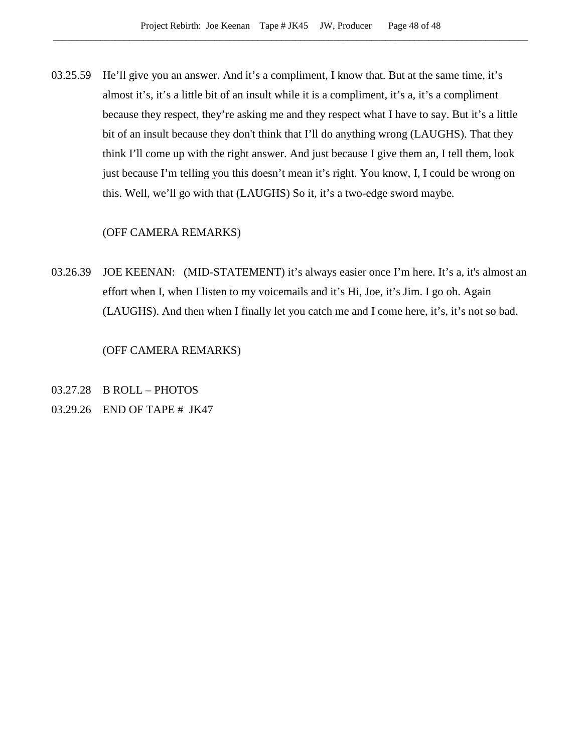03.25.59 He'll give you an answer. And it's a compliment, I know that. But at the same time, it's almost it's, it's a little bit of an insult while it is a compliment, it's a, it's a compliment because they respect, they're asking me and they respect what I have to say. But it's a little bit of an insult because they don't think that I'll do anything wrong (LAUGHS). That they think I'll come up with the right answer. And just because I give them an, I tell them, look just because I'm telling you this doesn't mean it's right. You know, I, I could be wrong on this. Well, we'll go with that (LAUGHS) So it, it's a two-edge sword maybe.

(OFF CAMERA REMARKS)

03.26.39 JOE KEENAN: (MID-STATEMENT) it's always easier once I'm here. It's a, it's almost an effort when I, when I listen to my voicemails and it's Hi, Joe, it's Jim. I go oh. Again (LAUGHS). And then when I finally let you catch me and I come here, it's, it's not so bad.

(OFF CAMERA REMARKS)

03.27.28 B ROLL – PHOTOS

03.29.26 END OF TAPE # JK47